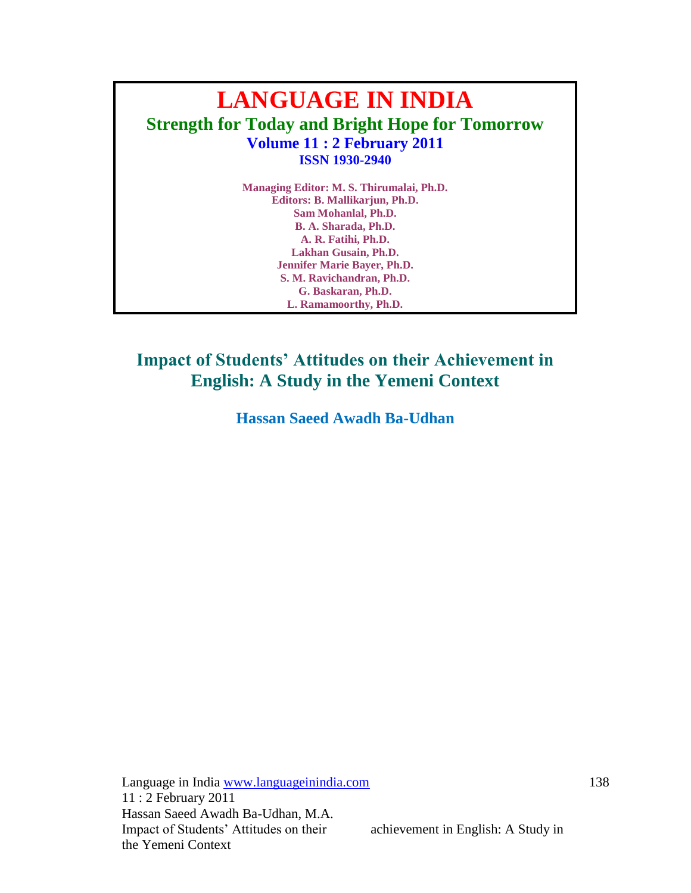# LANGUAGE IN INDIA

**Strength for Today and Bright Hope for Tomorrow**

**Volume 11 : 2 February 2011**

**ISSN 1930-2940**

**Managing Editor: M. S. Thirumalai, Ph.D.**
**Editors: B. Mallikarjun, Ph.D.**
**Sam Mohanlal, Ph.D.**
**B. A. Sharada, Ph.D.**
**A. R. Fatihi, Ph.D.**
**Lakhan Gusain, Ph.D.**
**Jennifer Marie Bayer, Ph.D.**
**S. M. Ravichandran, Ph.D.**
**G. Baskaran, Ph.D.**
**L. Ramamoorthy, Ph.D.**

## Impact of Students' Attitudes on their Achievement in English: A Study in the Yemeni Context

**Hassan Saeed Awadh Ba-Udhan**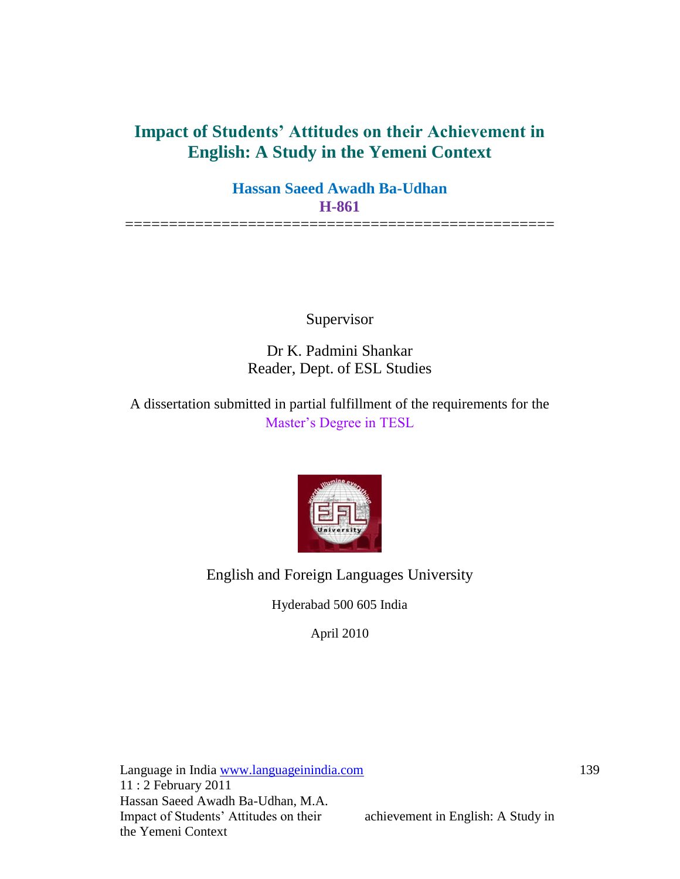# Impact of Students' Attitudes on their Achievement in English: A Study in the Yemeni Context

**Hassan Saeed Awadh Ba-Udhan**
**H-861**

================================================

Supervisor

Dr K. Padmini Shankar
Reader, Dept. of ESL Studies

A dissertation submitted in partial fulfillment of the requirements for the Master's Degree in TESL

English and Foreign Languages University

Hyderabad 500 605 India

April 2010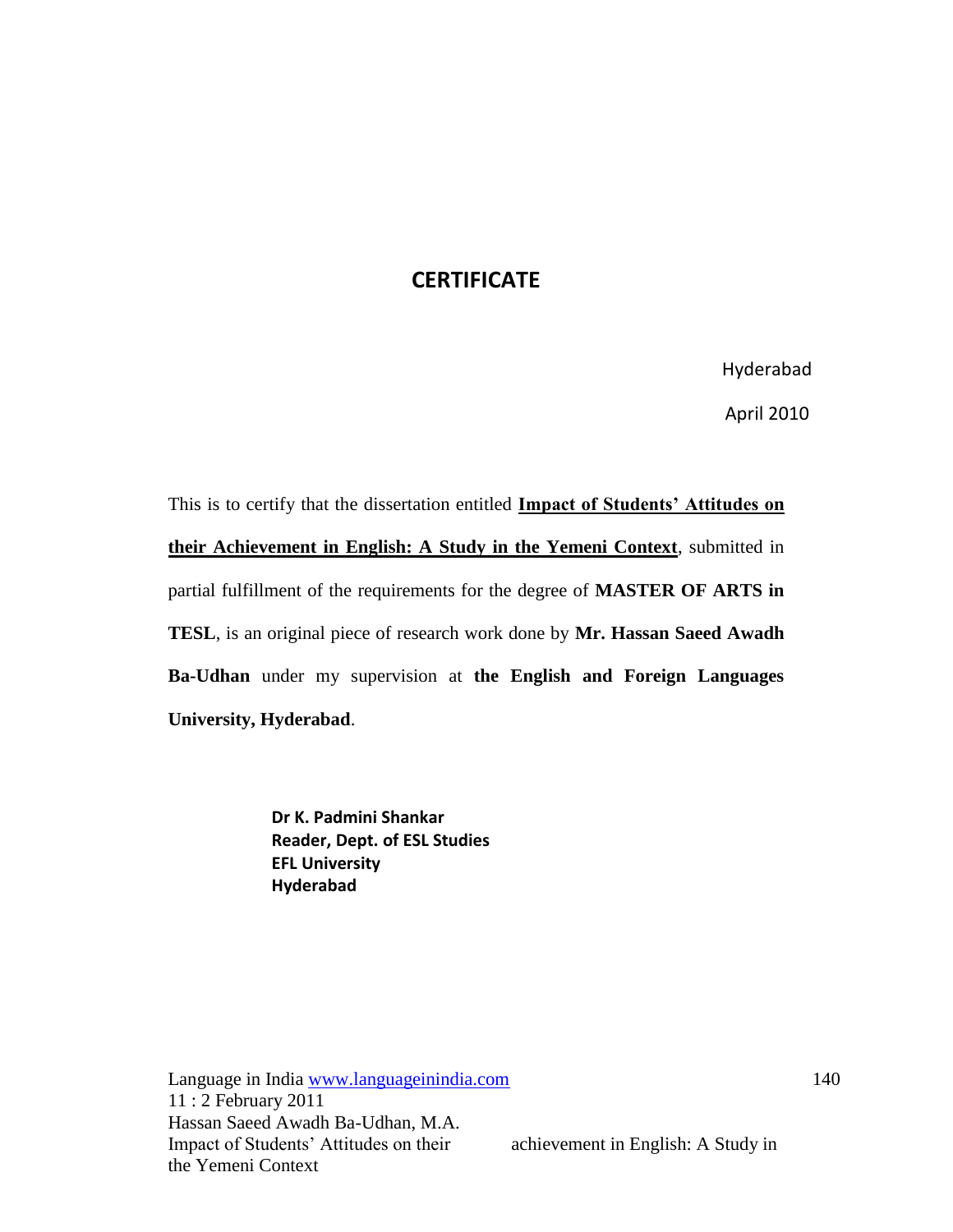## CERTIFICATE

Hyderabad

April 2010

This is to certify that the dissertation entitled **Impact of Students' Attitudes on their Achievement in English: A Study in the Yemeni Context**, submitted in partial fulfillment of the requirements for the degree of **MASTER OF ARTS in TESL**, is an original piece of research work done by **Mr. Hassan Saeed Awadh Ba-Udhan** under my supervision at **the English and Foreign Languages University, Hyderabad**.

**Dr K. Padmini Shankar**
**Reader, Dept. of ESL Studies**
**EFL University**
**Hyderabad**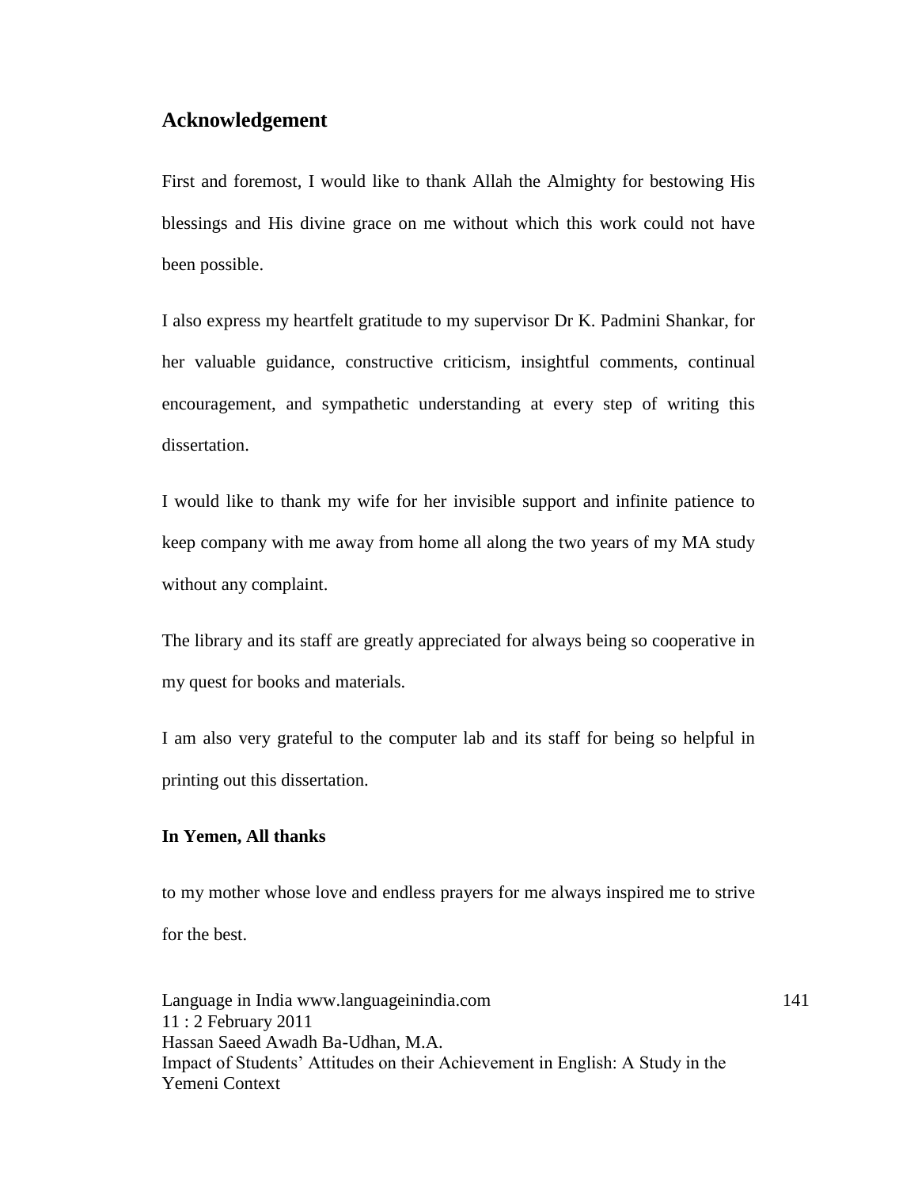## Acknowledgement

First and foremost, I would like to thank Allah the Almighty for bestowing His blessings and His divine grace on me without which this work could not have been possible.

I also express my heartfelt gratitude to my supervisor Dr K. Padmini Shankar, for her valuable guidance, constructive criticism, insightful comments, continual encouragement, and sympathetic understanding at every step of writing this dissertation.

I would like to thank my wife for her invisible support and infinite patience to keep company with me away from home all along the two years of my MA study without any complaint.

The library and its staff are greatly appreciated for always being so cooperative in my quest for books and materials.

I am also very grateful to the computer lab and its staff for being so helpful in printing out this dissertation.

**In Yemen, All thanks**

to my mother whose love and endless prayers for me always inspired me to strive for the best.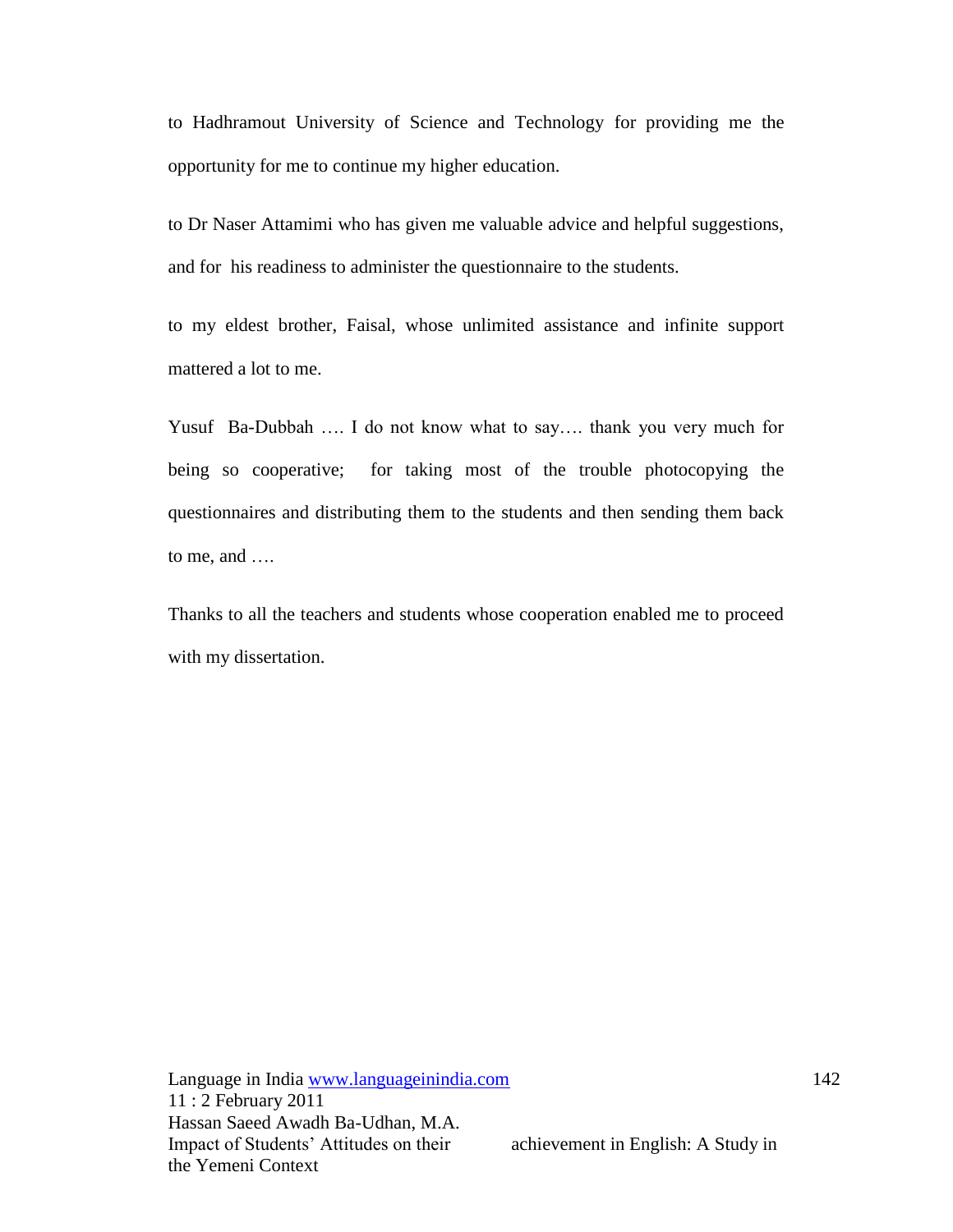to Hadhramout University of Science and Technology for providing me the opportunity for me to continue my higher education.

to Dr Naser Attamimi who has given me valuable advice and helpful suggestions, and for his readiness to administer the questionnaire to the students.

to my eldest brother, Faisal, whose unlimited assistance and infinite support mattered a lot to me.

Yusuf Ba-Dubbah …. I do not know what to say…. thank you very much for being so cooperative; for taking most of the trouble photocopying the questionnaires and distributing them to the students and then sending them back to me, and ….

Thanks to all the teachers and students whose cooperation enabled me to proceed with my dissertation.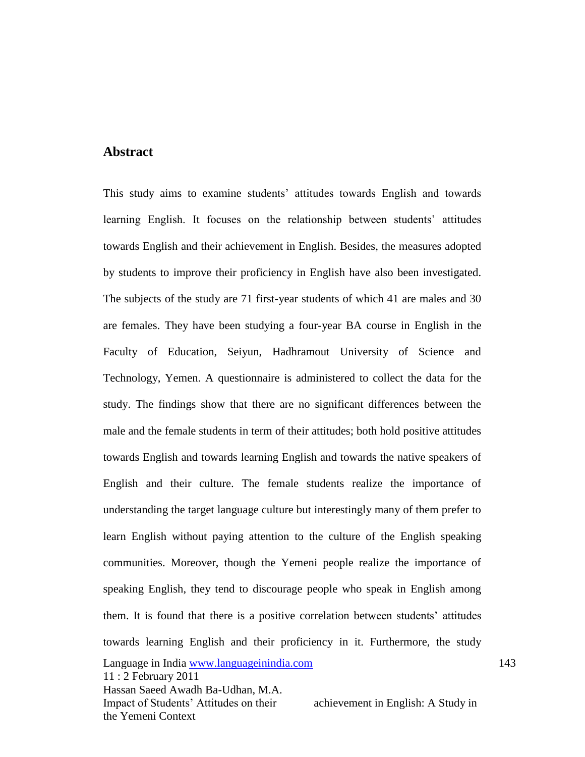## Abstract

This study aims to examine students' attitudes towards English and towards learning English. It focuses on the relationship between students' attitudes towards English and their achievement in English. Besides, the measures adopted by students to improve their proficiency in English have also been investigated. The subjects of the study are 71 first-year students of which 41 are males and 30 are females. They have been studying a four-year BA course in English in the Faculty of Education, Seiyun, Hadhramout University of Science and Technology, Yemen. A questionnaire is administered to collect the data for the study. The findings show that there are no significant differences between the male and the female students in term of their attitudes; both hold positive attitudes towards English and towards learning English and towards the native speakers of English and their culture. The female students realize the importance of understanding the target language culture but interestingly many of them prefer to learn English without paying attention to the culture of the English speaking communities. Moreover, though the Yemeni people realize the importance of speaking English, they tend to discourage people who speak in English among them. It is found that there is a positive correlation between students' attitudes towards learning English and their proficiency in it. Furthermore, the study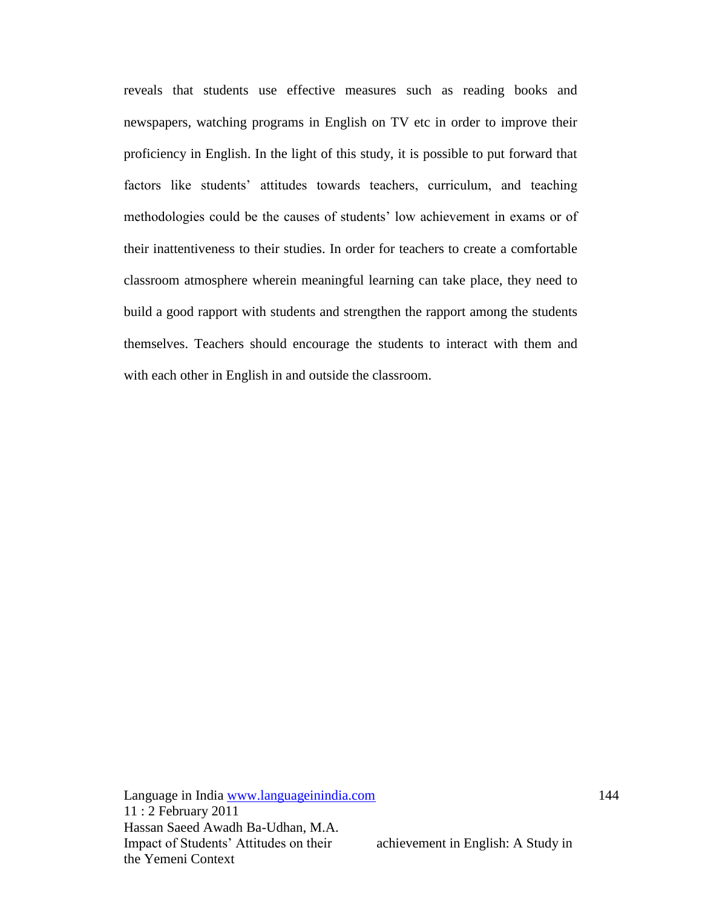reveals that students use effective measures such as reading books and newspapers, watching programs in English on TV etc in order to improve their proficiency in English. In the light of this study, it is possible to put forward that factors like students' attitudes towards teachers, curriculum, and teaching methodologies could be the causes of students' low achievement in exams or of their inattentiveness to their studies. In order for teachers to create a comfortable classroom atmosphere wherein meaningful learning can take place, they need to build a good rapport with students and strengthen the rapport among the students themselves. Teachers should encourage the students to interact with them and with each other in English in and outside the classroom.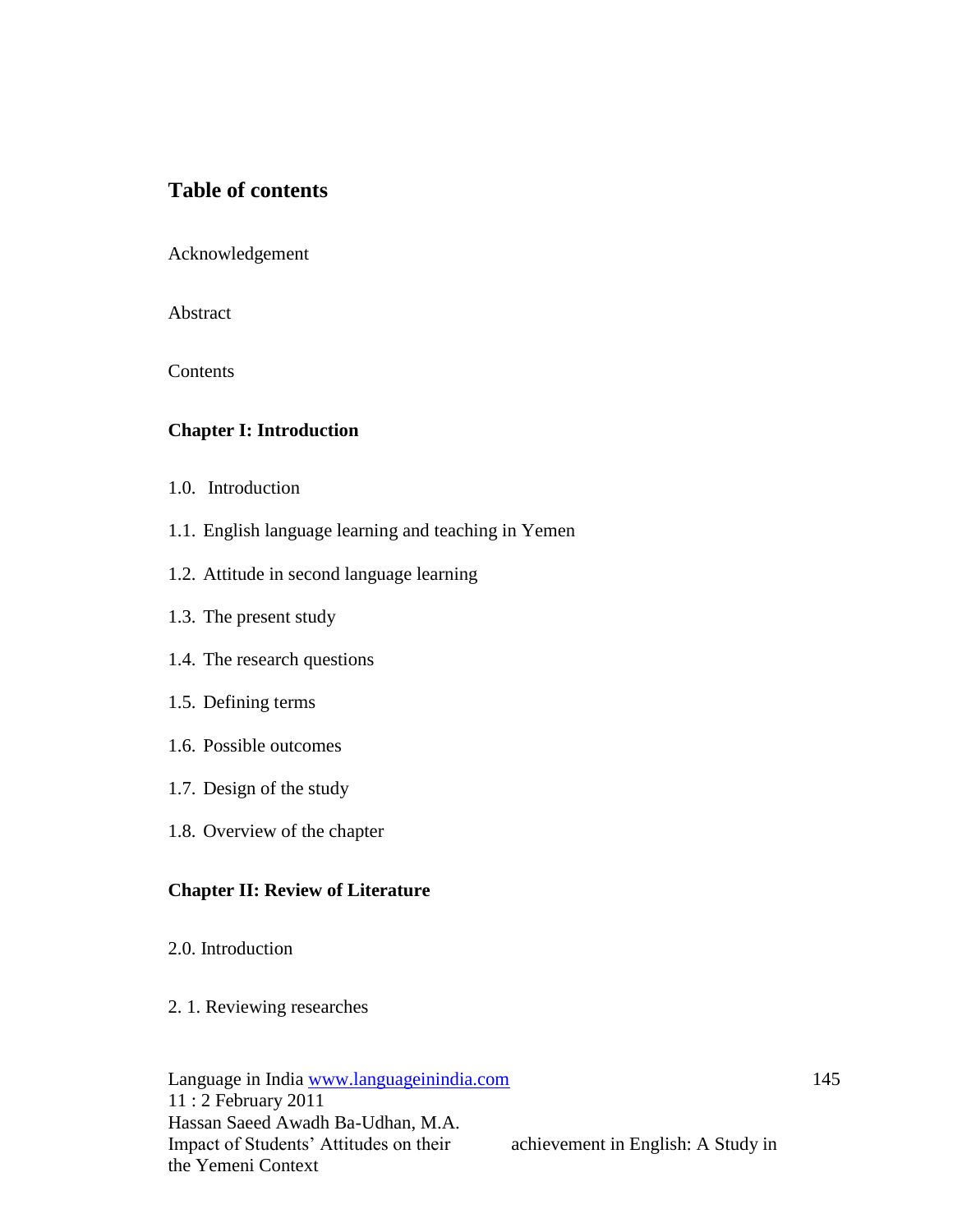## Table of contents

Acknowledgement

Abstract

Contents

**Chapter I: Introduction**

1.0. Introduction

1.1. English language learning and teaching in Yemen

1.2. Attitude in second language learning

1.3. The present study

1.4. The research questions

1.5. Defining terms

1.6. Possible outcomes

1.7. Design of the study

1.8. Overview of the chapter

**Chapter II: Review of Literature**

2.0. Introduction

2. 1. Reviewing researches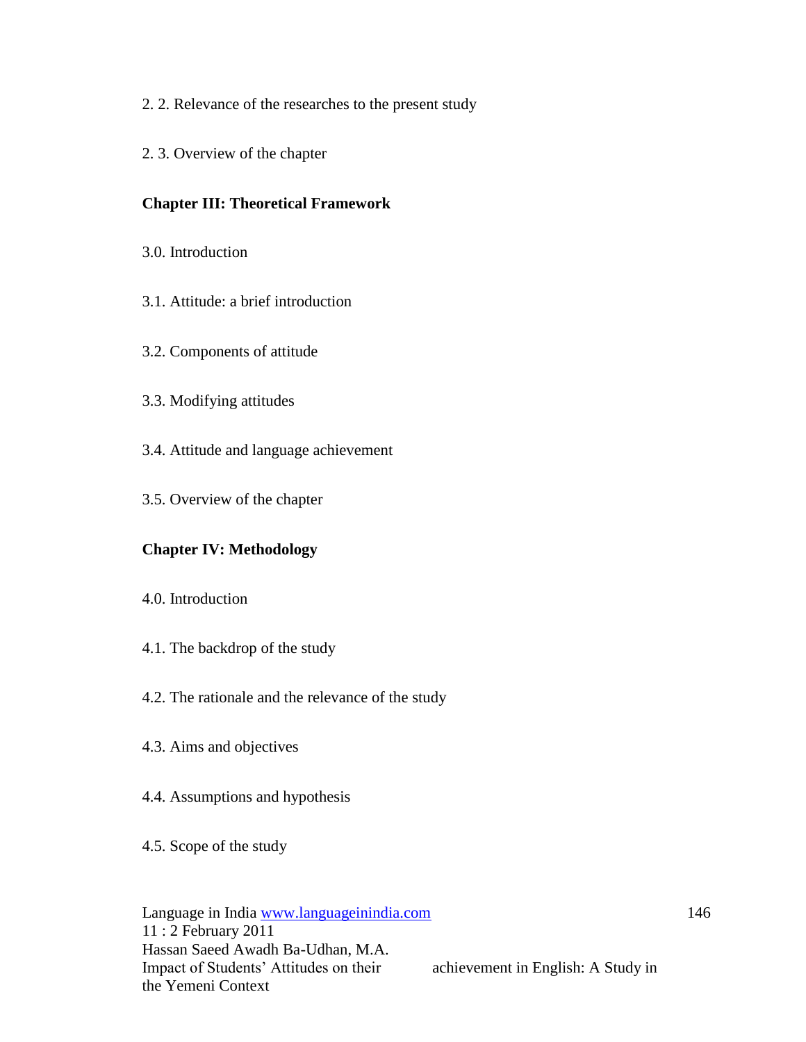2. 2. Relevance of the researches to the present study

2. 3. Overview of the chapter

**Chapter III: Theoretical Framework**

3.0. Introduction

3.1. Attitude: a brief introduction

3.2. Components of attitude

3.3. Modifying attitudes

3.4. Attitude and language achievement

3.5. Overview of the chapter

**Chapter IV: Methodology**

4.0. Introduction

4.1. The backdrop of the study

4.2. The rationale and the relevance of the study

4.3. Aims and objectives

4.4. Assumptions and hypothesis

4.5. Scope of the study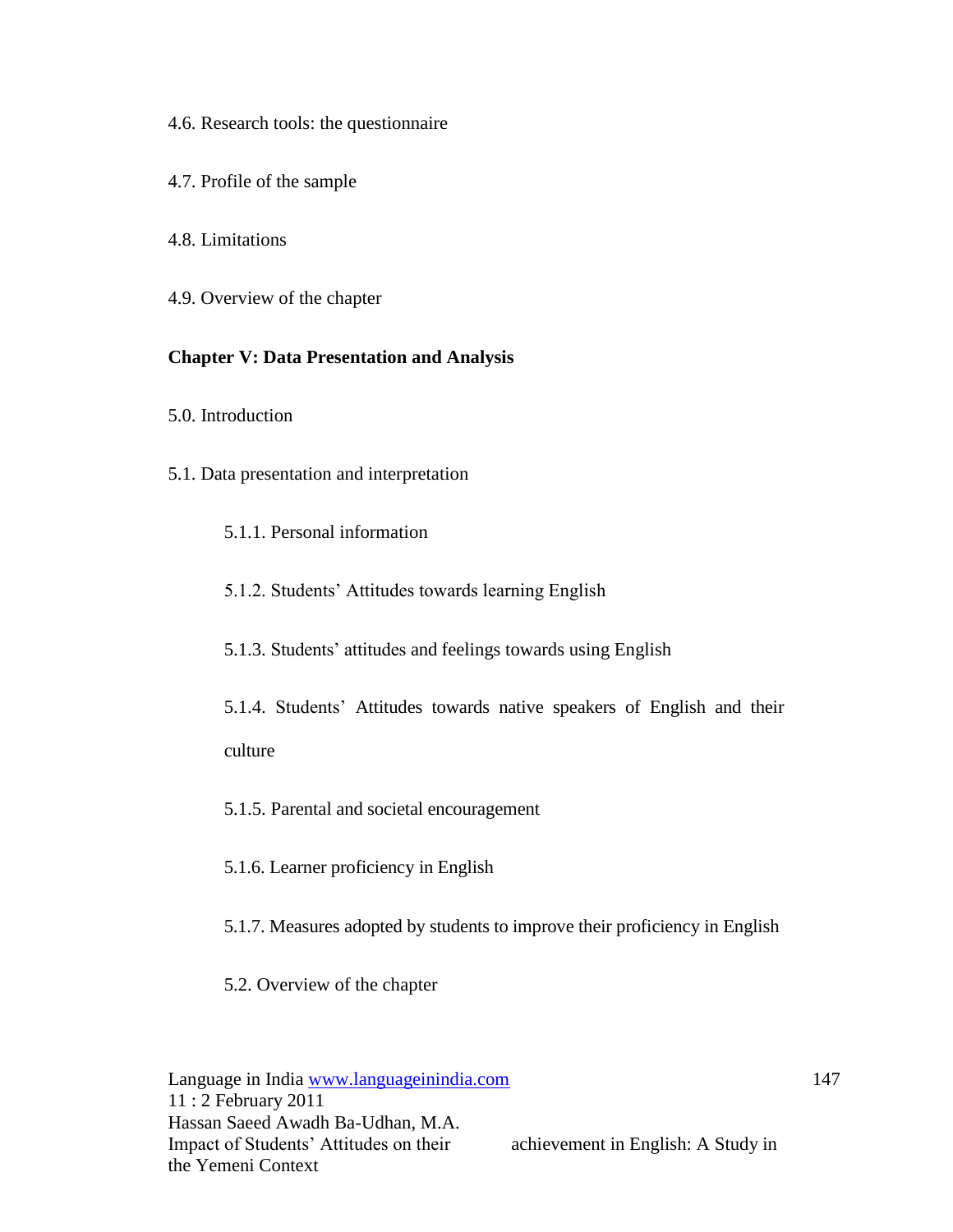4.6. Research tools: the questionnaire

4.7. Profile of the sample

4.8. Limitations

4.9. Overview of the chapter

**Chapter V: Data Presentation and Analysis**

5.0. Introduction

5.1. Data presentation and interpretation

- 5.1.1. Personal information
- 5.1.2. Students' Attitudes towards learning English
- 5.1.3. Students' attitudes and feelings towards using English
- 5.1.4. Students' Attitudes towards native speakers of English and their culture
- 5.1.5. Parental and societal encouragement
- 5.1.6. Learner proficiency in English
- 5.1.7. Measures adopted by students to improve their proficiency in English
- 5.2. Overview of the chapter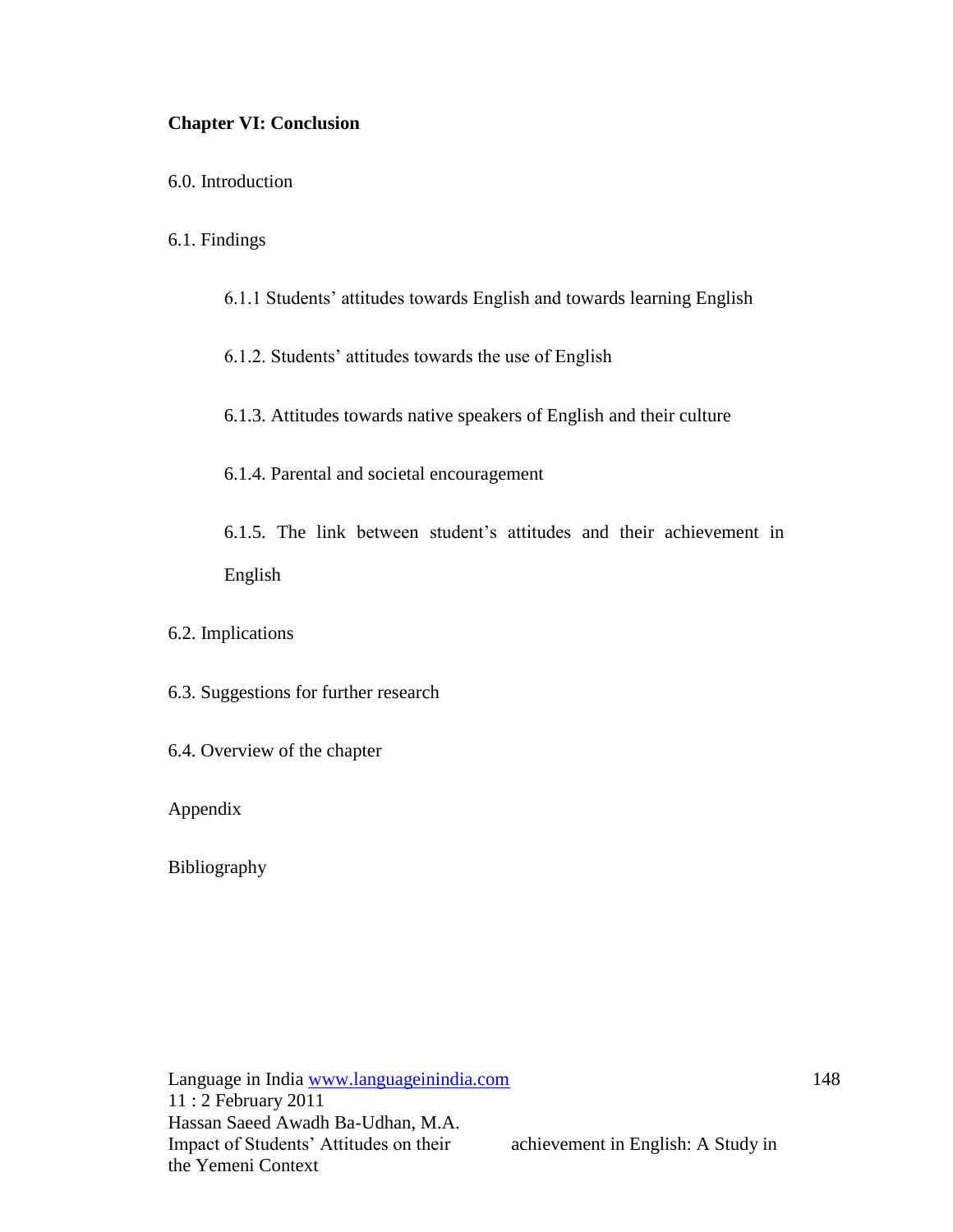**Chapter VI: Conclusion**

6.0. Introduction

6.1. Findings

- 6.1.1 Students' attitudes towards English and towards learning English
- 6.1.2. Students' attitudes towards the use of English
- 6.1.3. Attitudes towards native speakers of English and their culture
- 6.1.4. Parental and societal encouragement
- 6.1.5. The link between student's attitudes and their achievement in English

6.2. Implications

6.3. Suggestions for further research

6.4. Overview of the chapter

Appendix

Bibliography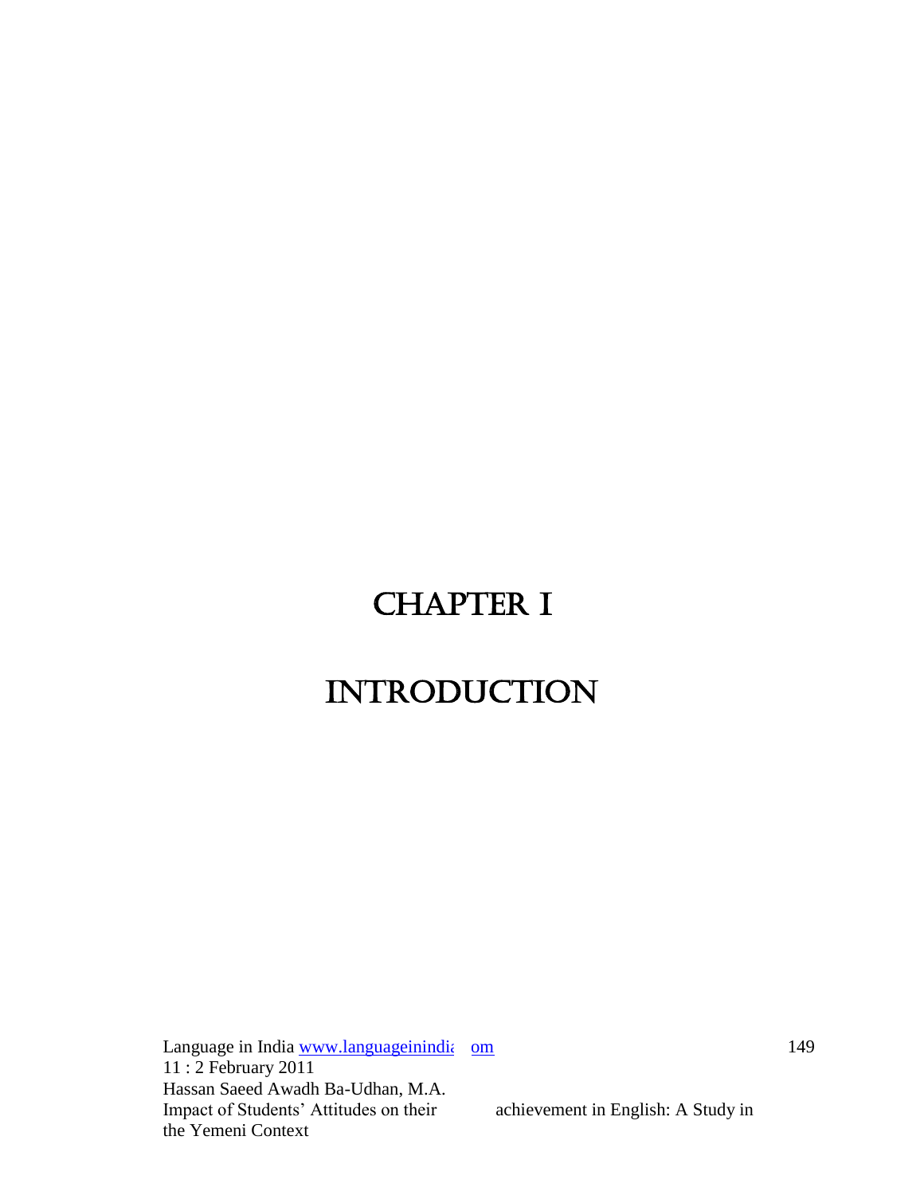# CHAPTER I

# INTRODUCTION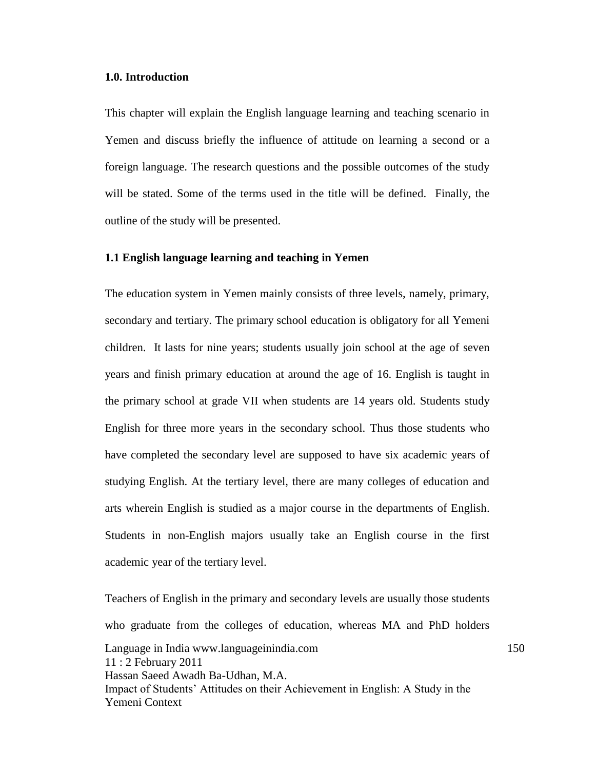### 1.0. Introduction

This chapter will explain the English language learning and teaching scenario in Yemen and discuss briefly the influence of attitude on learning a second or a foreign language. The research questions and the possible outcomes of the study will be stated. Some of the terms used in the title will be defined. Finally, the outline of the study will be presented.

### 1.1 English language learning and teaching in Yemen

The education system in Yemen mainly consists of three levels, namely, primary, secondary and tertiary. The primary school education is obligatory for all Yemeni children. It lasts for nine years; students usually join school at the age of seven years and finish primary education at around the age of 16. English is taught in the primary school at grade VII when students are 14 years old. Students study English for three more years in the secondary school. Thus those students who have completed the secondary level are supposed to have six academic years of studying English. At the tertiary level, there are many colleges of education and arts wherein English is studied as a major course in the departments of English. Students in non-English majors usually take an English course in the first academic year of the tertiary level.

Teachers of English in the primary and secondary levels are usually those students who graduate from the colleges of education, whereas MA and PhD holders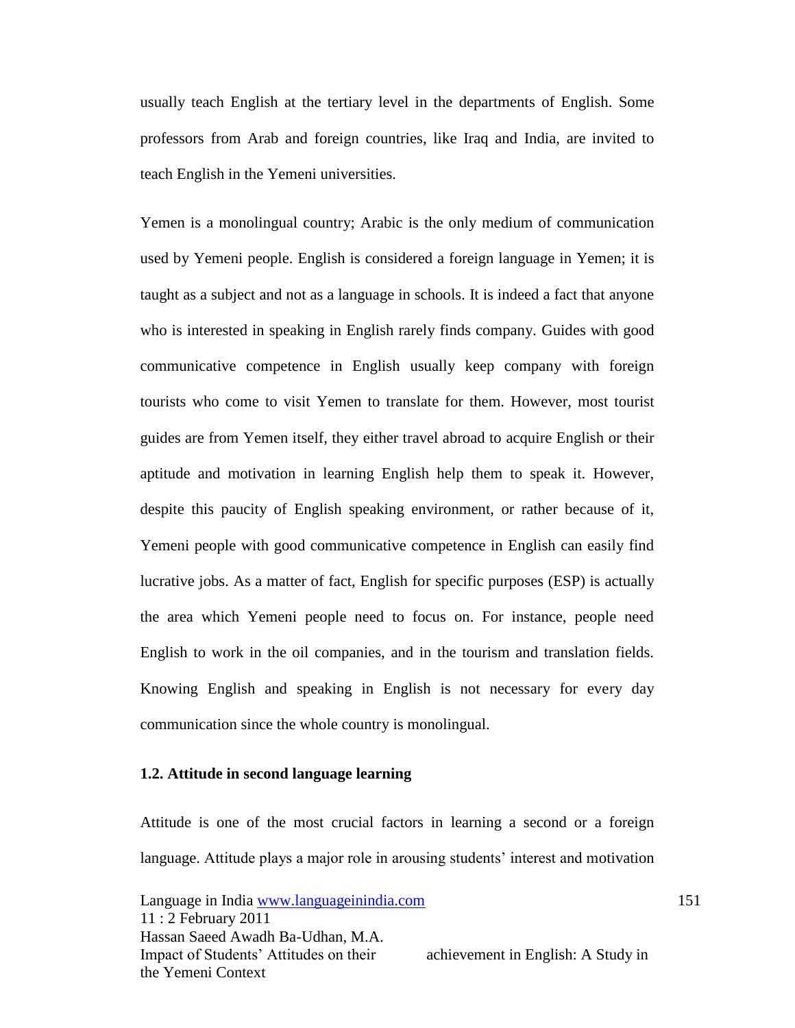usually teach English at the tertiary level in the departments of English. Some professors from Arab and foreign countries, like Iraq and India, are invited to teach English in the Yemeni universities.

Yemen is a monolingual country; Arabic is the only medium of communication used by Yemeni people. English is considered a foreign language in Yemen; it is taught as a subject and not as a language in schools. It is indeed a fact that anyone who is interested in speaking in English rarely finds company. Guides with good communicative competence in English usually keep company with foreign tourists who come to visit Yemen to translate for them. However, most tourist guides are from Yemen itself, they either travel abroad to acquire English or their aptitude and motivation in learning English help them to speak it. However, despite this paucity of English speaking environment, or rather because of it, Yemeni people with good communicative competence in English can easily find lucrative jobs. As a matter of fact, English for specific purposes (ESP) is actually the area which Yemeni people need to focus on. For instance, people need English to work in the oil companies, and in the tourism and translation fields. Knowing English and speaking in English is not necessary for every day communication since the whole country is monolingual.

### 1.2. Attitude in second language learning

Attitude is one of the most crucial factors in learning a second or a foreign language. Attitude plays a major role in arousing students' interest and motivation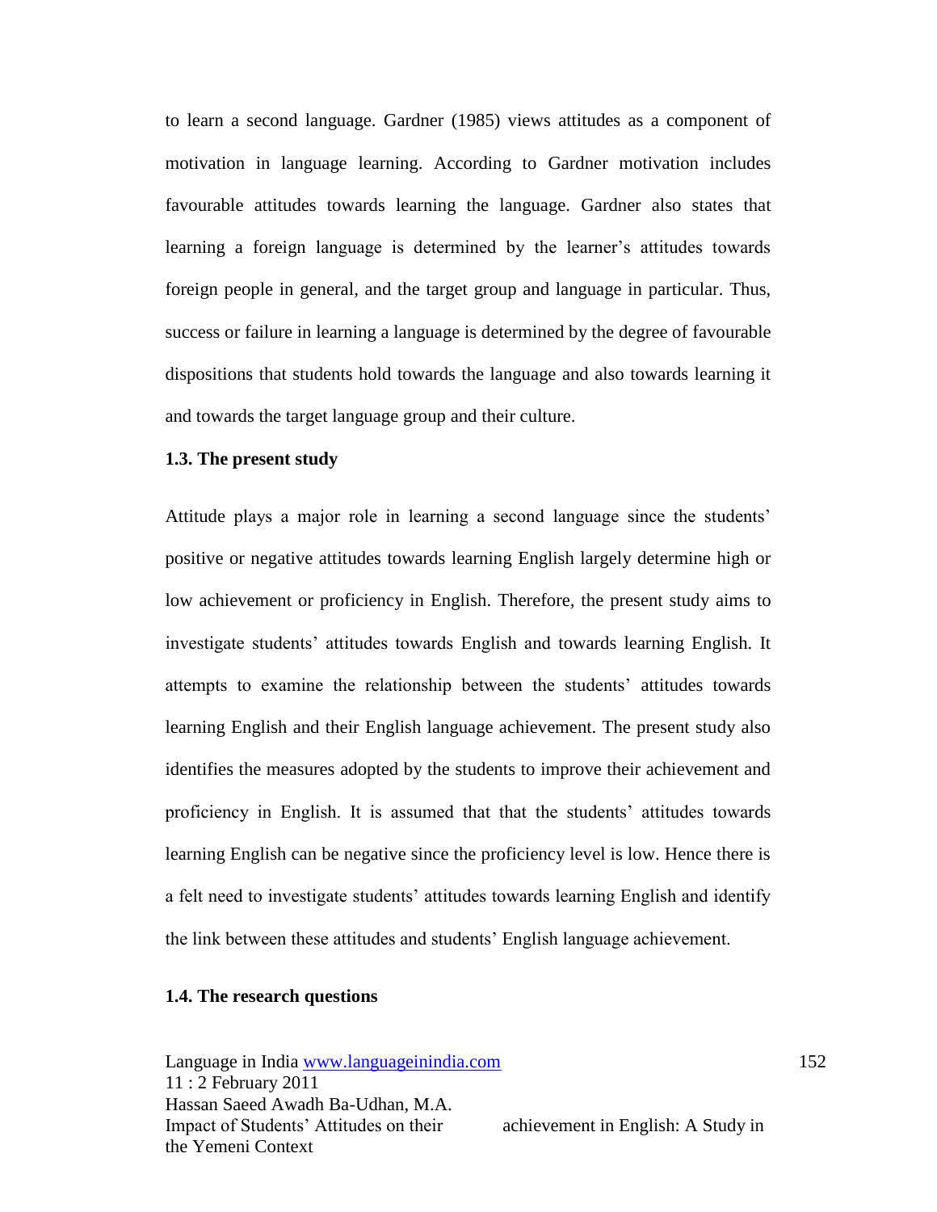to learn a second language. Gardner (1985) views attitudes as a component of motivation in language learning. According to Gardner motivation includes favourable attitudes towards learning the language. Gardner also states that learning a foreign language is determined by the learner's attitudes towards foreign people in general, and the target group and language in particular. Thus, success or failure in learning a language is determined by the degree of favourable dispositions that students hold towards the language and also towards learning it and towards the target language group and their culture.

**1.3. The present study**

Attitude plays a major role in learning a second language since the students' positive or negative attitudes towards learning English largely determine high or low achievement or proficiency in English. Therefore, the present study aims to investigate students' attitudes towards English and towards learning English. It attempts to examine the relationship between the students' attitudes towards learning English and their English language achievement. The present study also identifies the measures adopted by the students to improve their achievement and proficiency in English. It is assumed that that the students' attitudes towards learning English can be negative since the proficiency level is low. Hence there is a felt need to investigate students' attitudes towards learning English and identify the link between these attitudes and students' English language achievement.

**1.4. The research questions**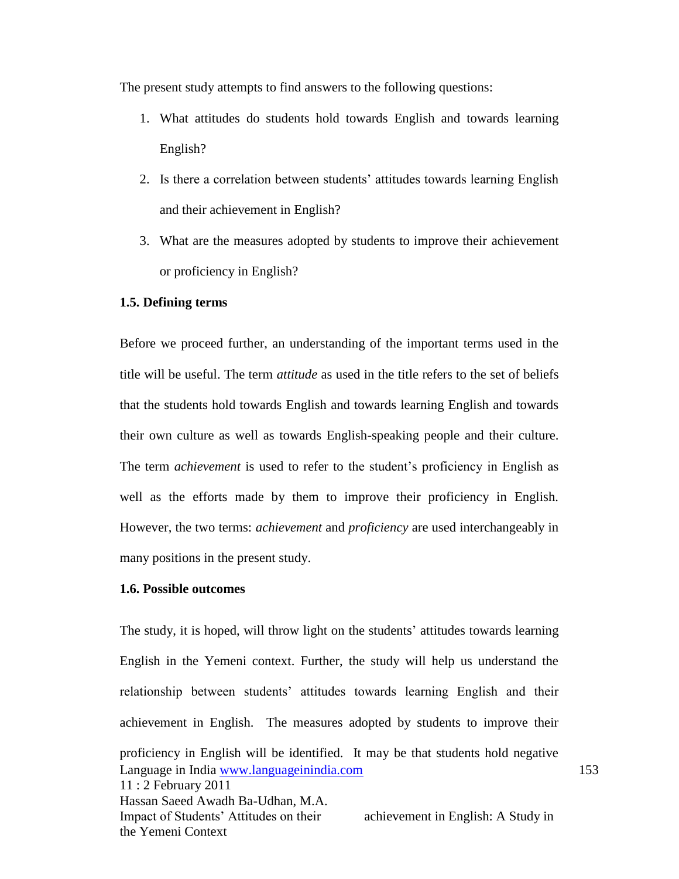The present study attempts to find answers to the following questions:

1. What attitudes do students hold towards English and towards learning English?
2. Is there a correlation between students' attitudes towards learning English and their achievement in English?
3. What are the measures adopted by students to improve their achievement or proficiency in English?

**1.5. Defining terms**

Before we proceed further, an understanding of the important terms used in the title will be useful. The term *attitude* as used in the title refers to the set of beliefs that the students hold towards English and towards learning English and towards their own culture as well as towards English-speaking people and their culture. The term *achievement* is used to refer to the student's proficiency in English as well as the efforts made by them to improve their proficiency in English. However, the two terms: *achievement* and *proficiency* are used interchangeably in many positions in the present study.

**1.6. Possible outcomes**

The study, it is hoped, will throw light on the students' attitudes towards learning English in the Yemeni context. Further, the study will help us understand the relationship between students' attitudes towards learning English and their achievement in English. The measures adopted by students to improve their proficiency in English will be identified. It may be that students hold negative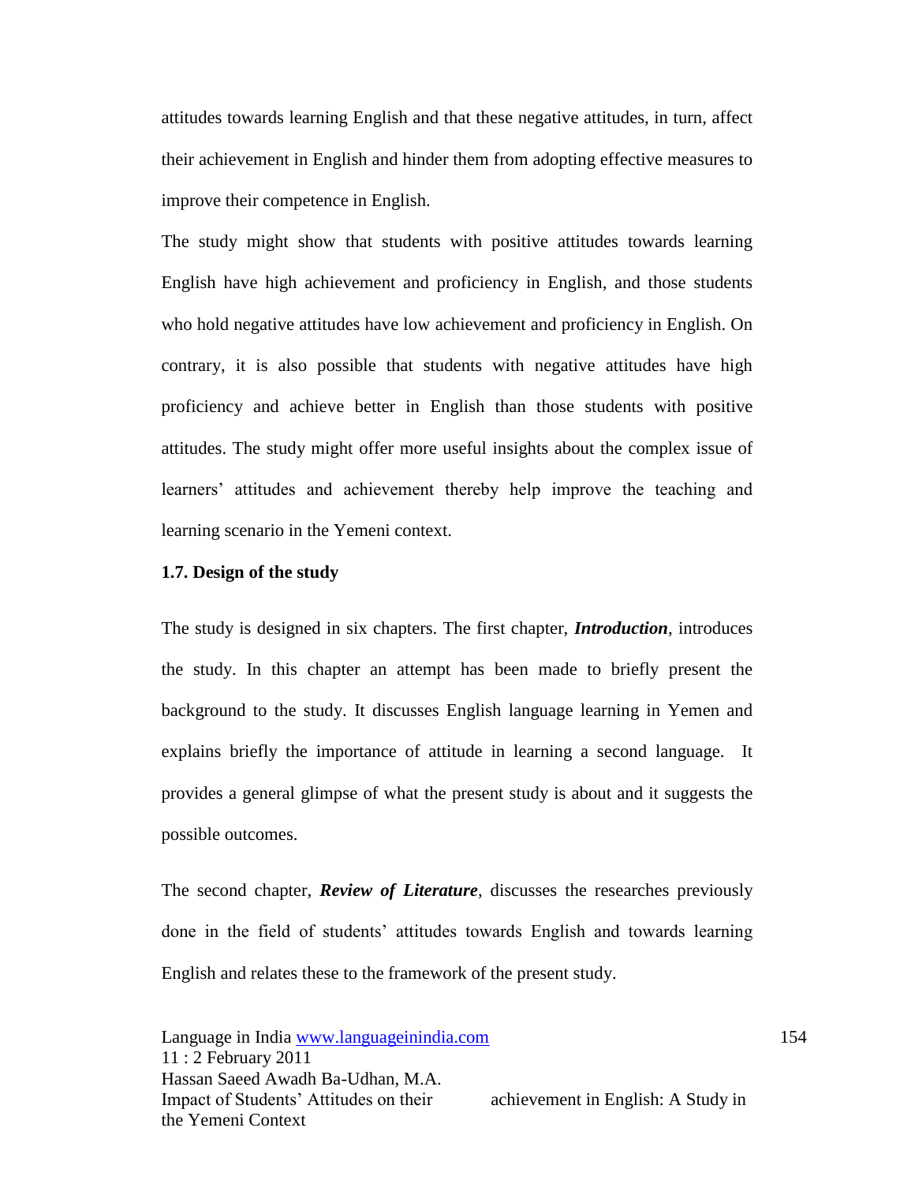attitudes towards learning English and that these negative attitudes, in turn, affect their achievement in English and hinder them from adopting effective measures to improve their competence in English.

The study might show that students with positive attitudes towards learning English have high achievement and proficiency in English, and those students who hold negative attitudes have low achievement and proficiency in English. On contrary, it is also possible that students with negative attitudes have high proficiency and achieve better in English than those students with positive attitudes. The study might offer more useful insights about the complex issue of learners' attitudes and achievement thereby help improve the teaching and learning scenario in the Yemeni context.

### 1.7. Design of the study

The study is designed in six chapters. The first chapter, ***Introduction***, introduces the study. In this chapter an attempt has been made to briefly present the background to the study. It discusses English language learning in Yemen and explains briefly the importance of attitude in learning a second language. It provides a general glimpse of what the present study is about and it suggests the possible outcomes.

The second chapter, ***Review of Literature***, discusses the researches previously done in the field of students' attitudes towards English and towards learning English and relates these to the framework of the present study.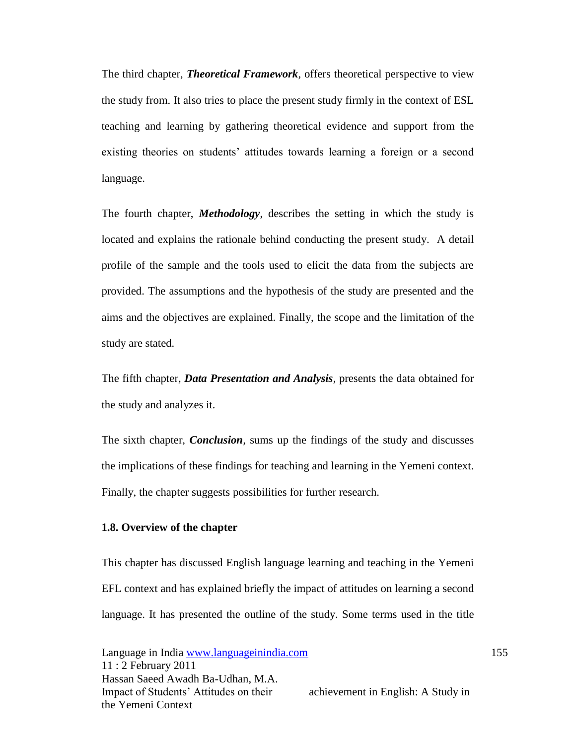The third chapter, ***Theoretical Framework***, offers theoretical perspective to view the study from. It also tries to place the present study firmly in the context of ESL teaching and learning by gathering theoretical evidence and support from the existing theories on students' attitudes towards learning a foreign or a second language.

The fourth chapter, ***Methodology***, describes the setting in which the study is located and explains the rationale behind conducting the present study. A detail profile of the sample and the tools used to elicit the data from the subjects are provided. The assumptions and the hypothesis of the study are presented and the aims and the objectives are explained. Finally, the scope and the limitation of the study are stated.

The fifth chapter, ***Data Presentation and Analysis***, presents the data obtained for the study and analyzes it.

The sixth chapter, ***Conclusion***, sums up the findings of the study and discusses the implications of these findings for teaching and learning in the Yemeni context. Finally, the chapter suggests possibilities for further research.

### 1.8. Overview of the chapter

This chapter has discussed English language learning and teaching in the Yemeni EFL context and has explained briefly the impact of attitudes on learning a second language. It has presented the outline of the study. Some terms used in the title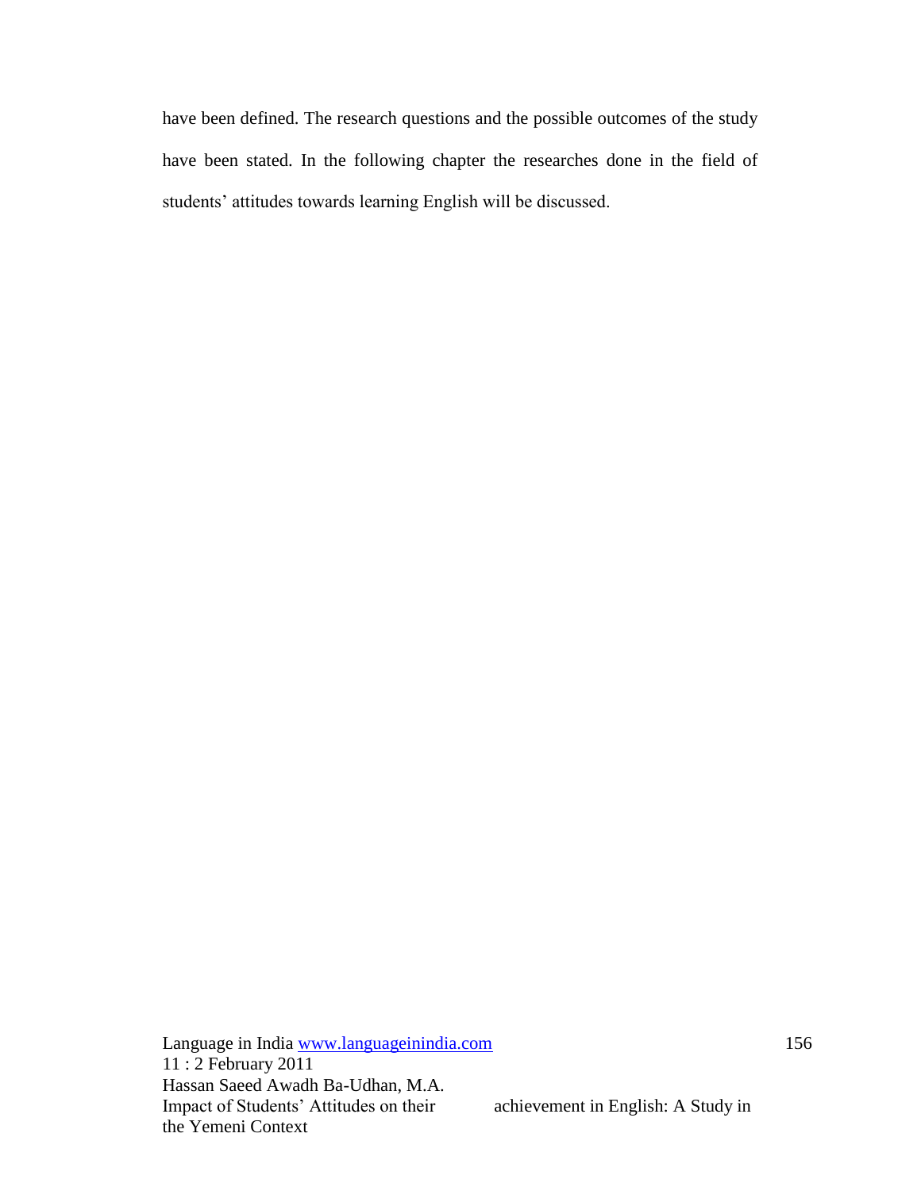have been defined. The research questions and the possible outcomes of the study have been stated. In the following chapter the researches done in the field of students' attitudes towards learning English will be discussed.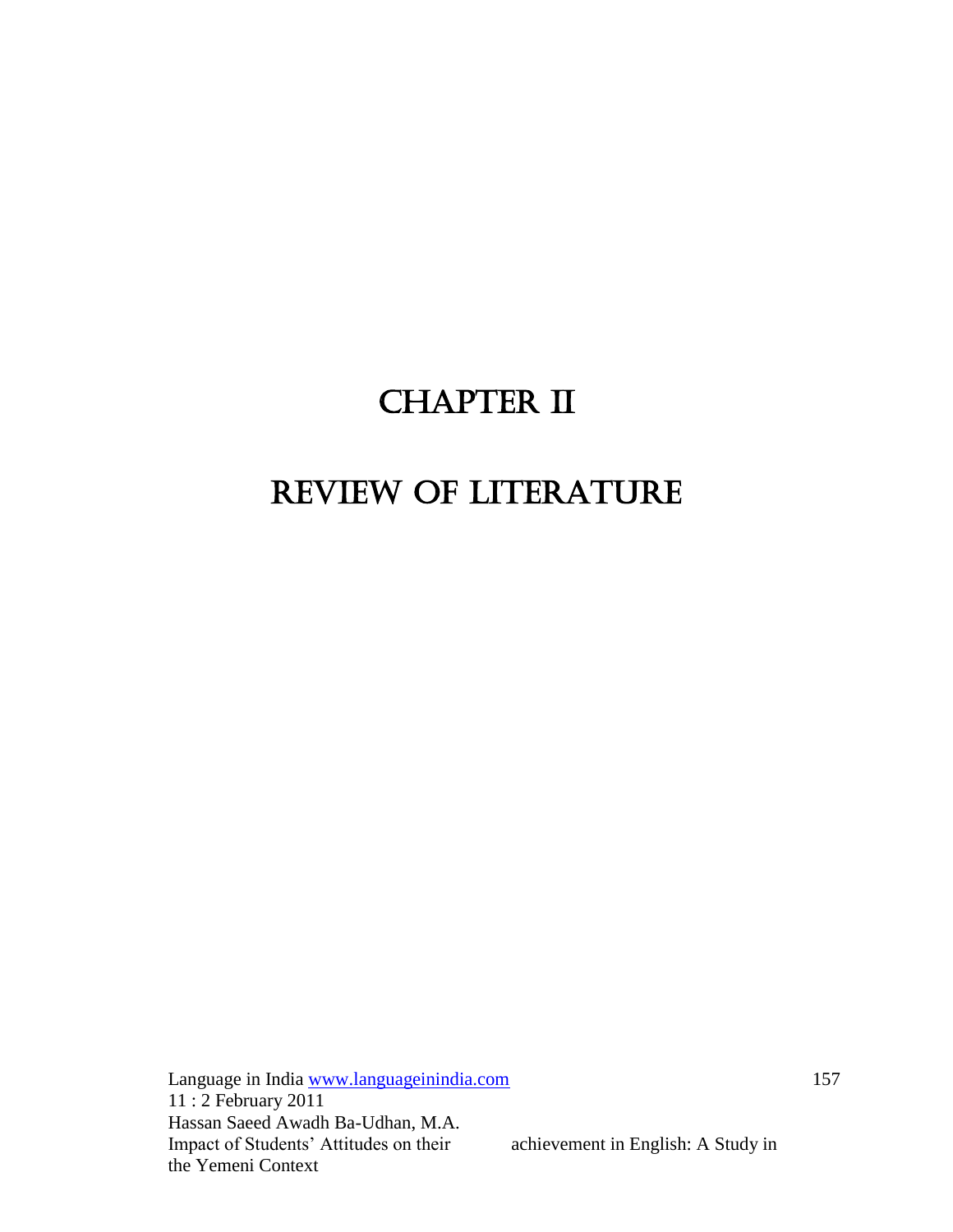# CHAPTER II

# REVIEW OF LITERATURE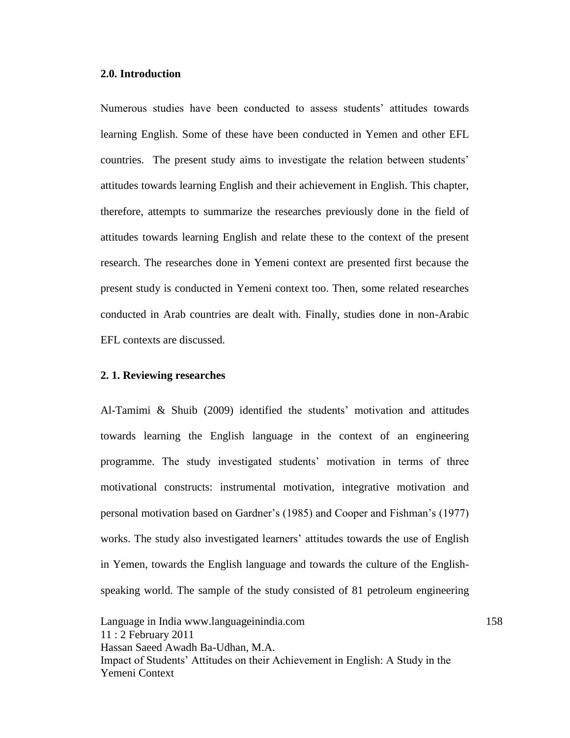### 2.0. Introduction

Numerous studies have been conducted to assess students' attitudes towards learning English. Some of these have been conducted in Yemen and other EFL countries. The present study aims to investigate the relation between students' attitudes towards learning English and their achievement in English. This chapter, therefore, attempts to summarize the researches previously done in the field of attitudes towards learning English and relate these to the context of the present research. The researches done in Yemeni context are presented first because the present study is conducted in Yemeni context too. Then, some related researches conducted in Arab countries are dealt with. Finally, studies done in non-Arabic EFL contexts are discussed.

### 2. 1. Reviewing researches

Al-Tamimi & Shuib (2009) identified the students' motivation and attitudes towards learning the English language in the context of an engineering programme. The study investigated students' motivation in terms of three motivational constructs: instrumental motivation, integrative motivation and personal motivation based on Gardner's (1985) and Cooper and Fishman's (1977) works. The study also investigated learners' attitudes towards the use of English in Yemen, towards the English language and towards the culture of the English-speaking world. The sample of the study consisted of 81 petroleum engineering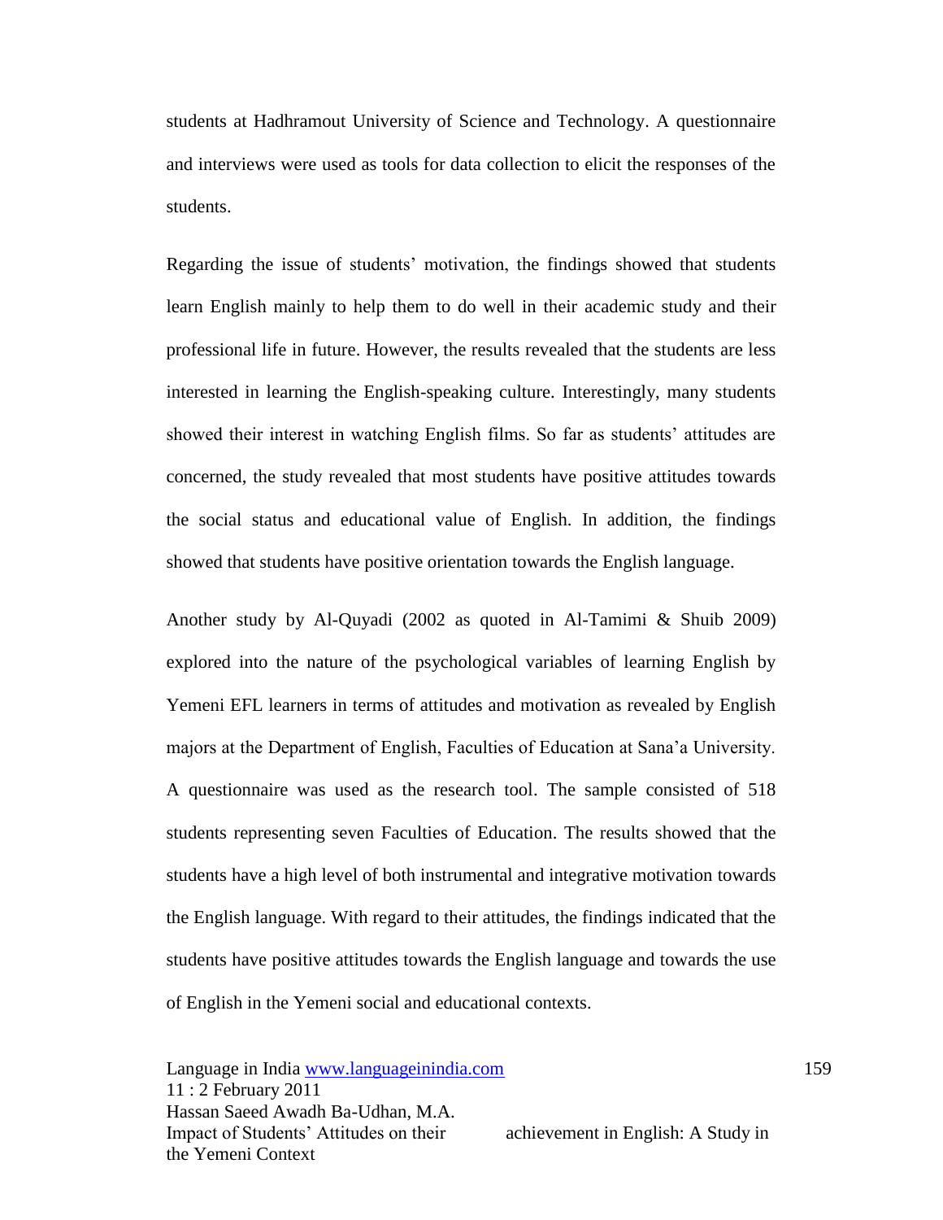students at Hadhramout University of Science and Technology. A questionnaire and interviews were used as tools for data collection to elicit the responses of the students.

Regarding the issue of students' motivation, the findings showed that students learn English mainly to help them to do well in their academic study and their professional life in future. However, the results revealed that the students are less interested in learning the English-speaking culture. Interestingly, many students showed their interest in watching English films. So far as students' attitudes are concerned, the study revealed that most students have positive attitudes towards the social status and educational value of English. In addition, the findings showed that students have positive orientation towards the English language.

Another study by Al-Quyadi (2002 as quoted in Al-Tamimi & Shuib 2009) explored into the nature of the psychological variables of learning English by Yemeni EFL learners in terms of attitudes and motivation as revealed by English majors at the Department of English, Faculties of Education at Sana'a University. A questionnaire was used as the research tool. The sample consisted of 518 students representing seven Faculties of Education. The results showed that the students have a high level of both instrumental and integrative motivation towards the English language. With regard to their attitudes, the findings indicated that the students have positive attitudes towards the English language and towards the use of English in the Yemeni social and educational contexts.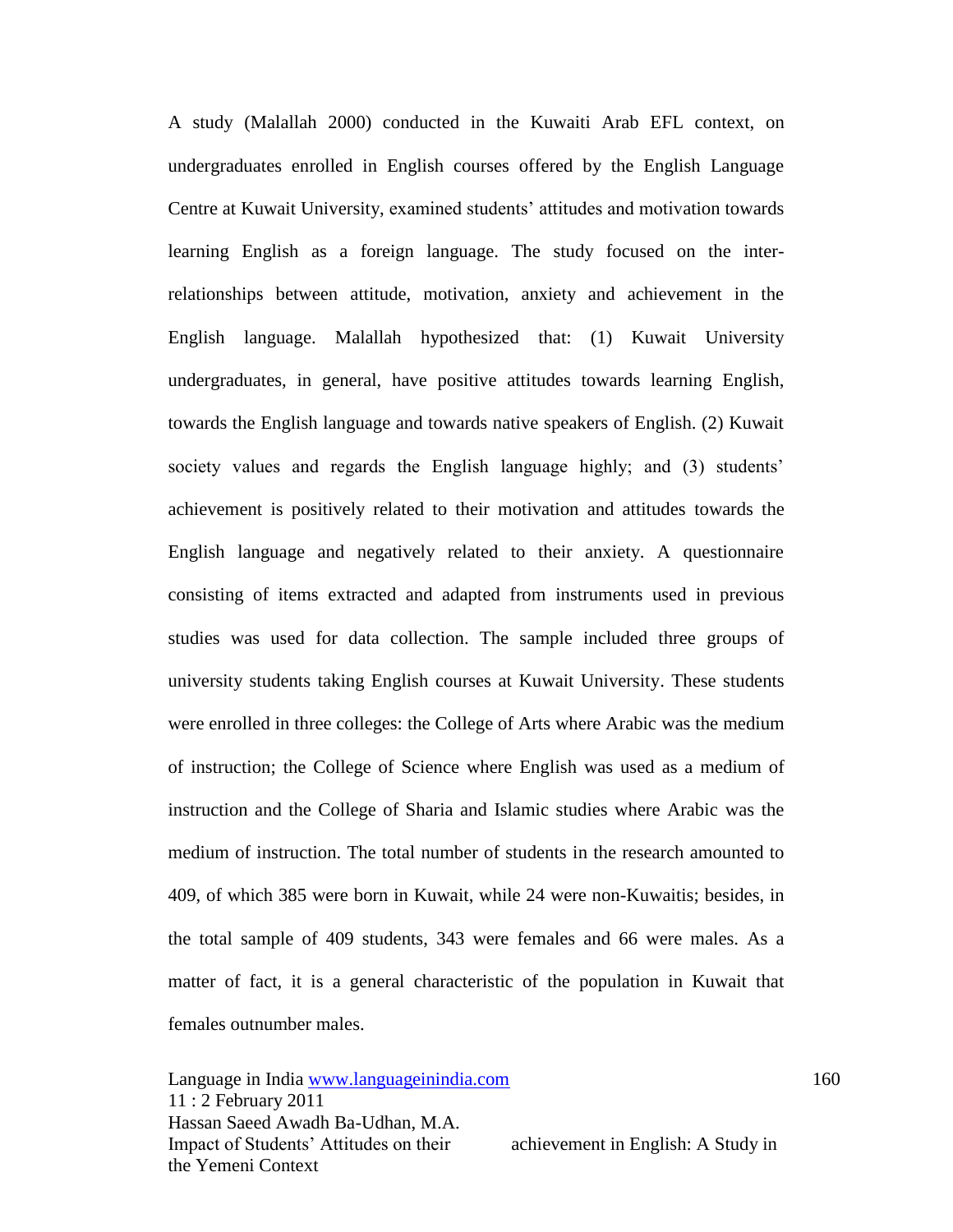A study (Malallah 2000) conducted in the Kuwaiti Arab EFL context, on undergraduates enrolled in English courses offered by the English Language Centre at Kuwait University, examined students' attitudes and motivation towards learning English as a foreign language. The study focused on the inter-relationships between attitude, motivation, anxiety and achievement in the English language. Malallah hypothesized that: (1) Kuwait University undergraduates, in general, have positive attitudes towards learning English, towards the English language and towards native speakers of English. (2) Kuwait society values and regards the English language highly; and (3) students' achievement is positively related to their motivation and attitudes towards the English language and negatively related to their anxiety. A questionnaire consisting of items extracted and adapted from instruments used in previous studies was used for data collection. The sample included three groups of university students taking English courses at Kuwait University. These students were enrolled in three colleges: the College of Arts where Arabic was the medium of instruction; the College of Science where English was used as a medium of instruction and the College of Sharia and Islamic studies where Arabic was the medium of instruction. The total number of students in the research amounted to 409, of which 385 were born in Kuwait, while 24 were non-Kuwaitis; besides, in the total sample of 409 students, 343 were females and 66 were males. As a matter of fact, it is a general characteristic of the population in Kuwait that females outnumber males.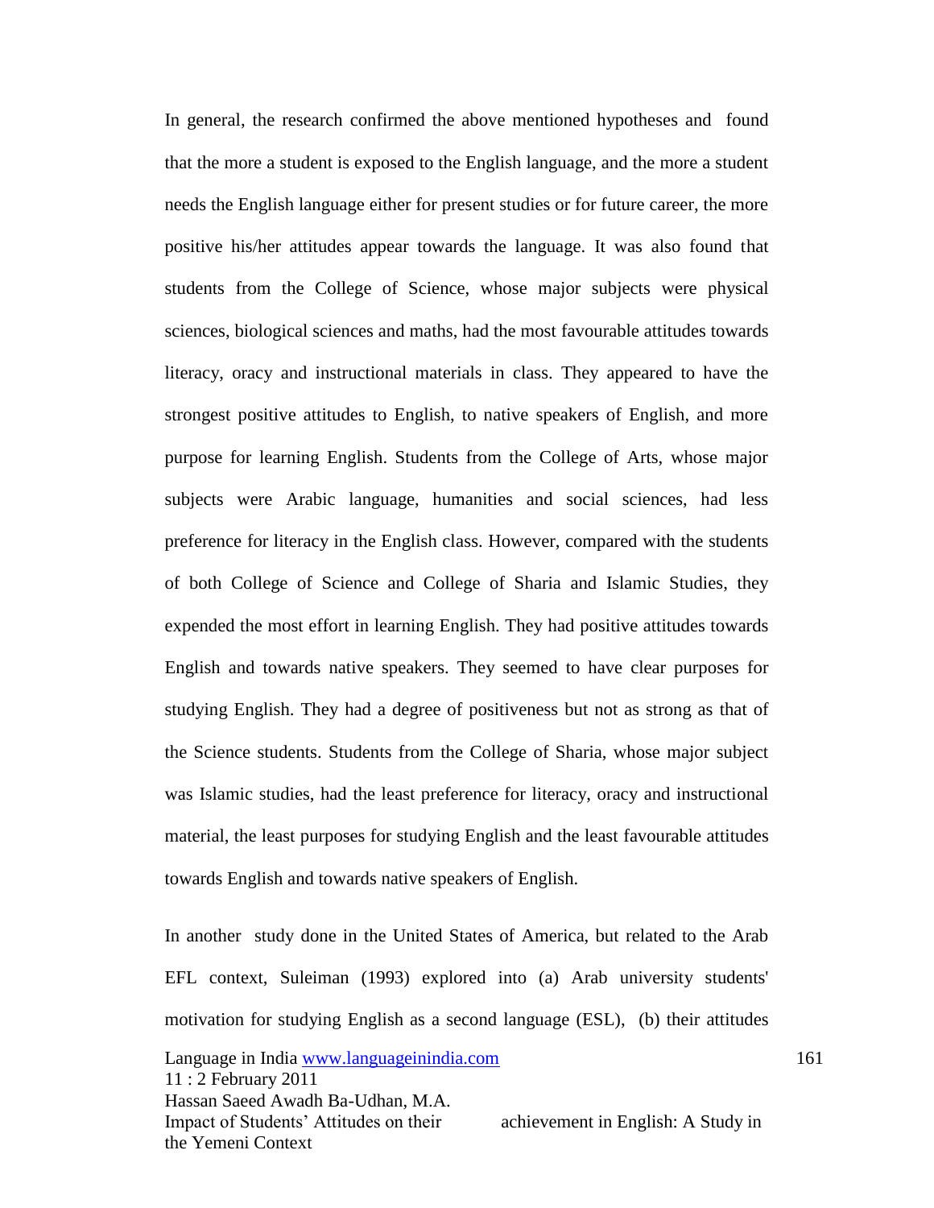In general, the research confirmed the above mentioned hypotheses and found that the more a student is exposed to the English language, and the more a student needs the English language either for present studies or for future career, the more positive his/her attitudes appear towards the language. It was also found that students from the College of Science, whose major subjects were physical sciences, biological sciences and maths, had the most favourable attitudes towards literacy, oracy and instructional materials in class. They appeared to have the strongest positive attitudes to English, to native speakers of English, and more purpose for learning English. Students from the College of Arts, whose major subjects were Arabic language, humanities and social sciences, had less preference for literacy in the English class. However, compared with the students of both College of Science and College of Sharia and Islamic Studies, they expended the most effort in learning English. They had positive attitudes towards English and towards native speakers. They seemed to have clear purposes for studying English. They had a degree of positiveness but not as strong as that of the Science students. Students from the College of Sharia, whose major subject was Islamic studies, had the least preference for literacy, oracy and instructional material, the least purposes for studying English and the least favourable attitudes towards English and towards native speakers of English.

In another study done in the United States of America, but related to the Arab EFL context, Suleiman (1993) explored into (a) Arab university students' motivation for studying English as a second language (ESL), (b) their attitudes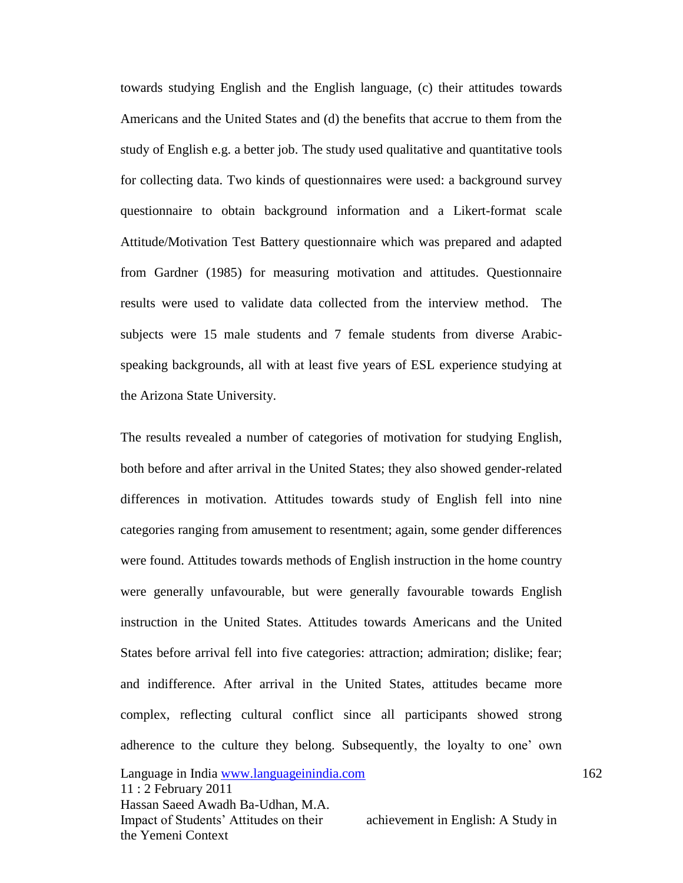towards studying English and the English language, (c) their attitudes towards Americans and the United States and (d) the benefits that accrue to them from the study of English e.g. a better job. The study used qualitative and quantitative tools for collecting data. Two kinds of questionnaires were used: a background survey questionnaire to obtain background information and a Likert-format scale Attitude/Motivation Test Battery questionnaire which was prepared and adapted from Gardner (1985) for measuring motivation and attitudes. Questionnaire results were used to validate data collected from the interview method. The subjects were 15 male students and 7 female students from diverse Arabic-speaking backgrounds, all with at least five years of ESL experience studying at the Arizona State University.

The results revealed a number of categories of motivation for studying English, both before and after arrival in the United States; they also showed gender-related differences in motivation. Attitudes towards study of English fell into nine categories ranging from amusement to resentment; again, some gender differences were found. Attitudes towards methods of English instruction in the home country were generally unfavourable, but were generally favourable towards English instruction in the United States. Attitudes towards Americans and the United States before arrival fell into five categories: attraction; admiration; dislike; fear; and indifference. After arrival in the United States, attitudes became more complex, reflecting cultural conflict since all participants showed strong adherence to the culture they belong. Subsequently, the loyalty to one' own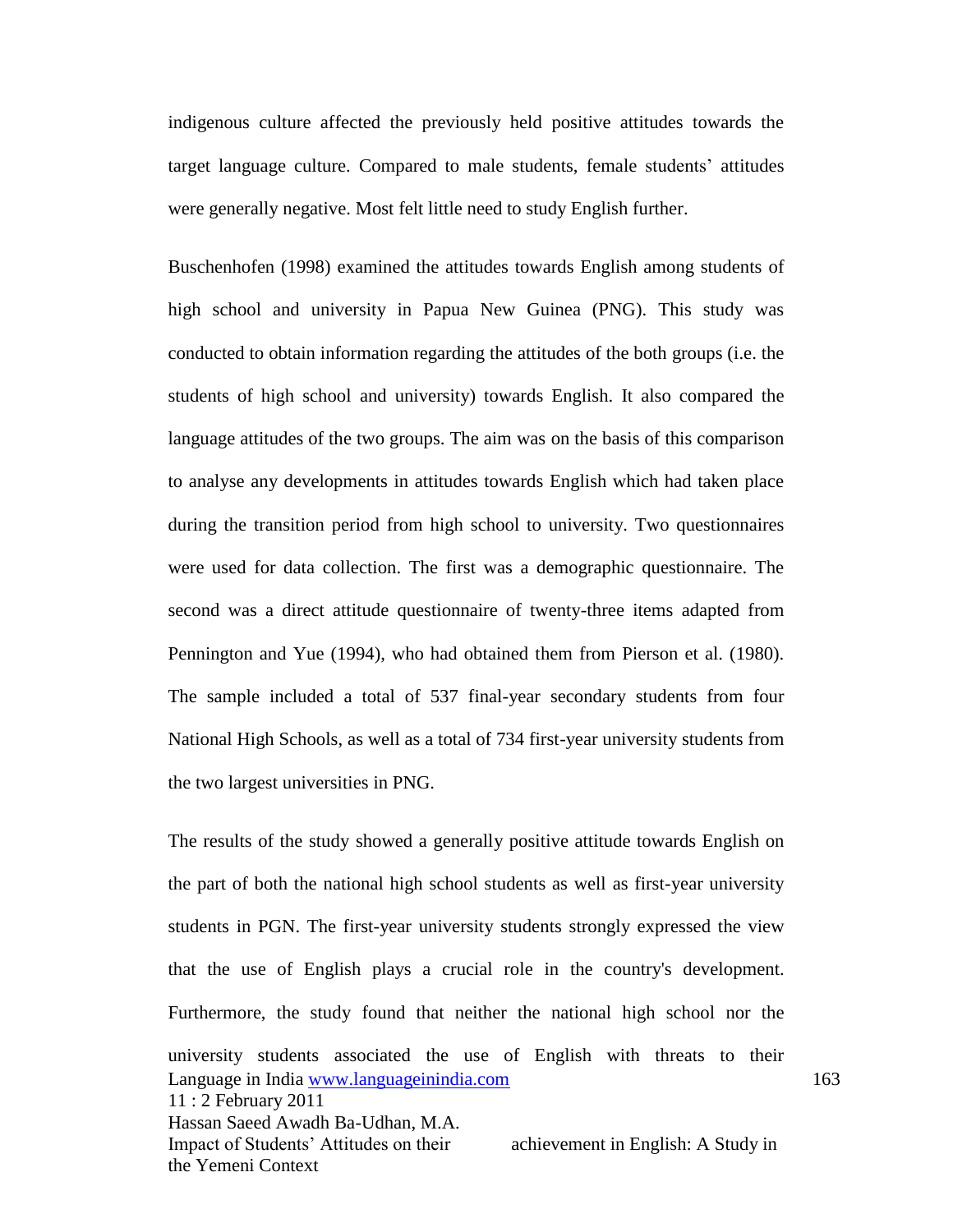indigenous culture affected the previously held positive attitudes towards the target language culture. Compared to male students, female students' attitudes were generally negative. Most felt little need to study English further.

Buschenhofen (1998) examined the attitudes towards English among students of high school and university in Papua New Guinea (PNG). This study was conducted to obtain information regarding the attitudes of the both groups (i.e. the students of high school and university) towards English. It also compared the language attitudes of the two groups. The aim was on the basis of this comparison to analyse any developments in attitudes towards English which had taken place during the transition period from high school to university. Two questionnaires were used for data collection. The first was a demographic questionnaire. The second was a direct attitude questionnaire of twenty-three items adapted from Pennington and Yue (1994), who had obtained them from Pierson et al. (1980). The sample included a total of 537 final-year secondary students from four National High Schools, as well as a total of 734 first-year university students from the two largest universities in PNG.

The results of the study showed a generally positive attitude towards English on the part of both the national high school students as well as first-year university students in PGN. The first-year university students strongly expressed the view that the use of English plays a crucial role in the country's development. Furthermore, the study found that neither the national high school nor the university students associated the use of English with threats to their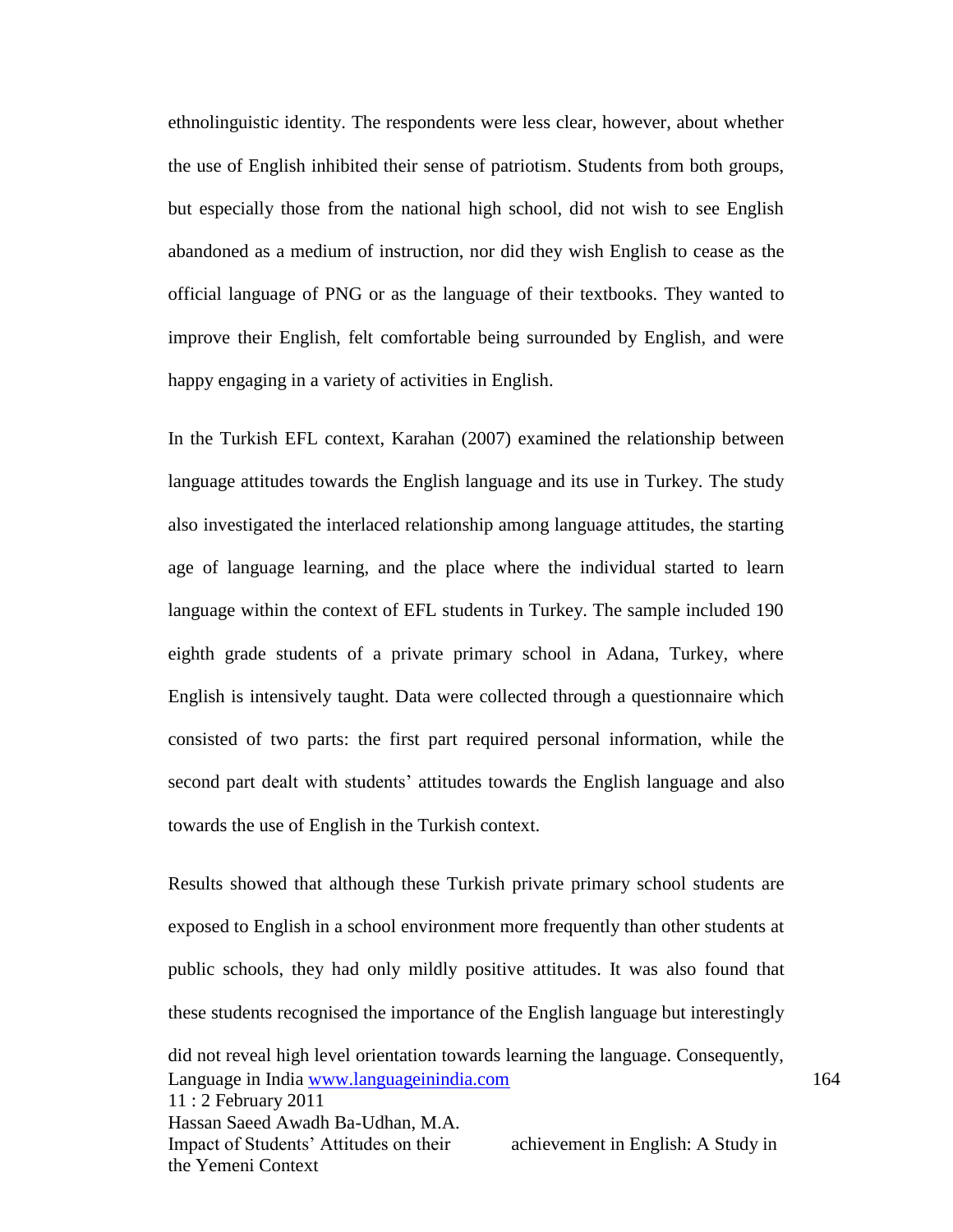ethnolinguistic identity. The respondents were less clear, however, about whether the use of English inhibited their sense of patriotism. Students from both groups, but especially those from the national high school, did not wish to see English abandoned as a medium of instruction, nor did they wish English to cease as the official language of PNG or as the language of their textbooks. They wanted to improve their English, felt comfortable being surrounded by English, and were happy engaging in a variety of activities in English.

In the Turkish EFL context, Karahan (2007) examined the relationship between language attitudes towards the English language and its use in Turkey. The study also investigated the interlaced relationship among language attitudes, the starting age of language learning, and the place where the individual started to learn language within the context of EFL students in Turkey. The sample included 190 eighth grade students of a private primary school in Adana, Turkey, where English is intensively taught. Data were collected through a questionnaire which consisted of two parts: the first part required personal information, while the second part dealt with students' attitudes towards the English language and also towards the use of English in the Turkish context.

Results showed that although these Turkish private primary school students are exposed to English in a school environment more frequently than other students at public schools, they had only mildly positive attitudes. It was also found that these students recognised the importance of the English language but interestingly did not reveal high level orientation towards learning the language. Consequently,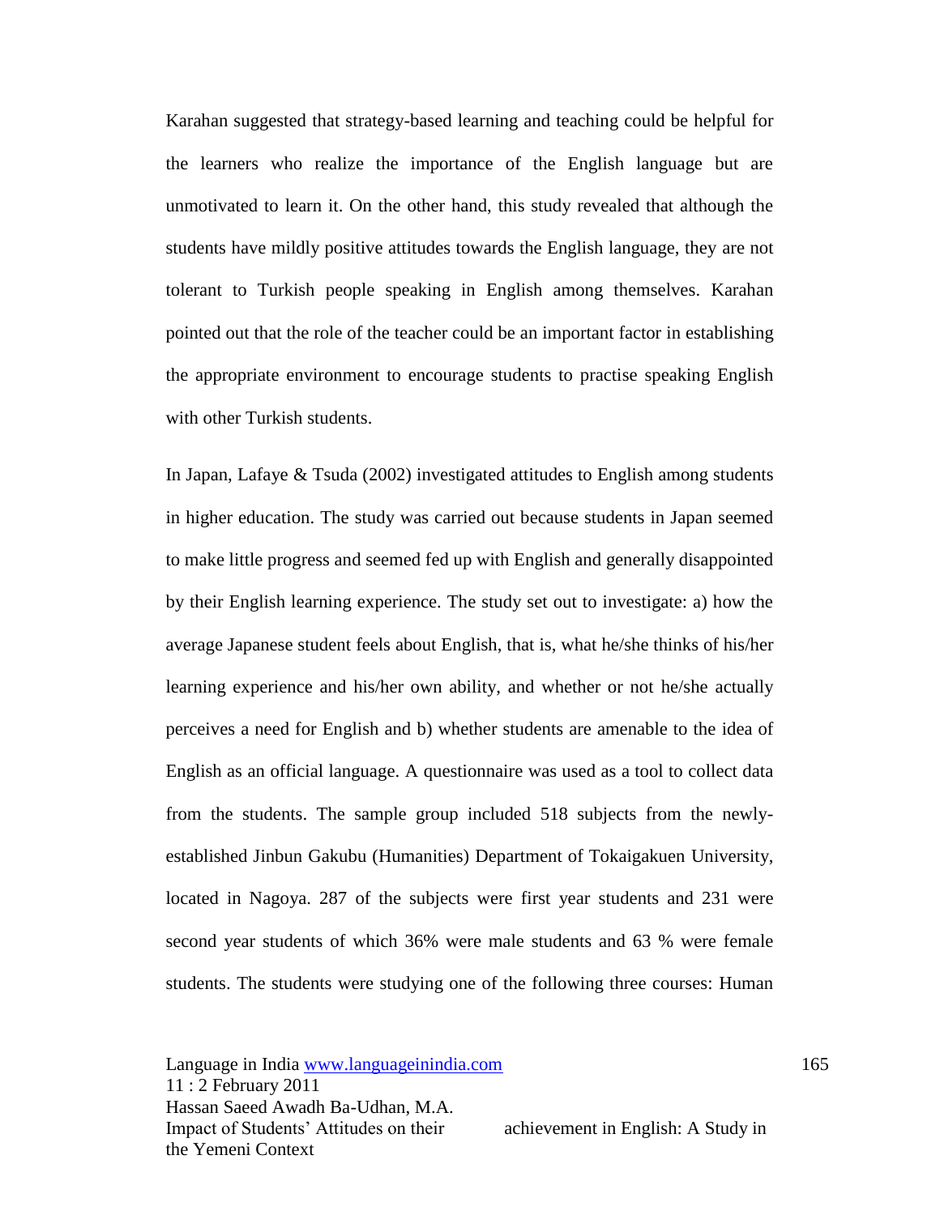Karahan suggested that strategy-based learning and teaching could be helpful for the learners who realize the importance of the English language but are unmotivated to learn it. On the other hand, this study revealed that although the students have mildly positive attitudes towards the English language, they are not tolerant to Turkish people speaking in English among themselves. Karahan pointed out that the role of the teacher could be an important factor in establishing the appropriate environment to encourage students to practise speaking English with other Turkish students.

In Japan, Lafaye & Tsuda (2002) investigated attitudes to English among students in higher education. The study was carried out because students in Japan seemed to make little progress and seemed fed up with English and generally disappointed by their English learning experience. The study set out to investigate: a) how the average Japanese student feels about English, that is, what he/she thinks of his/her learning experience and his/her own ability, and whether or not he/she actually perceives a need for English and b) whether students are amenable to the idea of English as an official language. A questionnaire was used as a tool to collect data from the students. The sample group included 518 subjects from the newly-established Jinbun Gakubu (Humanities) Department of Tokaigakuen University, located in Nagoya. 287 of the subjects were first year students and 231 were second year students of which 36% were male students and 63 % were female students. The students were studying one of the following three courses: Human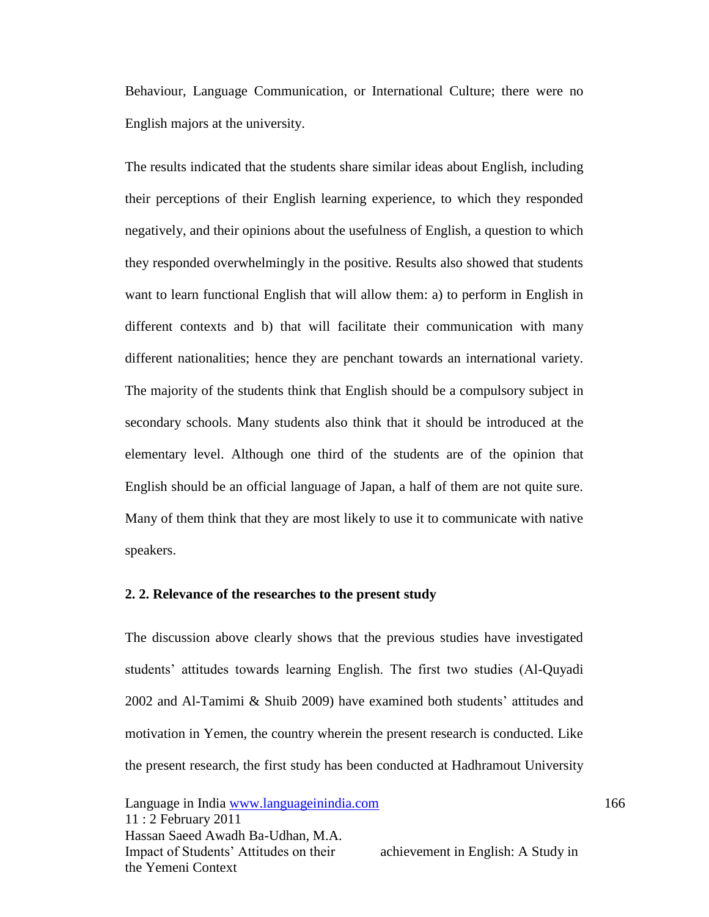Behaviour, Language Communication, or International Culture; there were no English majors at the university.

The results indicated that the students share similar ideas about English, including their perceptions of their English learning experience, to which they responded negatively, and their opinions about the usefulness of English, a question to which they responded overwhelmingly in the positive. Results also showed that students want to learn functional English that will allow them: a) to perform in English in different contexts and b) that will facilitate their communication with many different nationalities; hence they are penchant towards an international variety. The majority of the students think that English should be a compulsory subject in secondary schools. Many students also think that it should be introduced at the elementary level. Although one third of the students are of the opinion that English should be an official language of Japan, a half of them are not quite sure. Many of them think that they are most likely to use it to communicate with native speakers.

**2. 2. Relevance of the researches to the present study**

The discussion above clearly shows that the previous studies have investigated students' attitudes towards learning English. The first two studies (Al-Quyadi 2002 and Al-Tamimi & Shuib 2009) have examined both students' attitudes and motivation in Yemen, the country wherein the present research is conducted. Like the present research, the first study has been conducted at Hadhramout University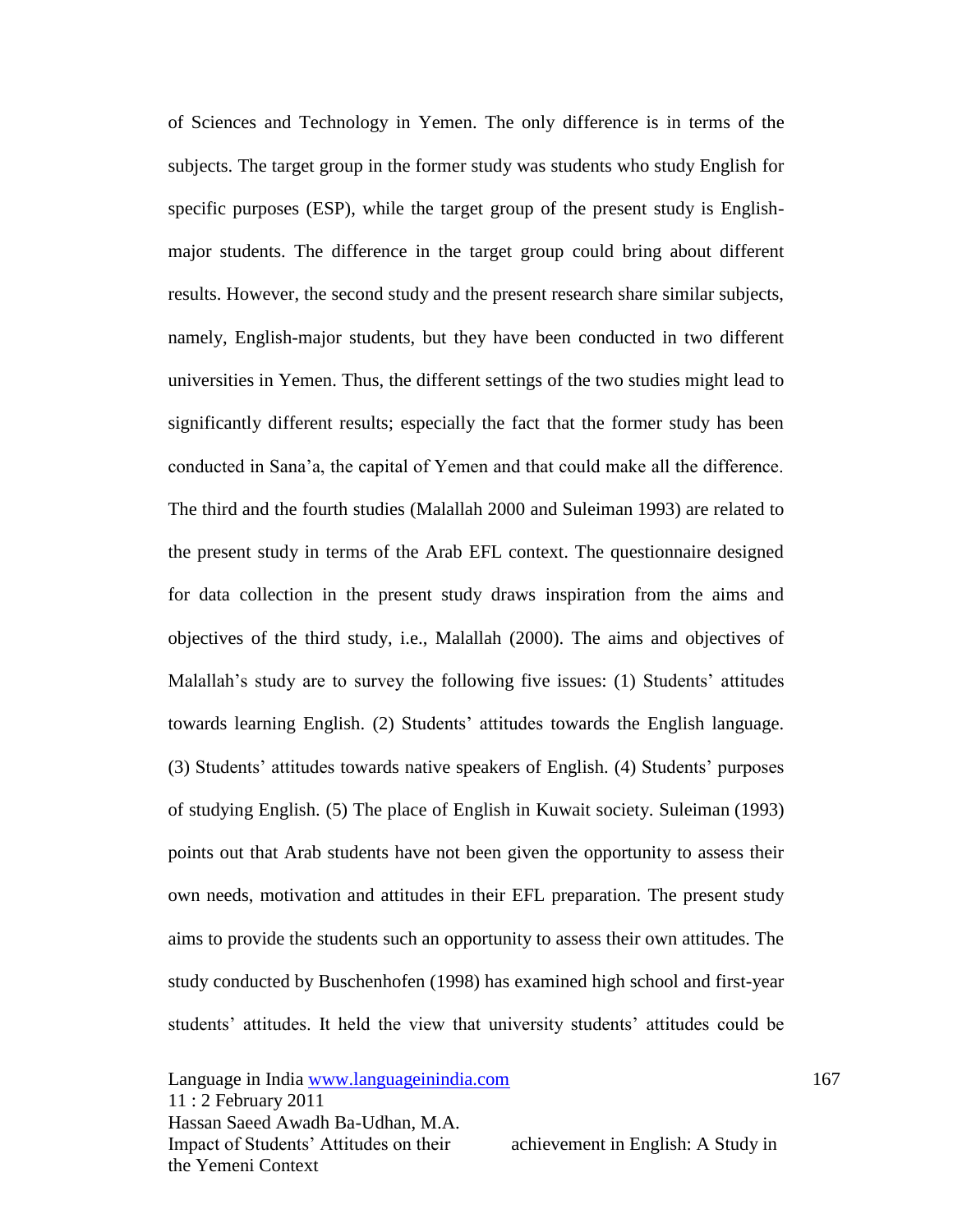of Sciences and Technology in Yemen. The only difference is in terms of the subjects. The target group in the former study was students who study English for specific purposes (ESP), while the target group of the present study is English-major students. The difference in the target group could bring about different results. However, the second study and the present research share similar subjects, namely, English-major students, but they have been conducted in two different universities in Yemen. Thus, the different settings of the two studies might lead to significantly different results; especially the fact that the former study has been conducted in Sana'a, the capital of Yemen and that could make all the difference. The third and the fourth studies (Malallah 2000 and Suleiman 1993) are related to the present study in terms of the Arab EFL context. The questionnaire designed for data collection in the present study draws inspiration from the aims and objectives of the third study, i.e., Malallah (2000). The aims and objectives of Malallah's study are to survey the following five issues: (1) Students' attitudes towards learning English. (2) Students' attitudes towards the English language. (3) Students' attitudes towards native speakers of English. (4) Students' purposes of studying English. (5) The place of English in Kuwait society. Suleiman (1993) points out that Arab students have not been given the opportunity to assess their own needs, motivation and attitudes in their EFL preparation. The present study aims to provide the students such an opportunity to assess their own attitudes. The study conducted by Buschenhofen (1998) has examined high school and first-year students' attitudes. It held the view that university students' attitudes could be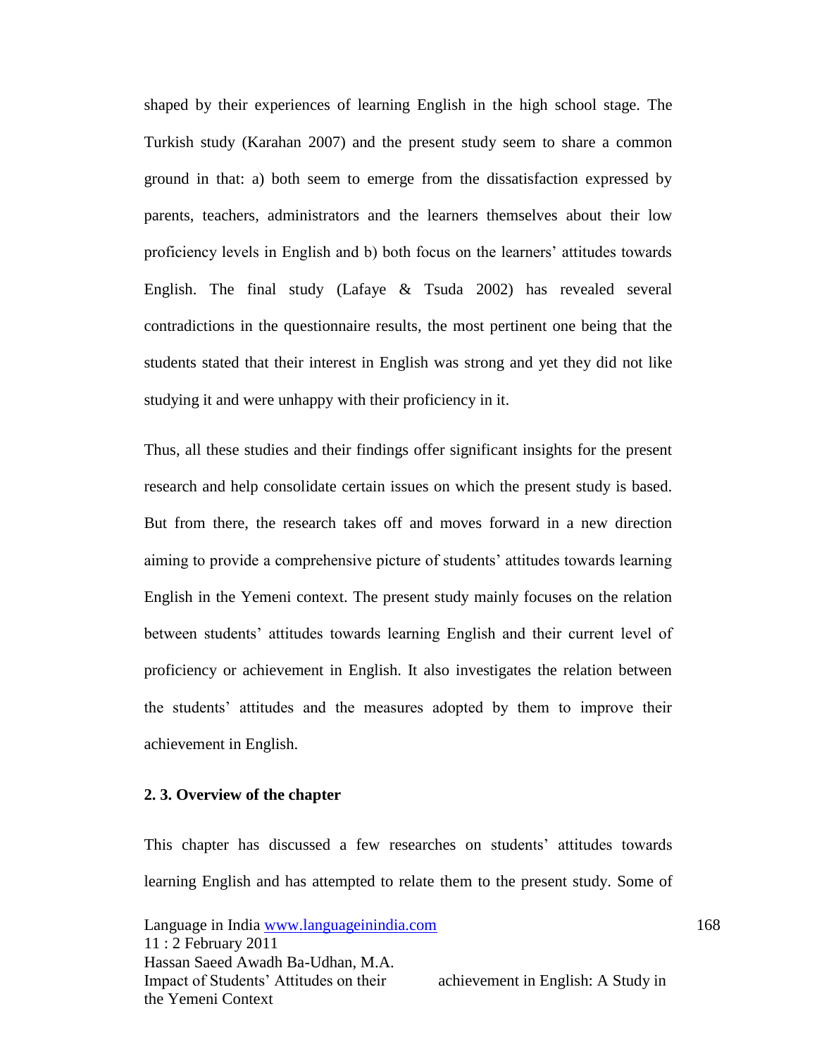shaped by their experiences of learning English in the high school stage. The Turkish study (Karahan 2007) and the present study seem to share a common ground in that: a) both seem to emerge from the dissatisfaction expressed by parents, teachers, administrators and the learners themselves about their low proficiency levels in English and b) both focus on the learners' attitudes towards English. The final study (Lafaye & Tsuda 2002) has revealed several contradictions in the questionnaire results, the most pertinent one being that the students stated that their interest in English was strong and yet they did not like studying it and were unhappy with their proficiency in it.

Thus, all these studies and their findings offer significant insights for the present research and help consolidate certain issues on which the present study is based. But from there, the research takes off and moves forward in a new direction aiming to provide a comprehensive picture of students' attitudes towards learning English in the Yemeni context. The present study mainly focuses on the relation between students' attitudes towards learning English and their current level of proficiency or achievement in English. It also investigates the relation between the students' attitudes and the measures adopted by them to improve their achievement in English.

### 2. 3. Overview of the chapter

This chapter has discussed a few researches on students' attitudes towards learning English and has attempted to relate them to the present study. Some of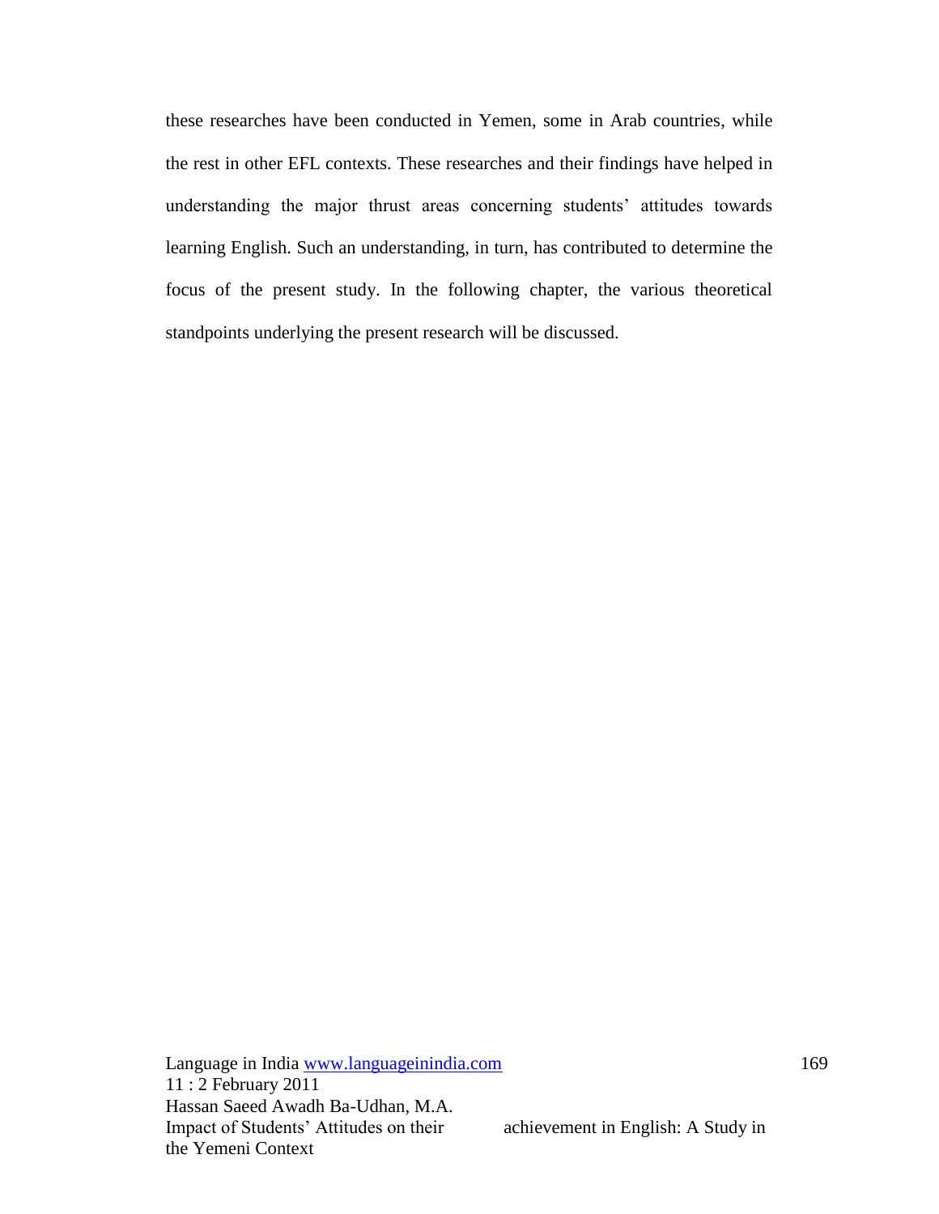these researches have been conducted in Yemen, some in Arab countries, while the rest in other EFL contexts. These researches and their findings have helped in understanding the major thrust areas concerning students' attitudes towards learning English. Such an understanding, in turn, has contributed to determine the focus of the present study. In the following chapter, the various theoretical standpoints underlying the present research will be discussed.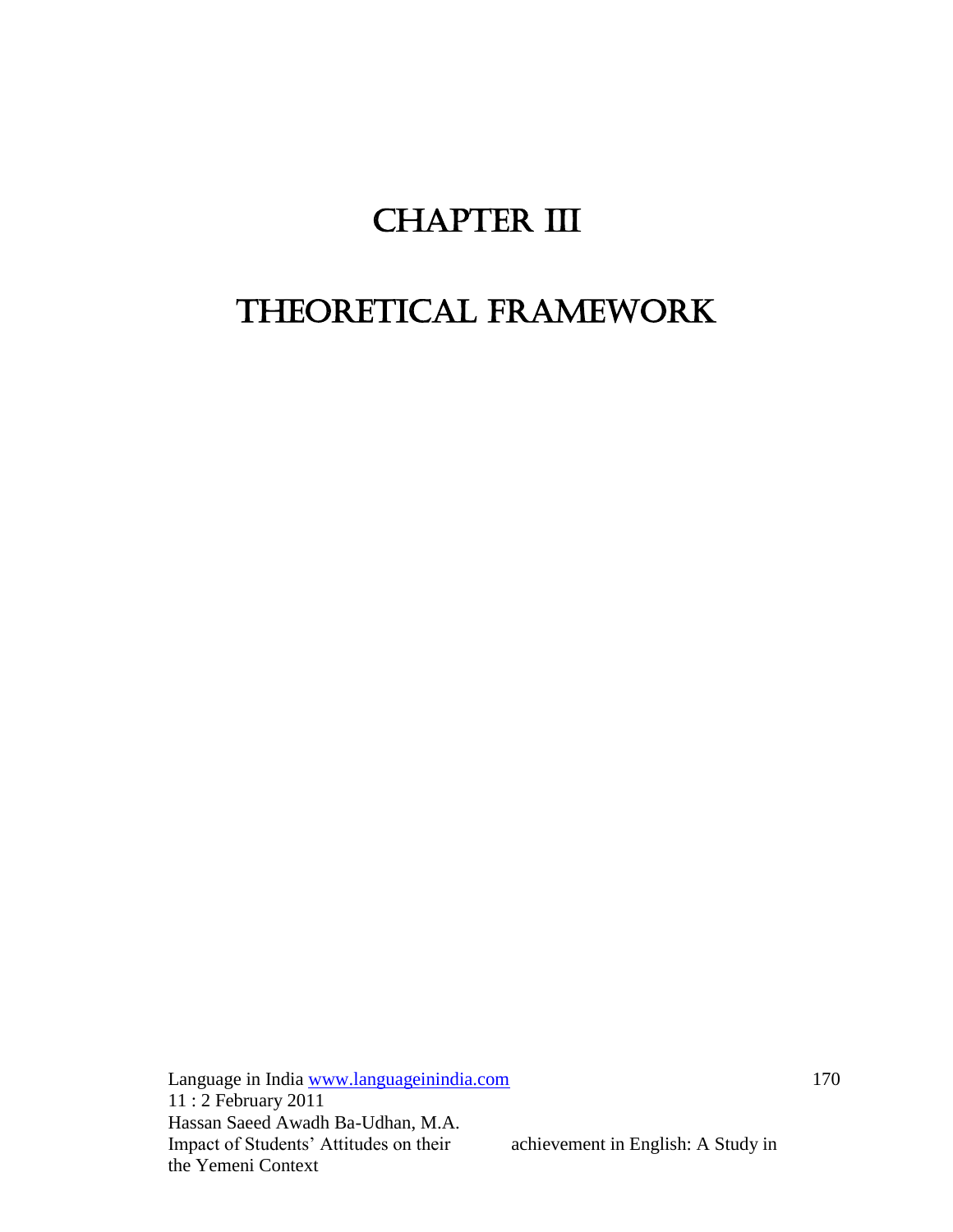# CHAPTER III

# THEORETICAL FRAMEWORK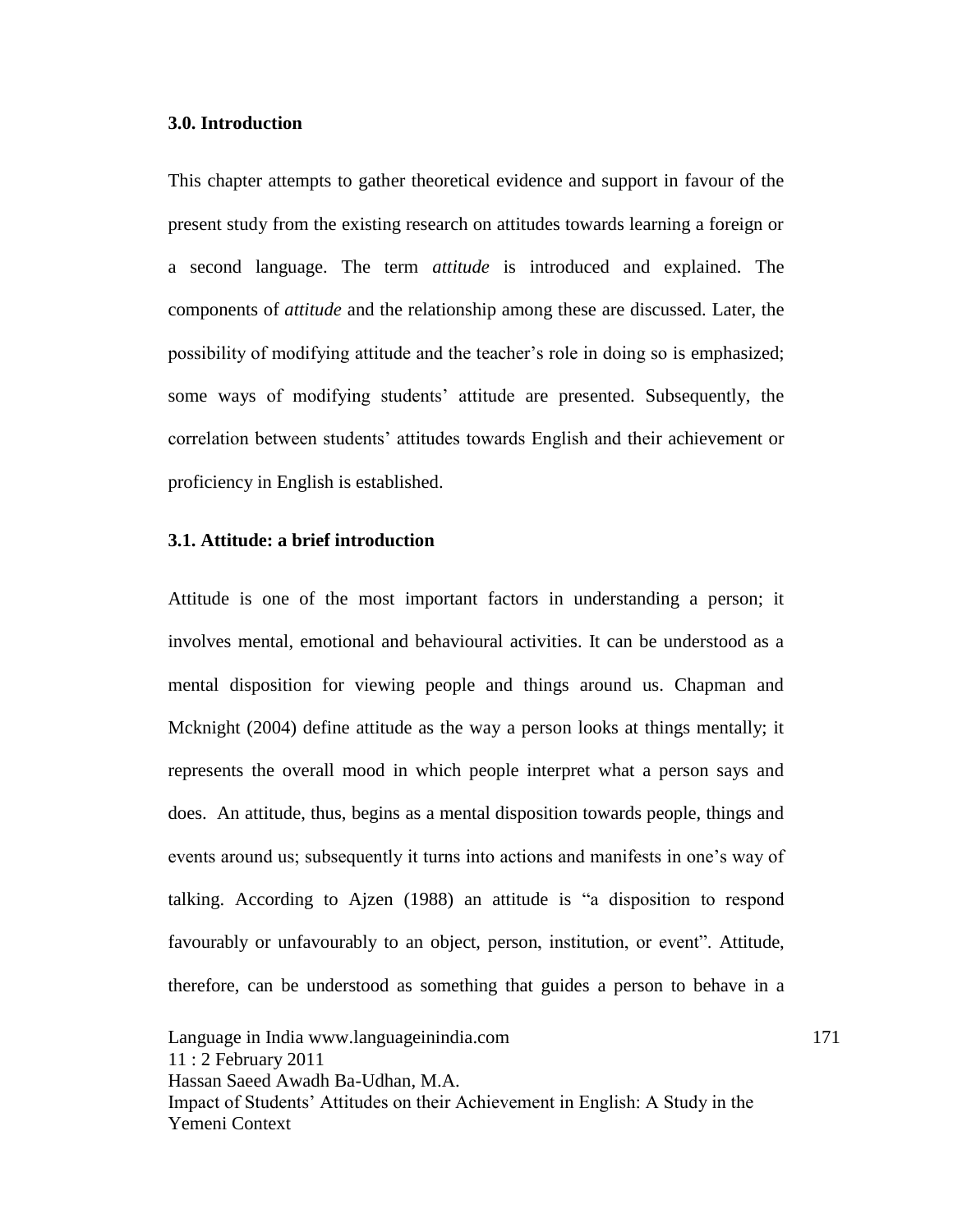### 3.0. Introduction

This chapter attempts to gather theoretical evidence and support in favour of the present study from the existing research on attitudes towards learning a foreign or a second language. The term *attitude* is introduced and explained. The components of *attitude* and the relationship among these are discussed. Later, the possibility of modifying attitude and the teacher's role in doing so is emphasized; some ways of modifying students' attitude are presented. Subsequently, the correlation between students' attitudes towards English and their achievement or proficiency in English is established.

### 3.1. Attitude: a brief introduction

Attitude is one of the most important factors in understanding a person; it involves mental, emotional and behavioural activities. It can be understood as a mental disposition for viewing people and things around us. Chapman and Mcknight (2004) define attitude as the way a person looks at things mentally; it represents the overall mood in which people interpret what a person says and does. An attitude, thus, begins as a mental disposition towards people, things and events around us; subsequently it turns into actions and manifests in one's way of talking. According to Ajzen (1988) an attitude is "a disposition to respond favourably or unfavourably to an object, person, institution, or event". Attitude, therefore, can be understood as something that guides a person to behave in a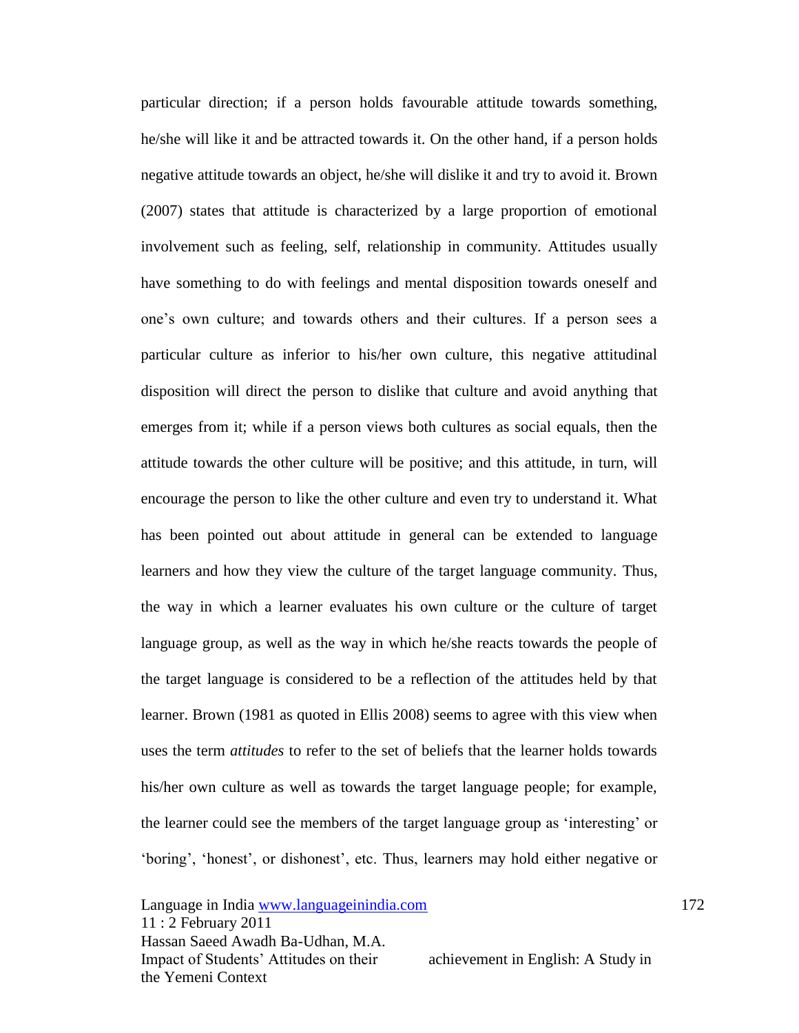particular direction; if a person holds favourable attitude towards something, he/she will like it and be attracted towards it. On the other hand, if a person holds negative attitude towards an object, he/she will dislike it and try to avoid it. Brown (2007) states that attitude is characterized by a large proportion of emotional involvement such as feeling, self, relationship in community. Attitudes usually have something to do with feelings and mental disposition towards oneself and one's own culture; and towards others and their cultures. If a person sees a particular culture as inferior to his/her own culture, this negative attitudinal disposition will direct the person to dislike that culture and avoid anything that emerges from it; while if a person views both cultures as social equals, then the attitude towards the other culture will be positive; and this attitude, in turn, will encourage the person to like the other culture and even try to understand it. What has been pointed out about attitude in general can be extended to language learners and how they view the culture of the target language community. Thus, the way in which a learner evaluates his own culture or the culture of target language group, as well as the way in which he/she reacts towards the people of the target language is considered to be a reflection of the attitudes held by that learner. Brown (1981 as quoted in Ellis 2008) seems to agree with this view when uses the term *attitudes* to refer to the set of beliefs that the learner holds towards his/her own culture as well as towards the target language people; for example, the learner could see the members of the target language group as 'interesting' or 'boring', 'honest', or dishonest', etc. Thus, learners may hold either negative or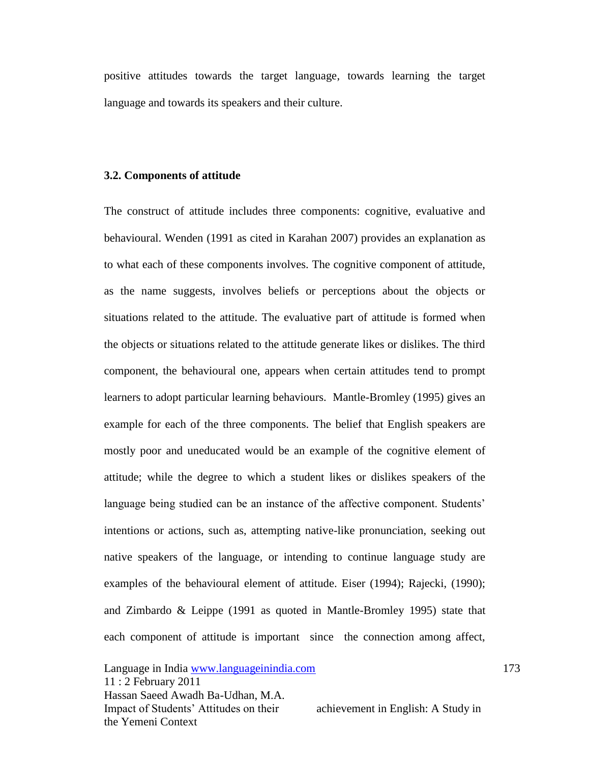positive attitudes towards the target language, towards learning the target language and towards its speakers and their culture.

### 3.2. Components of attitude

The construct of attitude includes three components: cognitive, evaluative and behavioural. Wenden (1991 as cited in Karahan 2007) provides an explanation as to what each of these components involves. The cognitive component of attitude, as the name suggests, involves beliefs or perceptions about the objects or situations related to the attitude. The evaluative part of attitude is formed when the objects or situations related to the attitude generate likes or dislikes. The third component, the behavioural one, appears when certain attitudes tend to prompt learners to adopt particular learning behaviours. Mantle-Bromley (1995) gives an example for each of the three components. The belief that English speakers are mostly poor and uneducated would be an example of the cognitive element of attitude; while the degree to which a student likes or dislikes speakers of the language being studied can be an instance of the affective component. Students' intentions or actions, such as, attempting native-like pronunciation, seeking out native speakers of the language, or intending to continue language study are examples of the behavioural element of attitude. Eiser (1994); Rajecki, (1990); and Zimbardo & Leippe (1991 as quoted in Mantle-Bromley 1995) state that each component of attitude is important since the connection among affect,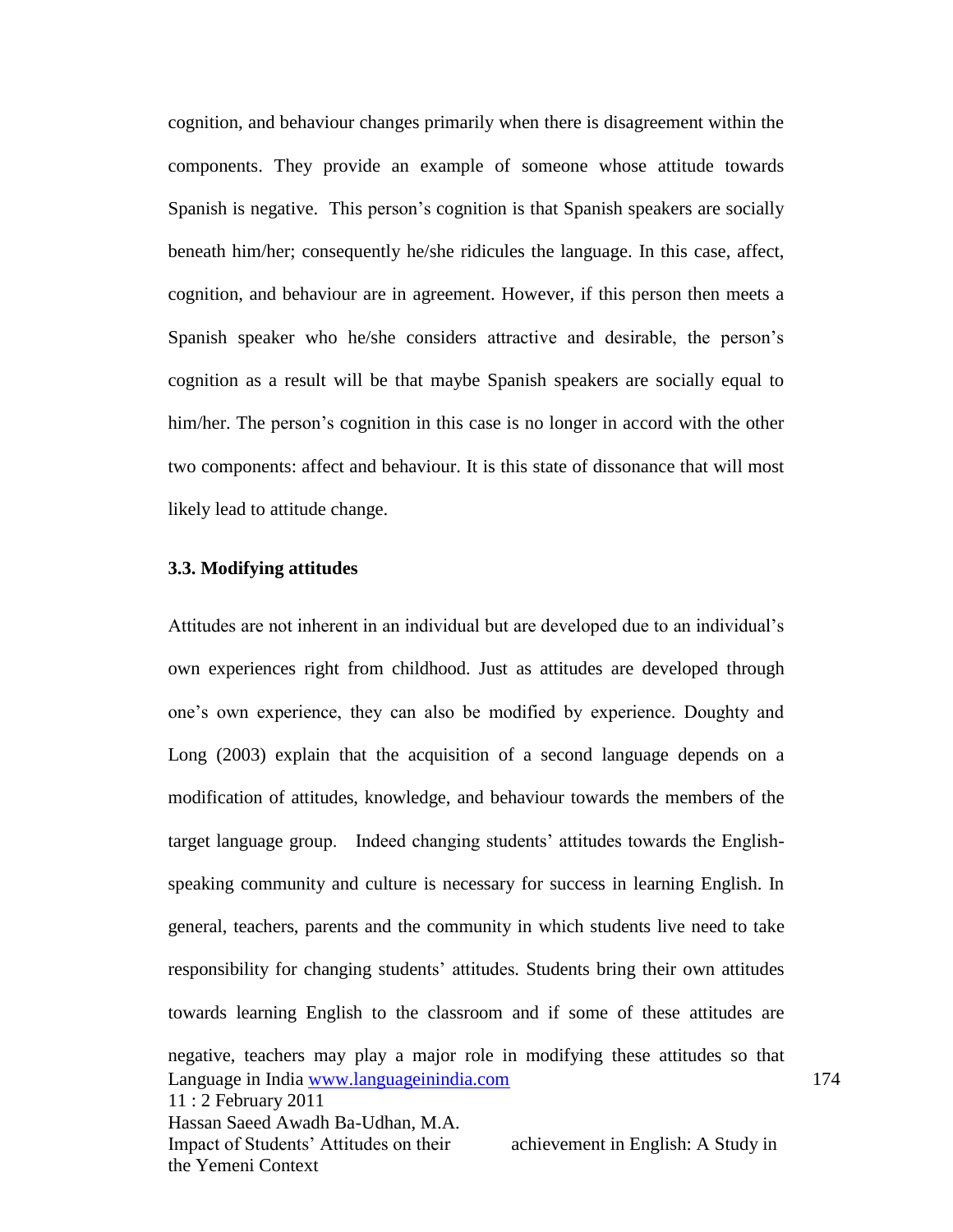cognition, and behaviour changes primarily when there is disagreement within the components. They provide an example of someone whose attitude towards Spanish is negative. This person's cognition is that Spanish speakers are socially beneath him/her; consequently he/she ridicules the language. In this case, affect, cognition, and behaviour are in agreement. However, if this person then meets a Spanish speaker who he/she considers attractive and desirable, the person's cognition as a result will be that maybe Spanish speakers are socially equal to him/her. The person's cognition in this case is no longer in accord with the other two components: affect and behaviour. It is this state of dissonance that will most likely lead to attitude change.

### 3.3. Modifying attitudes

Attitudes are not inherent in an individual but are developed due to an individual's own experiences right from childhood. Just as attitudes are developed through one's own experience, they can also be modified by experience. Doughty and Long (2003) explain that the acquisition of a second language depends on a modification of attitudes, knowledge, and behaviour towards the members of the target language group. Indeed changing students' attitudes towards the English-speaking community and culture is necessary for success in learning English. In general, teachers, parents and the community in which students live need to take responsibility for changing students' attitudes. Students bring their own attitudes towards learning English to the classroom and if some of these attitudes are negative, teachers may play a major role in modifying these attitudes so that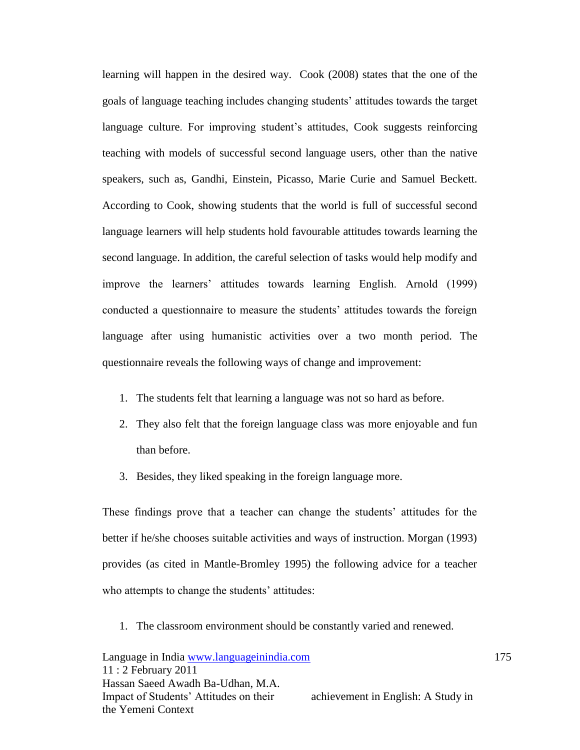learning will happen in the desired way. Cook (2008) states that the one of the goals of language teaching includes changing students' attitudes towards the target language culture. For improving student's attitudes, Cook suggests reinforcing teaching with models of successful second language users, other than the native speakers, such as, Gandhi, Einstein, Picasso, Marie Curie and Samuel Beckett. According to Cook, showing students that the world is full of successful second language learners will help students hold favourable attitudes towards learning the second language. In addition, the careful selection of tasks would help modify and improve the learners' attitudes towards learning English. Arnold (1999) conducted a questionnaire to measure the students' attitudes towards the foreign language after using humanistic activities over a two month period. The questionnaire reveals the following ways of change and improvement:

1. The students felt that learning a language was not so hard as before.
2. They also felt that the foreign language class was more enjoyable and fun than before.
3. Besides, they liked speaking in the foreign language more.

These findings prove that a teacher can change the students' attitudes for the better if he/she chooses suitable activities and ways of instruction. Morgan (1993) provides (as cited in Mantle-Bromley 1995) the following advice for a teacher who attempts to change the students' attitudes:

1. The classroom environment should be constantly varied and renewed.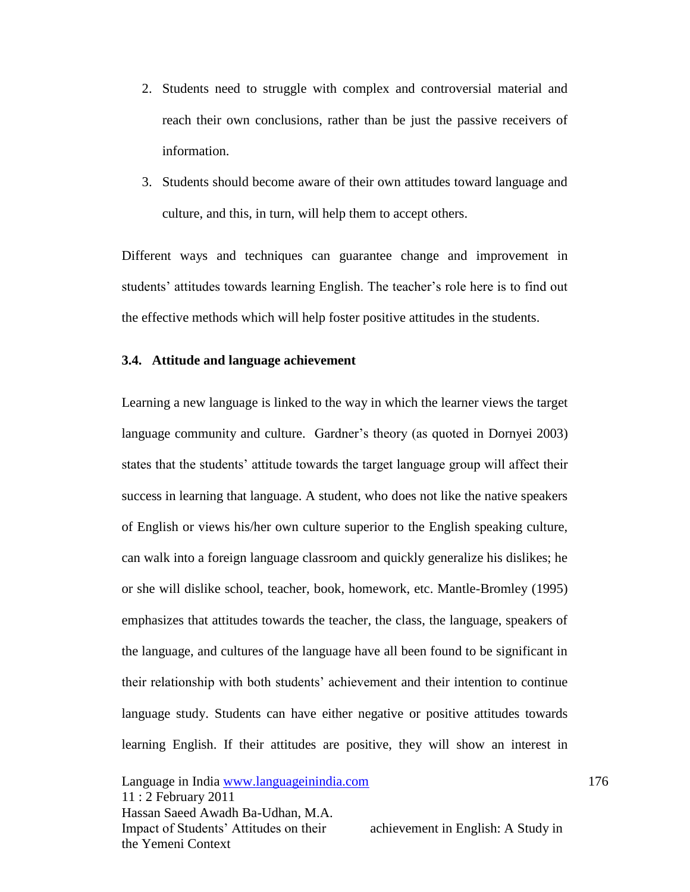2. Students need to struggle with complex and controversial material and reach their own conclusions, rather than be just the passive receivers of information.
3. Students should become aware of their own attitudes toward language and culture, and this, in turn, will help them to accept others.

Different ways and techniques can guarantee change and improvement in students' attitudes towards learning English. The teacher's role here is to find out the effective methods which will help foster positive attitudes in the students.

### 3.4. Attitude and language achievement

Learning a new language is linked to the way in which the learner views the target language community and culture. Gardner's theory (as quoted in Dornyei 2003) states that the students' attitude towards the target language group will affect their success in learning that language. A student, who does not like the native speakers of English or views his/her own culture superior to the English speaking culture, can walk into a foreign language classroom and quickly generalize his dislikes; he or she will dislike school, teacher, book, homework, etc. Mantle-Bromley (1995) emphasizes that attitudes towards the teacher, the class, the language, speakers of the language, and cultures of the language have all been found to be significant in their relationship with both students' achievement and their intention to continue language study. Students can have either negative or positive attitudes towards learning English. If their attitudes are positive, they will show an interest in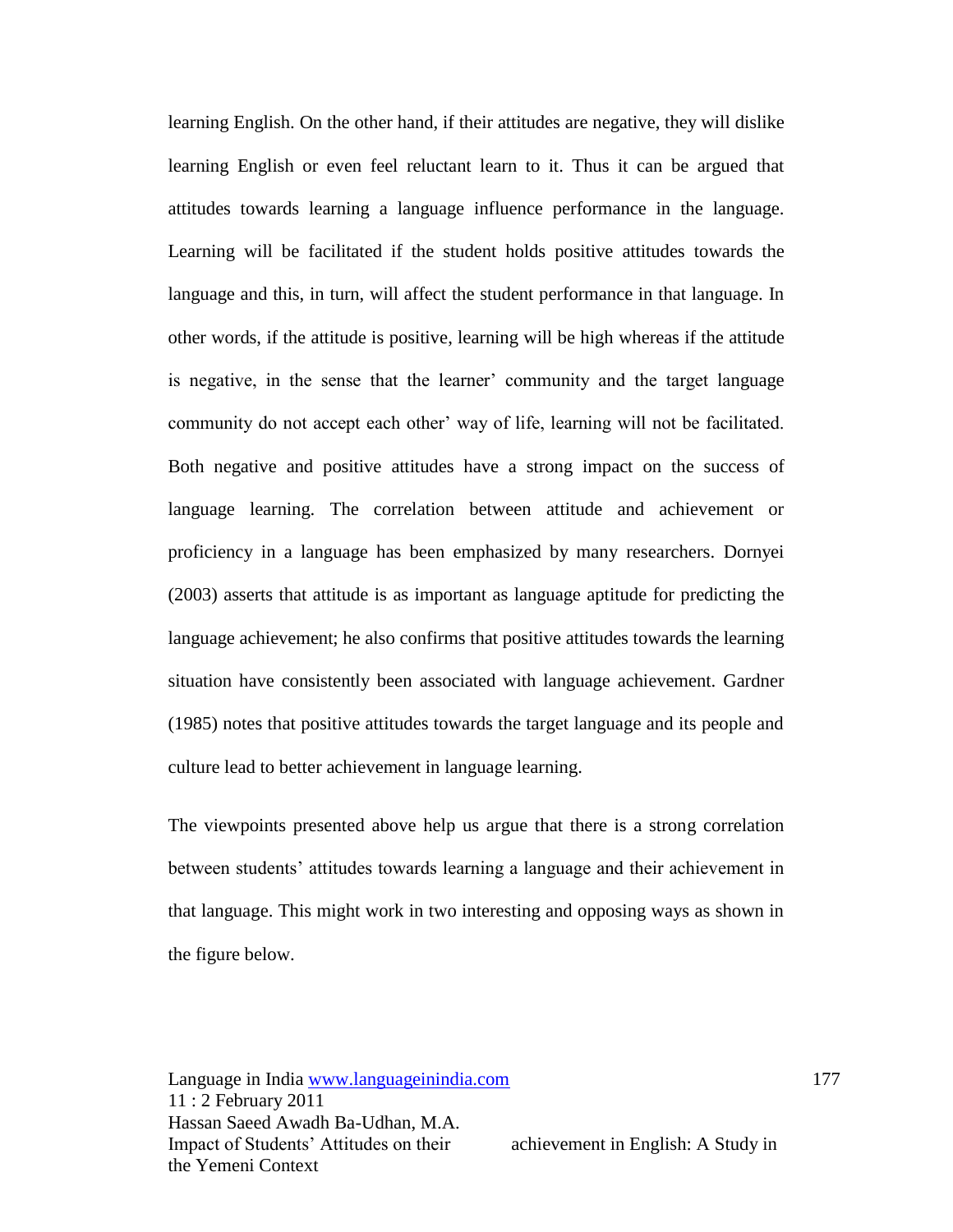learning English. On the other hand, if their attitudes are negative, they will dislike learning English or even feel reluctant learn to it. Thus it can be argued that attitudes towards learning a language influence performance in the language. Learning will be facilitated if the student holds positive attitudes towards the language and this, in turn, will affect the student performance in that language. In other words, if the attitude is positive, learning will be high whereas if the attitude is negative, in the sense that the learner' community and the target language community do not accept each other' way of life, learning will not be facilitated. Both negative and positive attitudes have a strong impact on the success of language learning. The correlation between attitude and achievement or proficiency in a language has been emphasized by many researchers. Dornyei (2003) asserts that attitude is as important as language aptitude for predicting the language achievement; he also confirms that positive attitudes towards the learning situation have consistently been associated with language achievement. Gardner (1985) notes that positive attitudes towards the target language and its people and culture lead to better achievement in language learning.

The viewpoints presented above help us argue that there is a strong correlation between students' attitudes towards learning a language and their achievement in that language. This might work in two interesting and opposing ways as shown in the figure below.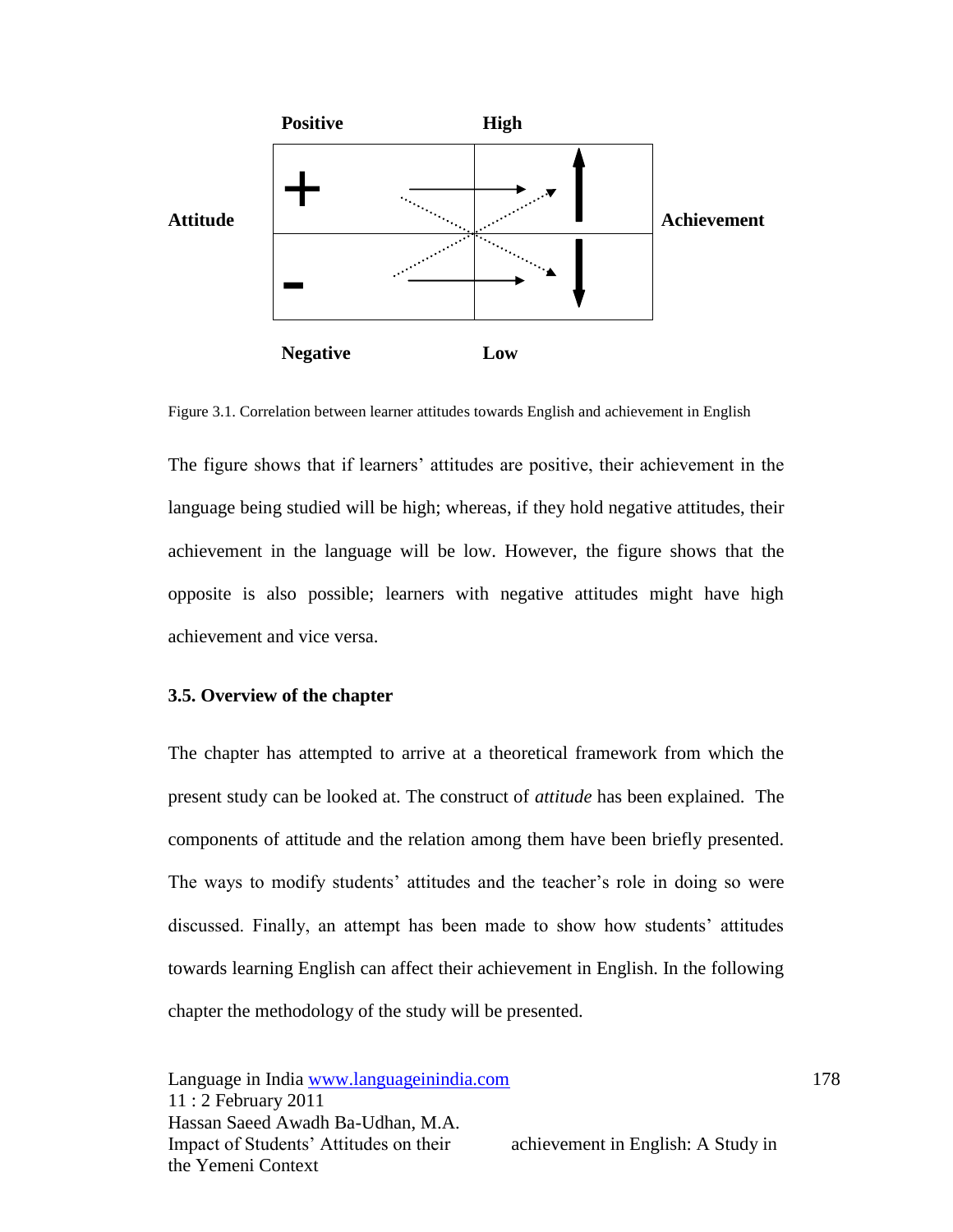Figure 3.1. Correlation between learner attitudes towards English and achievement in English

The figure shows that if learners' attitudes are positive, their achievement in the language being studied will be high; whereas, if they hold negative attitudes, their achievement in the language will be low. However, the figure shows that the opposite is also possible; learners with negative attitudes might have high achievement and vice versa.

### 3.5. Overview of the chapter

The chapter has attempted to arrive at a theoretical framework from which the present study can be looked at. The construct of *attitude* has been explained. The components of attitude and the relation among them have been briefly presented. The ways to modify students' attitudes and the teacher's role in doing so were discussed. Finally, an attempt has been made to show how students' attitudes towards learning English can affect their achievement in English. In the following chapter the methodology of the study will be presented.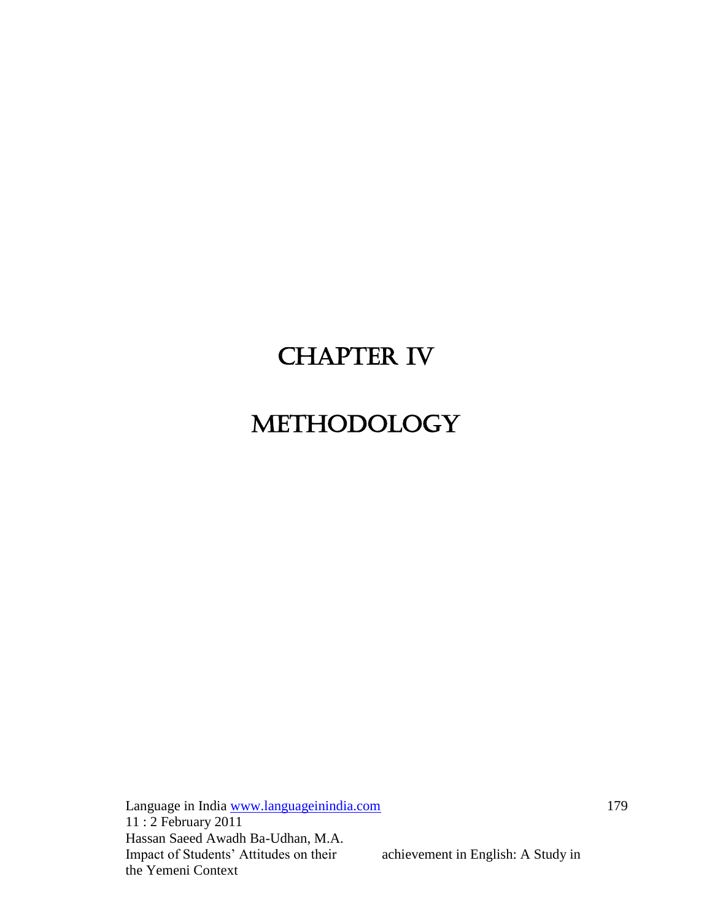# CHAPTER IV

# METHODOLOGY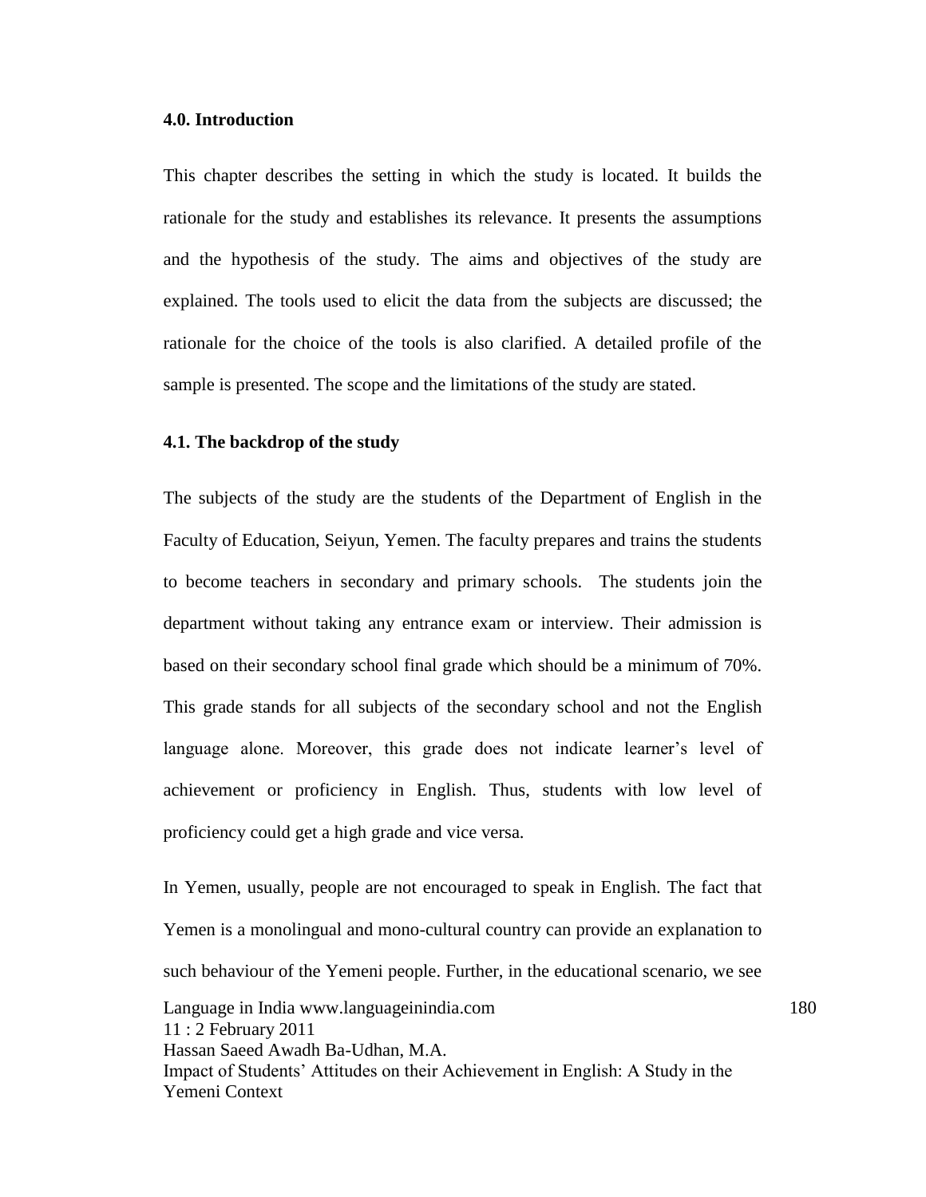### 4.0. Introduction

This chapter describes the setting in which the study is located. It builds the rationale for the study and establishes its relevance. It presents the assumptions and the hypothesis of the study. The aims and objectives of the study are explained. The tools used to elicit the data from the subjects are discussed; the rationale for the choice of the tools is also clarified. A detailed profile of the sample is presented. The scope and the limitations of the study are stated.

### 4.1. The backdrop of the study

The subjects of the study are the students of the Department of English in the Faculty of Education, Seiyun, Yemen. The faculty prepares and trains the students to become teachers in secondary and primary schools. The students join the department without taking any entrance exam or interview. Their admission is based on their secondary school final grade which should be a minimum of 70%. This grade stands for all subjects of the secondary school and not the English language alone. Moreover, this grade does not indicate learner's level of achievement or proficiency in English. Thus, students with low level of proficiency could get a high grade and vice versa.

In Yemen, usually, people are not encouraged to speak in English. The fact that Yemen is a monolingual and mono-cultural country can provide an explanation to such behaviour of the Yemeni people. Further, in the educational scenario, we see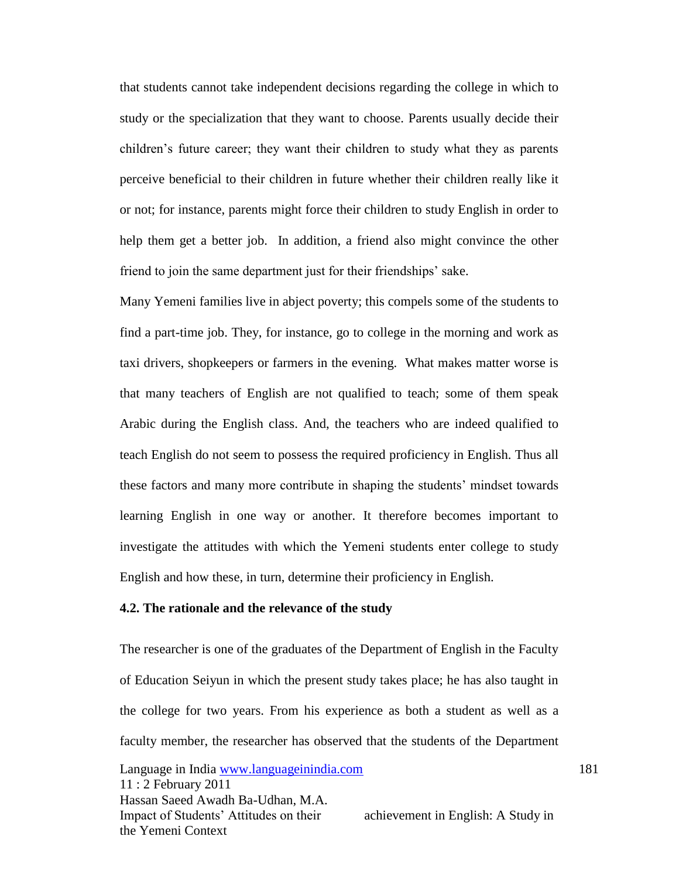that students cannot take independent decisions regarding the college in which to study or the specialization that they want to choose. Parents usually decide their children's future career; they want their children to study what they as parents perceive beneficial to their children in future whether their children really like it or not; for instance, parents might force their children to study English in order to help them get a better job. In addition, a friend also might convince the other friend to join the same department just for their friendships' sake.

Many Yemeni families live in abject poverty; this compels some of the students to find a part-time job. They, for instance, go to college in the morning and work as taxi drivers, shopkeepers or farmers in the evening. What makes matter worse is that many teachers of English are not qualified to teach; some of them speak Arabic during the English class. And, the teachers who are indeed qualified to teach English do not seem to possess the required proficiency in English. Thus all these factors and many more contribute in shaping the students' mindset towards learning English in one way or another. It therefore becomes important to investigate the attitudes with which the Yemeni students enter college to study English and how these, in turn, determine their proficiency in English.

**4.2. The rationale and the relevance of the study**

The researcher is one of the graduates of the Department of English in the Faculty of Education Seiyun in which the present study takes place; he has also taught in the college for two years. From his experience as both a student as well as a faculty member, the researcher has observed that the students of the Department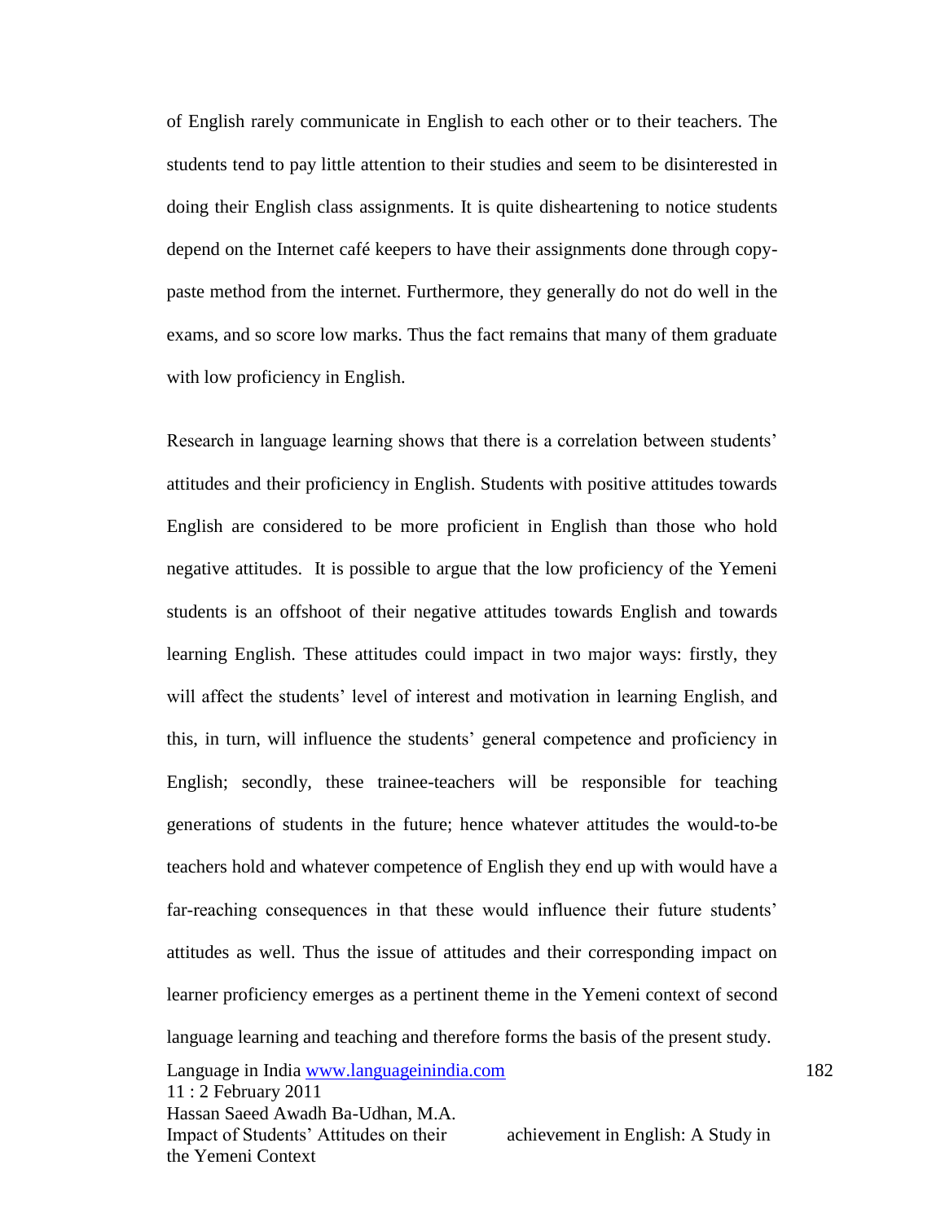of English rarely communicate in English to each other or to their teachers. The students tend to pay little attention to their studies and seem to be disinterested in doing their English class assignments. It is quite disheartening to notice students depend on the Internet café keepers to have their assignments done through copy-paste method from the internet. Furthermore, they generally do not do well in the exams, and so score low marks. Thus the fact remains that many of them graduate with low proficiency in English.

Research in language learning shows that there is a correlation between students' attitudes and their proficiency in English. Students with positive attitudes towards English are considered to be more proficient in English than those who hold negative attitudes. It is possible to argue that the low proficiency of the Yemeni students is an offshoot of their negative attitudes towards English and towards learning English. These attitudes could impact in two major ways: firstly, they will affect the students' level of interest and motivation in learning English, and this, in turn, will influence the students' general competence and proficiency in English; secondly, these trainee-teachers will be responsible for teaching generations of students in the future; hence whatever attitudes the would-to-be teachers hold and whatever competence of English they end up with would have a far-reaching consequences in that these would influence their future students' attitudes as well. Thus the issue of attitudes and their corresponding impact on learner proficiency emerges as a pertinent theme in the Yemeni context of second language learning and teaching and therefore forms the basis of the present study.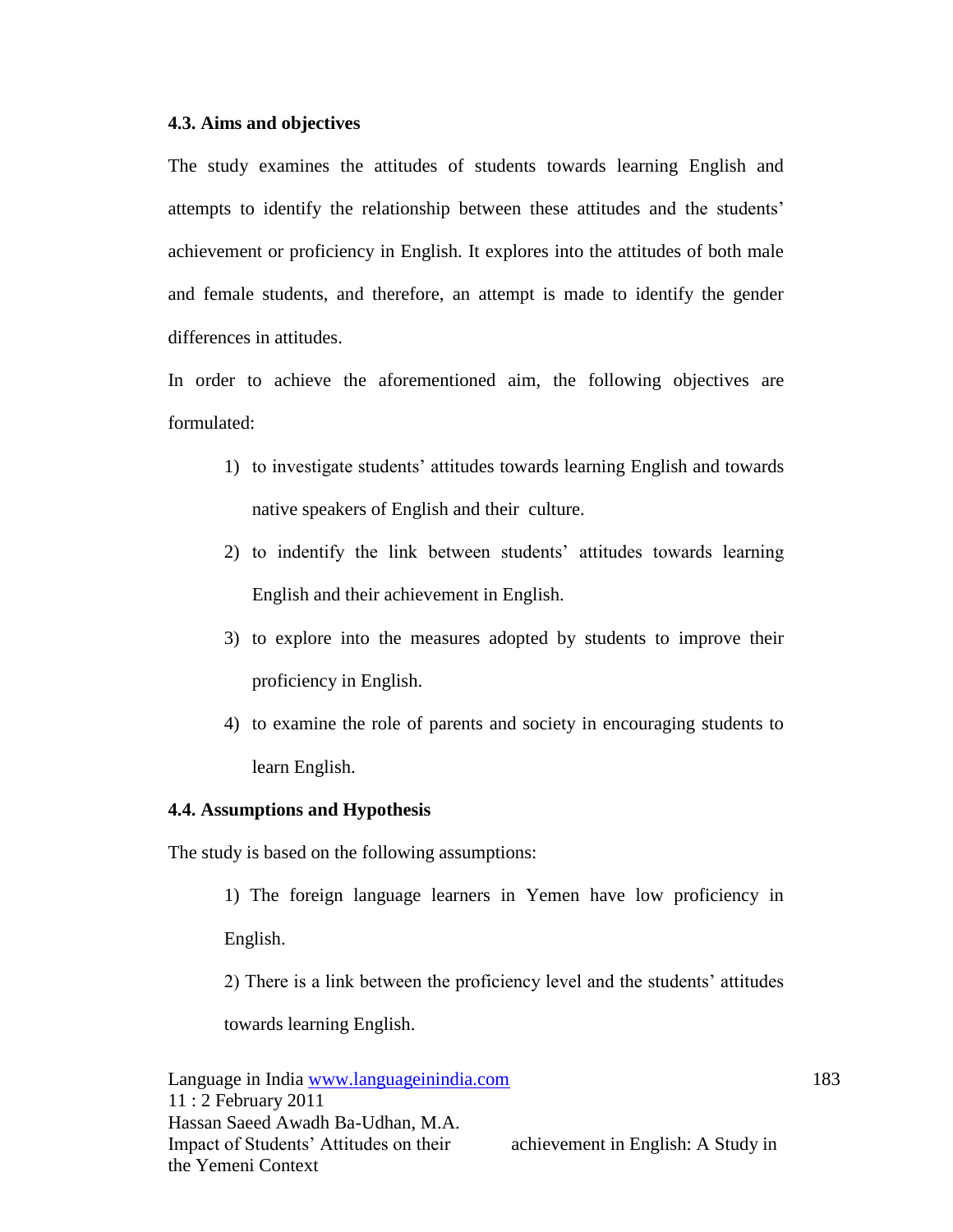### 4.3. Aims and objectives

The study examines the attitudes of students towards learning English and attempts to identify the relationship between these attitudes and the students' achievement or proficiency in English. It explores into the attitudes of both male and female students, and therefore, an attempt is made to identify the gender differences in attitudes.

In order to achieve the aforementioned aim, the following objectives are formulated:

1) to investigate students' attitudes towards learning English and towards native speakers of English and their culture.
2) to indentify the link between students' attitudes towards learning English and their achievement in English.
3) to explore into the measures adopted by students to improve their proficiency in English.
4) to examine the role of parents and society in encouraging students to learn English.

### 4.4. Assumptions and Hypothesis

The study is based on the following assumptions:

1) The foreign language learners in Yemen have low proficiency in English.

2) There is a link between the proficiency level and the students' attitudes towards learning English.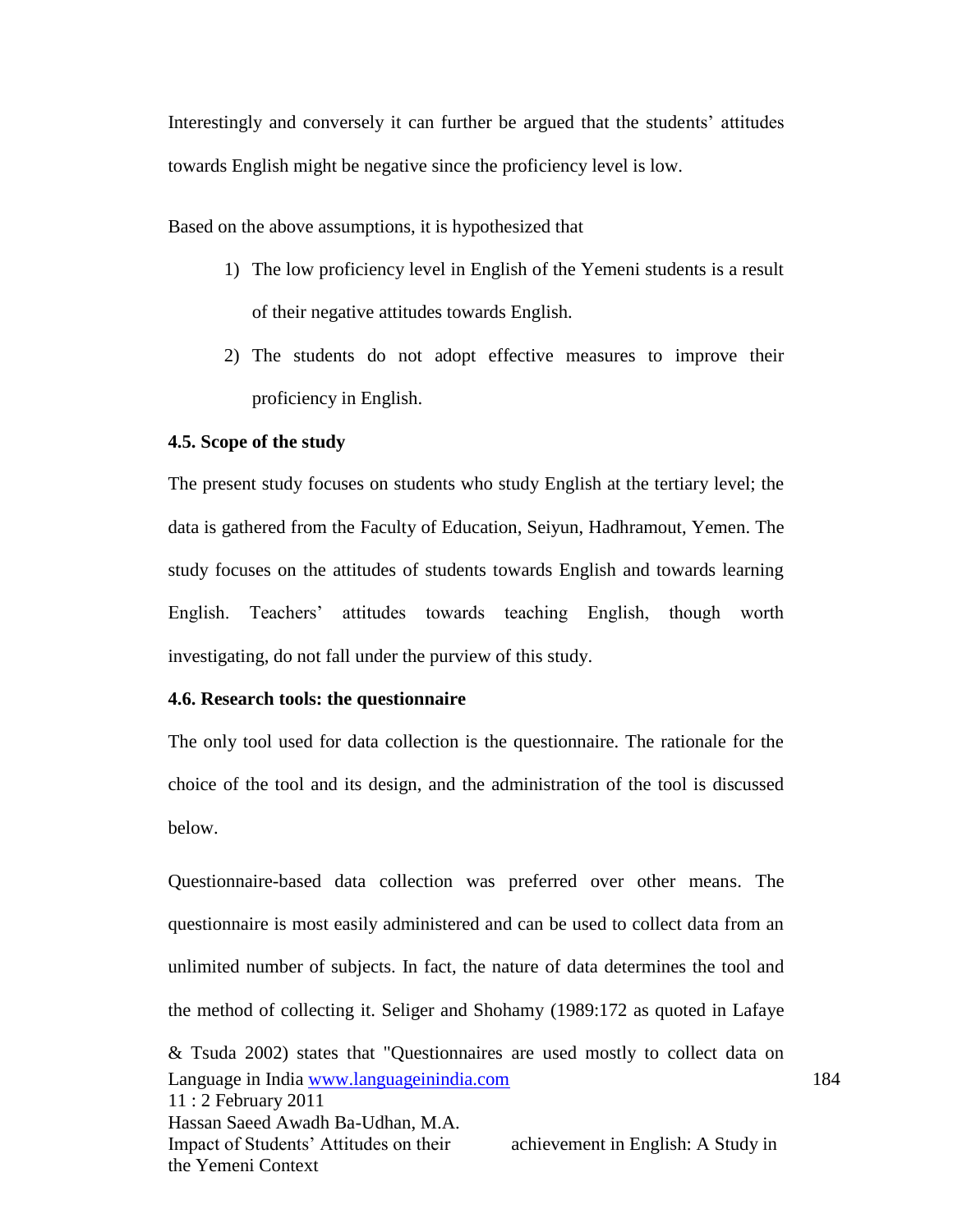Interestingly and conversely it can further be argued that the students' attitudes towards English might be negative since the proficiency level is low.

Based on the above assumptions, it is hypothesized that

1) The low proficiency level in English of the Yemeni students is a result of their negative attitudes towards English.
2) The students do not adopt effective measures to improve their proficiency in English.

### 4.5. Scope of the study

The present study focuses on students who study English at the tertiary level; the data is gathered from the Faculty of Education, Seiyun, Hadhramout, Yemen. The study focuses on the attitudes of students towards English and towards learning English. Teachers' attitudes towards teaching English, though worth investigating, do not fall under the purview of this study.

### 4.6. Research tools: the questionnaire

The only tool used for data collection is the questionnaire. The rationale for the choice of the tool and its design, and the administration of the tool is discussed below.

Questionnaire-based data collection was preferred over other means. The questionnaire is most easily administered and can be used to collect data from an unlimited number of subjects. In fact, the nature of data determines the tool and the method of collecting it. Seliger and Shohamy (1989:172 as quoted in Lafaye & Tsuda 2002) states that "Questionnaires are used mostly to collect data on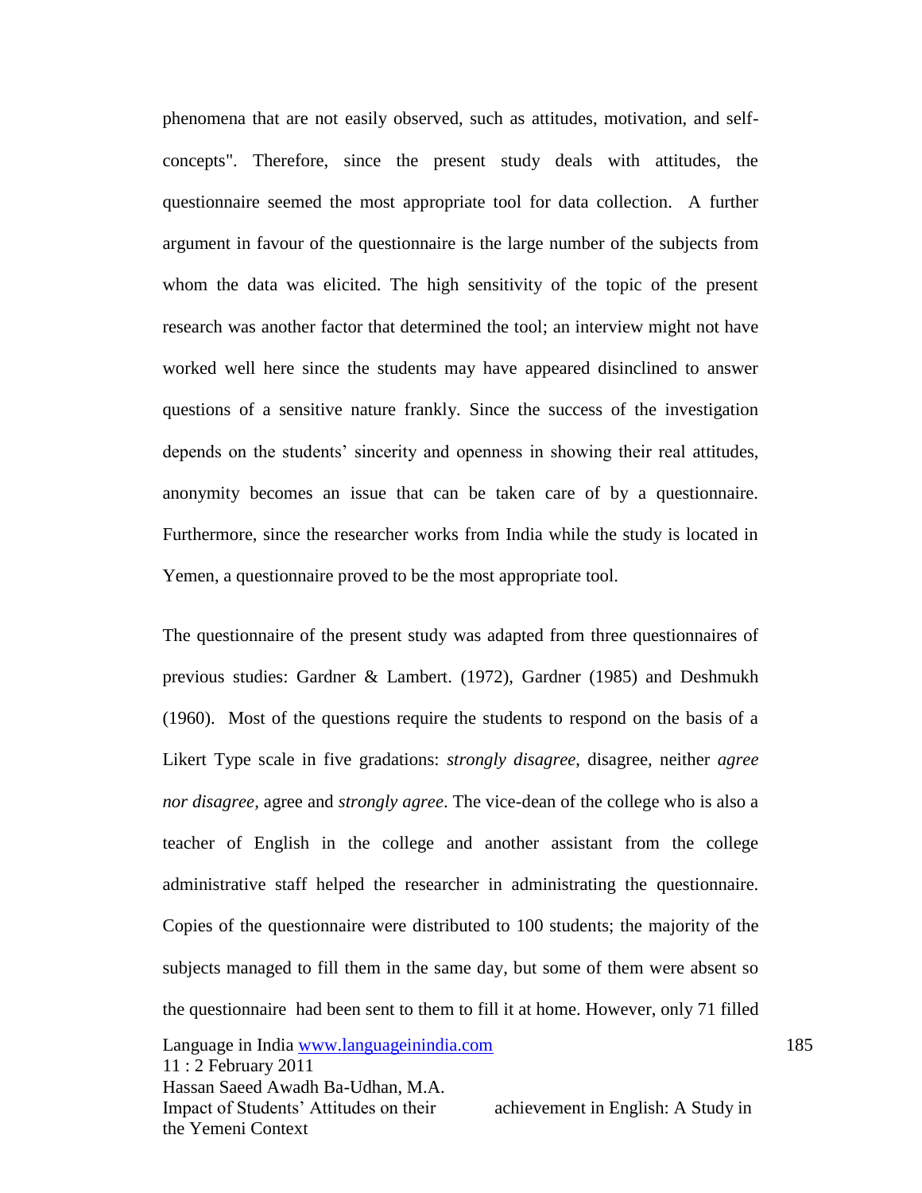phenomena that are not easily observed, such as attitudes, motivation, and self-concepts". Therefore, since the present study deals with attitudes, the questionnaire seemed the most appropriate tool for data collection. A further argument in favour of the questionnaire is the large number of the subjects from whom the data was elicited. The high sensitivity of the topic of the present research was another factor that determined the tool; an interview might not have worked well here since the students may have appeared disinclined to answer questions of a sensitive nature frankly. Since the success of the investigation depends on the students' sincerity and openness in showing their real attitudes, anonymity becomes an issue that can be taken care of by a questionnaire. Furthermore, since the researcher works from India while the study is located in Yemen, a questionnaire proved to be the most appropriate tool.

The questionnaire of the present study was adapted from three questionnaires of previous studies: Gardner & Lambert. (1972), Gardner (1985) and Deshmukh (1960). Most of the questions require the students to respond on the basis of a Likert Type scale in five gradations: *strongly disagree*, disagree, neither *agree nor disagree*, agree and *strongly agree*. The vice-dean of the college who is also a teacher of English in the college and another assistant from the college administrative staff helped the researcher in administrating the questionnaire. Copies of the questionnaire were distributed to 100 students; the majority of the subjects managed to fill them in the same day, but some of them were absent so the questionnaire had been sent to them to fill it at home. However, only 71 filled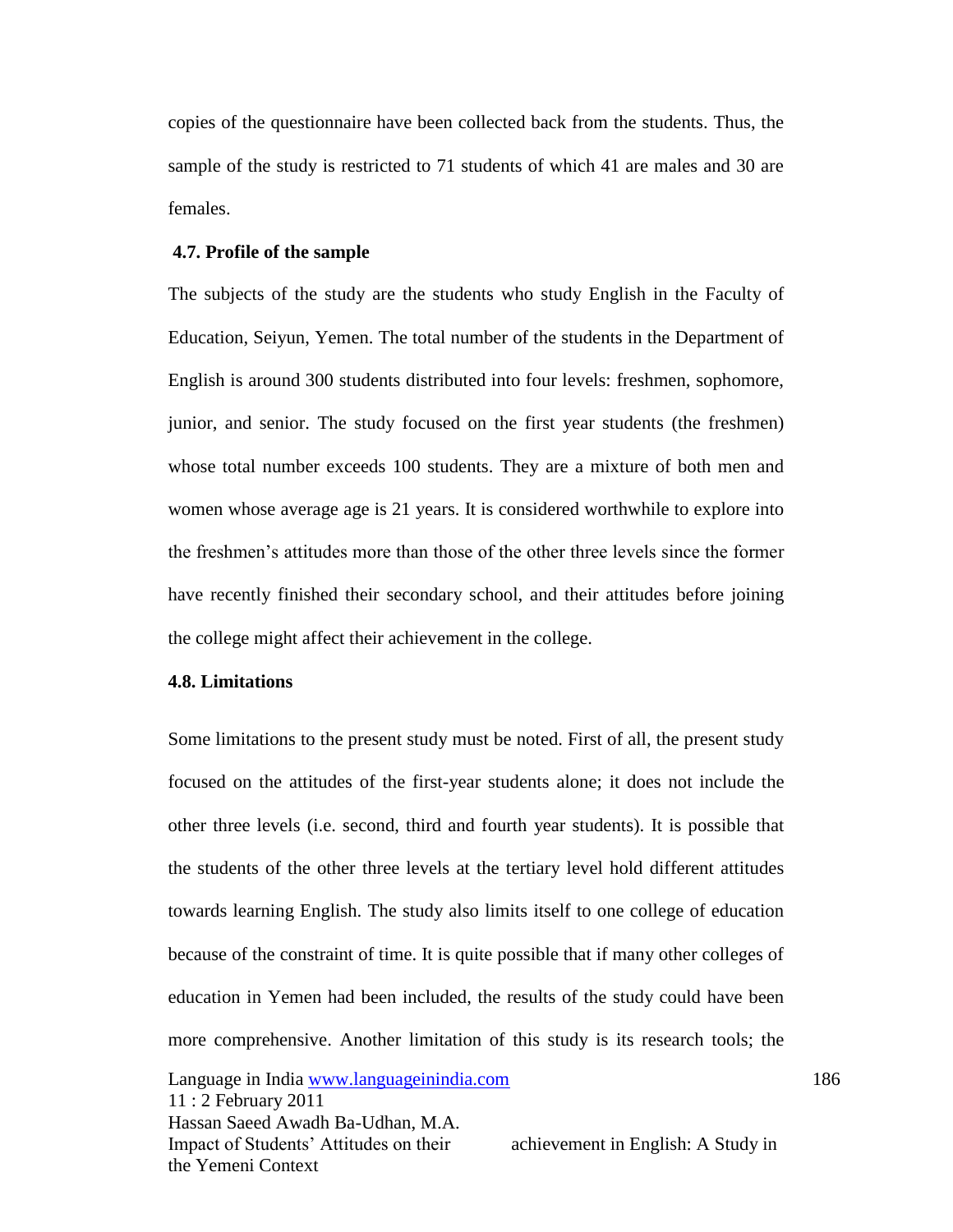copies of the questionnaire have been collected back from the students. Thus, the sample of the study is restricted to 71 students of which 41 are males and 30 are females.

### 4.7. Profile of the sample

The subjects of the study are the students who study English in the Faculty of Education, Seiyun, Yemen. The total number of the students in the Department of English is around 300 students distributed into four levels: freshmen, sophomore, junior, and senior. The study focused on the first year students (the freshmen) whose total number exceeds 100 students. They are a mixture of both men and women whose average age is 21 years. It is considered worthwhile to explore into the freshmen's attitudes more than those of the other three levels since the former have recently finished their secondary school, and their attitudes before joining the college might affect their achievement in the college.

### 4.8. Limitations

Some limitations to the present study must be noted. First of all, the present study focused on the attitudes of the first-year students alone; it does not include the other three levels (i.e. second, third and fourth year students). It is possible that the students of the other three levels at the tertiary level hold different attitudes towards learning English. The study also limits itself to one college of education because of the constraint of time. It is quite possible that if many other colleges of education in Yemen had been included, the results of the study could have been more comprehensive. Another limitation of this study is its research tools; the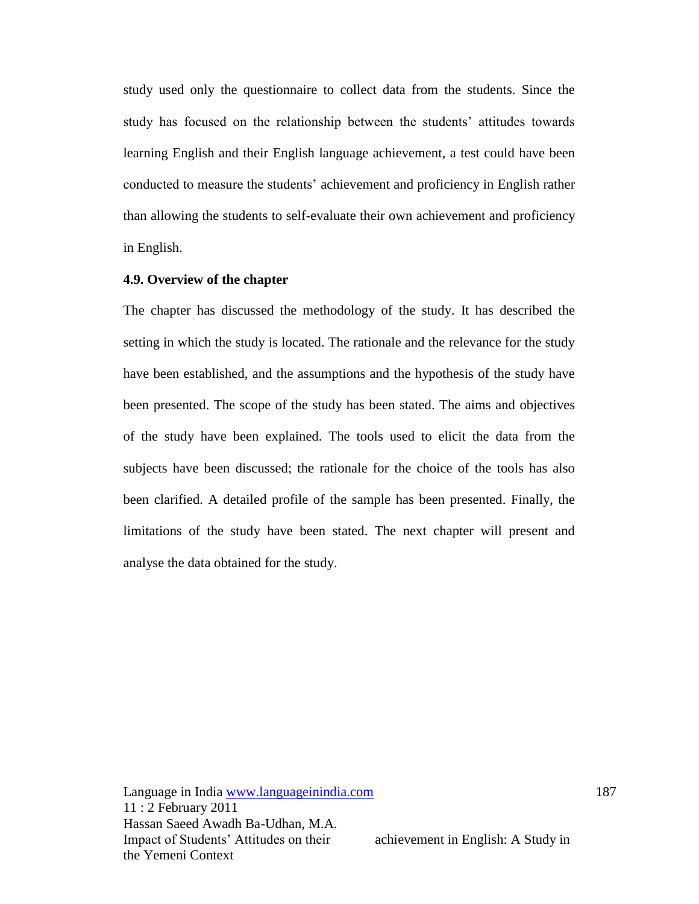study used only the questionnaire to collect data from the students. Since the study has focused on the relationship between the students' attitudes towards learning English and their English language achievement, a test could have been conducted to measure the students' achievement and proficiency in English rather than allowing the students to self-evaluate their own achievement and proficiency in English.

**4.9. Overview of the chapter**

The chapter has discussed the methodology of the study. It has described the setting in which the study is located. The rationale and the relevance for the study have been established, and the assumptions and the hypothesis of the study have been presented. The scope of the study has been stated. The aims and objectives of the study have been explained. The tools used to elicit the data from the subjects have been discussed; the rationale for the choice of the tools has also been clarified. A detailed profile of the sample has been presented. Finally, the limitations of the study have been stated. The next chapter will present and analyse the data obtained for the study.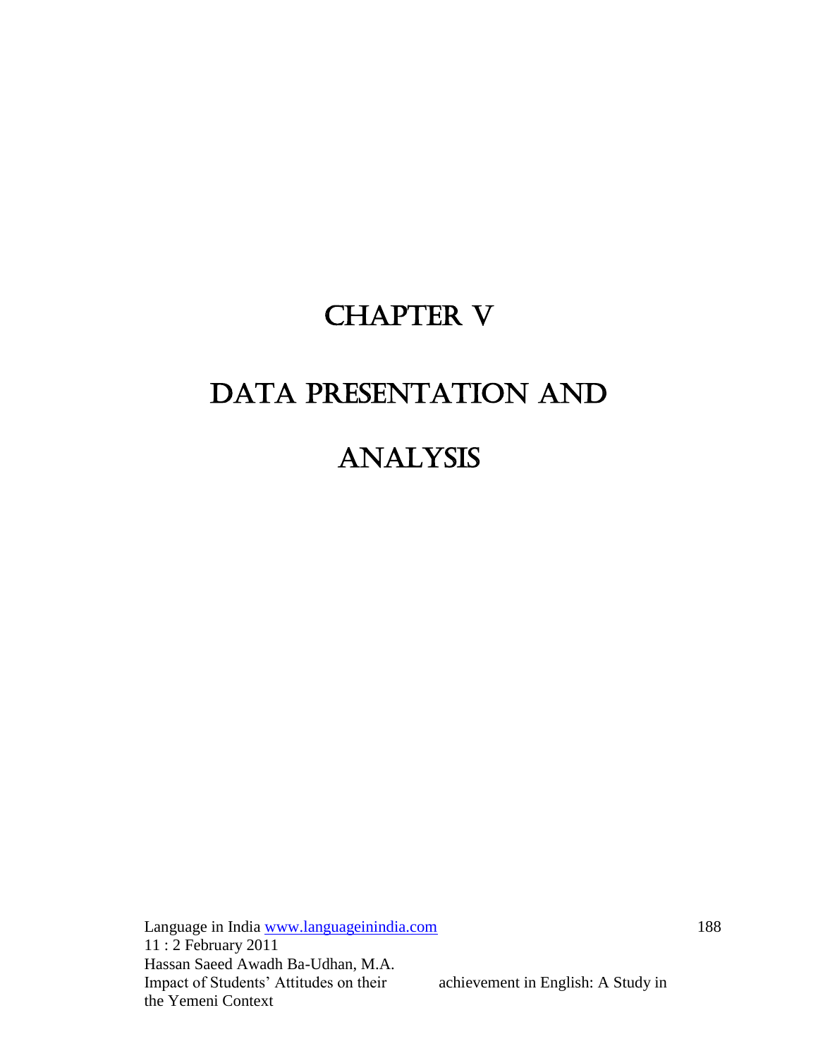# CHAPTER V

# DATA PRESENTATION AND ANALYSIS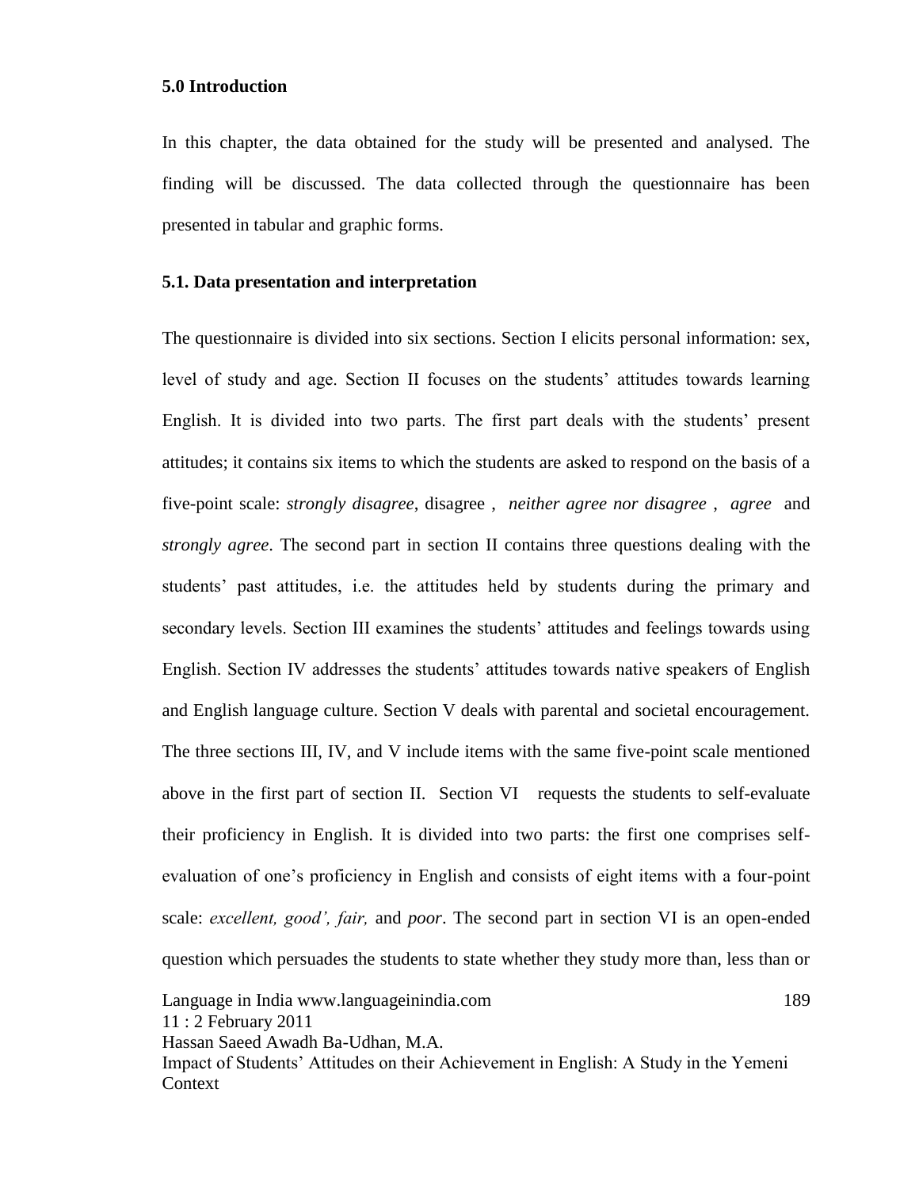**5.0 Introduction**

In this chapter, the data obtained for the study will be presented and analysed. The finding will be discussed. The data collected through the questionnaire has been presented in tabular and graphic forms.

**5.1. Data presentation and interpretation**

The questionnaire is divided into six sections. Section I elicits personal information: sex, level of study and age. Section II focuses on the students' attitudes towards learning English. It is divided into two parts. The first part deals with the students' present attitudes; it contains six items to which the students are asked to respond on the basis of a five-point scale: *strongly disagree*, disagree , *neither agree nor disagree* , *agree* and *strongly agree*. The second part in section II contains three questions dealing with the students' past attitudes, i.e. the attitudes held by students during the primary and secondary levels. Section III examines the students' attitudes and feelings towards using English. Section IV addresses the students' attitudes towards native speakers of English and English language culture. Section V deals with parental and societal encouragement. The three sections III, IV, and V include items with the same five-point scale mentioned above in the first part of section II. Section VI requests the students to self-evaluate their proficiency in English. It is divided into two parts: the first one comprises self-evaluation of one's proficiency in English and consists of eight items with a four-point scale: *excellent, good', fair,* and *poor*. The second part in section VI is an open-ended question which persuades the students to state whether they study more than, less than or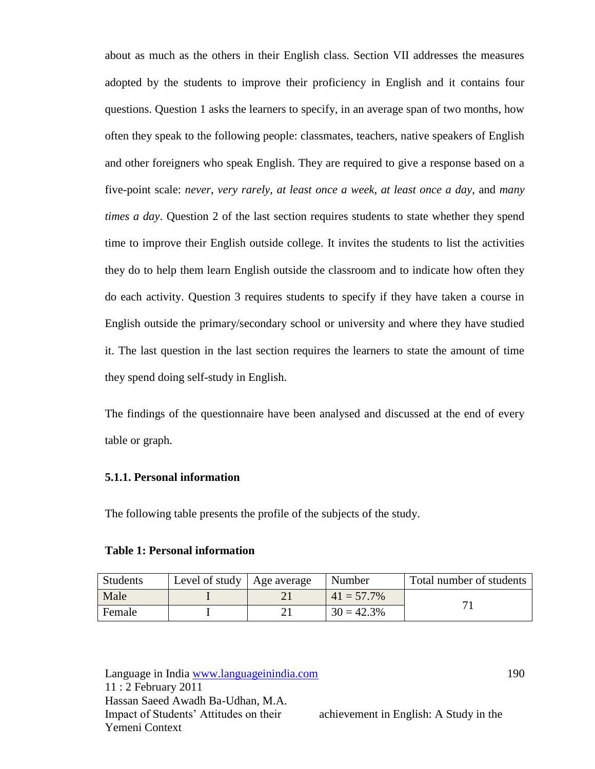about as much as the others in their English class. Section VII addresses the measures adopted by the students to improve their proficiency in English and it contains four questions. Question 1 asks the learners to specify, in an average span of two months, how often they speak to the following people: classmates, teachers, native speakers of English and other foreigners who speak English. They are required to give a response based on a five-point scale: *never*, *very rarely*, *at least once a week*, *at least once a day*, and *many times a day*. Question 2 of the last section requires students to state whether they spend time to improve their English outside college. It invites the students to list the activities they do to help them learn English outside the classroom and to indicate how often they do each activity. Question 3 requires students to specify if they have taken a course in English outside the primary/secondary school or university and where they have studied it. The last question in the last section requires the learners to state the amount of time they spend doing self-study in English.

The findings of the questionnaire have been analysed and discussed at the end of every table or graph.

### 5.1.1. Personal information

The following table presents the profile of the subjects of the study.

**Table 1: Personal information**

| Students | Level of study | Age average | Number | Total number of students |
|---|---|---|---|---|
| Male | I | 21 | 41 = 57.7% | 71 |
| Female | I | 21 | 30 = 42.3% | |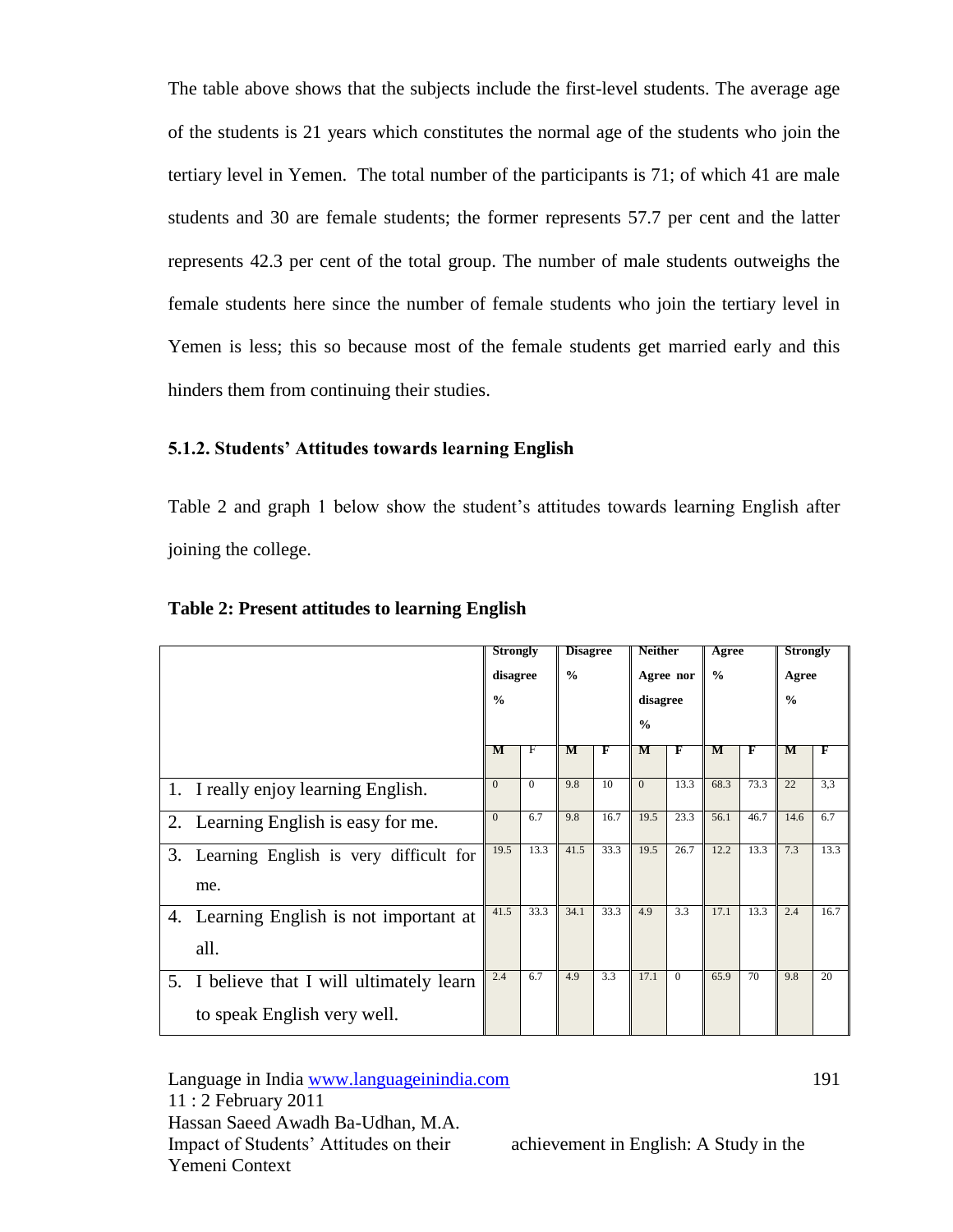The table above shows that the subjects include the first-level students. The average age of the students is 21 years which constitutes the normal age of the students who join the tertiary level in Yemen. The total number of the participants is 71; of which 41 are male students and 30 are female students; the former represents 57.7 per cent and the latter represents 42.3 per cent of the total group. The number of male students outweighs the female students here since the number of female students who join the tertiary level in Yemen is less; this so because most of the female students get married early and this hinders them from continuing their studies.

### 5.1.2. Students' Attitudes towards learning English

Table 2 and graph 1 below show the student's attitudes towards learning English after joining the college.

**Table 2: Present attitudes to learning English**

| | Strongly disagree % | | Disagree % | | Neither Agree nor disagree % | | Agree % | | Strongly Agree % | |
|---|---|---|---|---|---|---|---|---|---|---|
| | M | F | M | F | M | F | M | F | M | F |
| 1. I really enjoy learning English. | 0 | 0 | 9.8 | 10 | 0 | 13.3 | 68.3 | 73.3 | 22 | 3,3 |
| 2. Learning English is easy for me. | 0 | 6.7 | 9.8 | 16.7 | 19.5 | 23.3 | 56.1 | 46.7 | 14.6 | 6.7 |
| 3. Learning English is very difficult for me. | 19.5 | 13.3 | 41.5 | 33.3 | 19.5 | 26.7 | 12.2 | 13.3 | 7.3 | 13.3 |
| 4. Learning English is not important at all. | 41.5 | 33.3 | 34.1 | 33.3 | 4.9 | 3.3 | 17.1 | 13.3 | 2.4 | 16.7 |
| 5. I believe that I will ultimately learn to speak English very well. | 2.4 | 6.7 | 4.9 | 3.3 | 17.1 | 0 | 65.9 | 70 | 9.8 | 20 |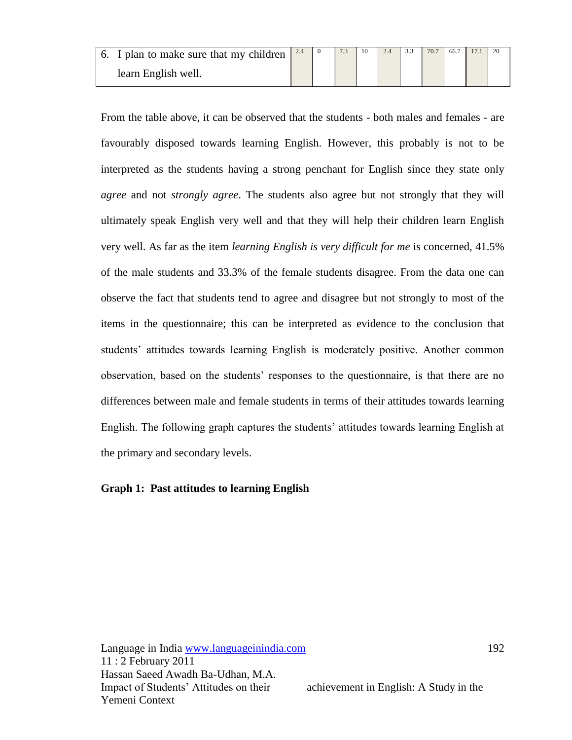| 6. I plan to make sure that my children learn English well. | 2.4 | 0 | 7.3 | 10 | 2.4 | 3.3 | 70.7 | 66.7 | 17.1 | 20 |
|---|---|---|---|---|---|---|---|---|---|---|

From the table above, it can be observed that the students - both males and females - are favourably disposed towards learning English. However, this probably is not to be interpreted as the students having a strong penchant for English since they state only *agree* and not *strongly agree*. The students also agree but not strongly that they will ultimately speak English very well and that they will help their children learn English very well. As far as the item *learning English is very difficult for me* is concerned, 41.5% of the male students and 33.3% of the female students disagree. From the data one can observe the fact that students tend to agree and disagree but not strongly to most of the items in the questionnaire; this can be interpreted as evidence to the conclusion that students' attitudes towards learning English is moderately positive. Another common observation, based on the students' responses to the questionnaire, is that there are no differences between male and female students in terms of their attitudes towards learning English. The following graph captures the students' attitudes towards learning English at the primary and secondary levels.

**Graph 1: Past attitudes to learning English**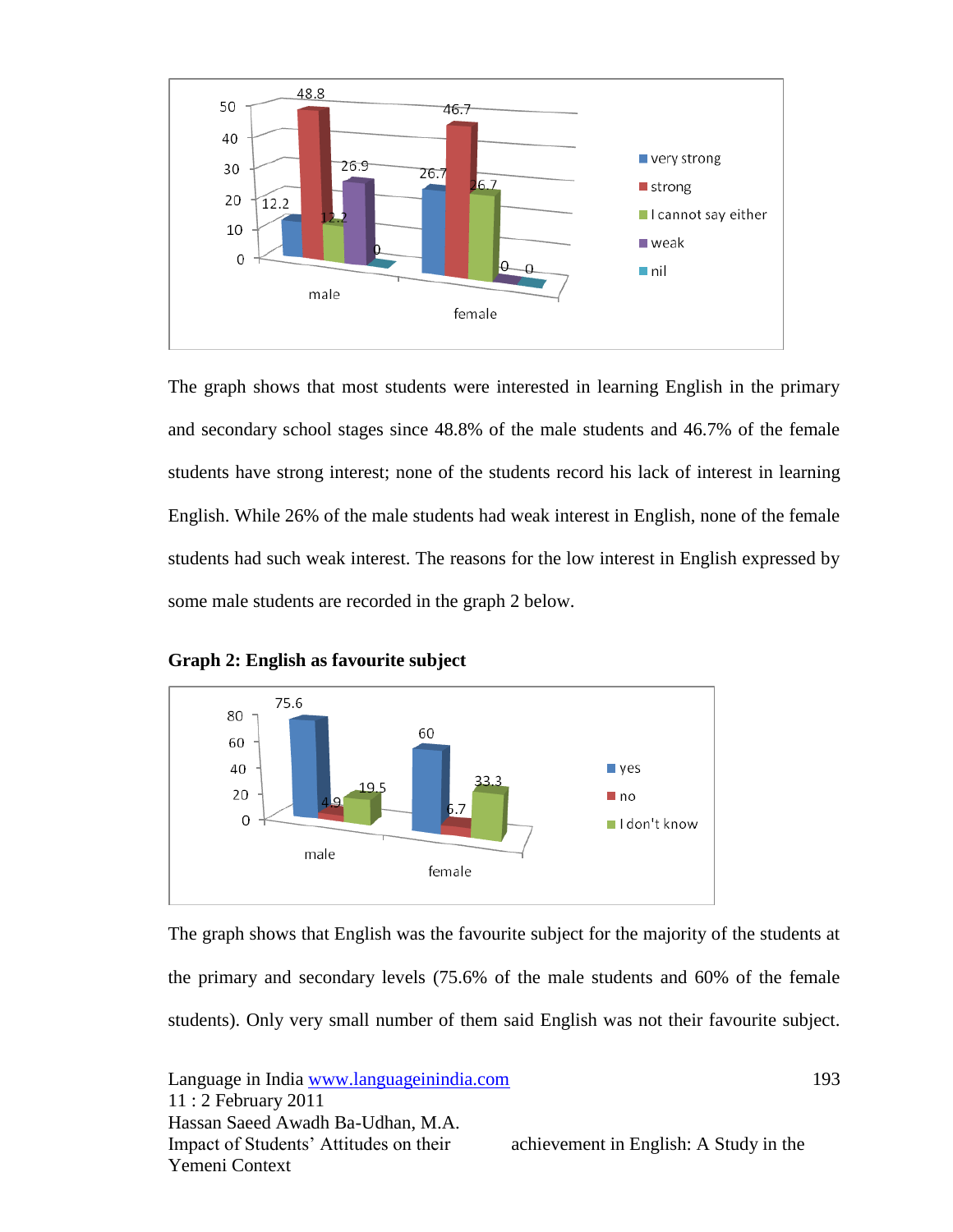| | very strong | strong | I cannot say either | weak | nil |
|---|---|---|---|---|---|
| male | 12.2 | 48.8 | 12.2 | 26.9 | 0 |
| female | 26.7 | 46.7 | 26.7 | 0 | 0 |

The graph shows that most students were interested in learning English in the primary and secondary school stages since 48.8% of the male students and 46.7% of the female students have strong interest; none of the students record his lack of interest in learning English. While 26% of the male students had weak interest in English, none of the female students had such weak interest. The reasons for the low interest in English expressed by some male students are recorded in the graph 2 below.

**Graph 2: English as favourite subject**

| | yes | no | I don't know |
|---|---|---|---|
| male | 75.6 | 4.9 | 19.5 |
| female | 60 | 6.7 | 33.3 |

The graph shows that English was the favourite subject for the majority of the students at the primary and secondary levels (75.6% of the male students and 60% of the female students). Only very small number of them said English was not their favourite subject.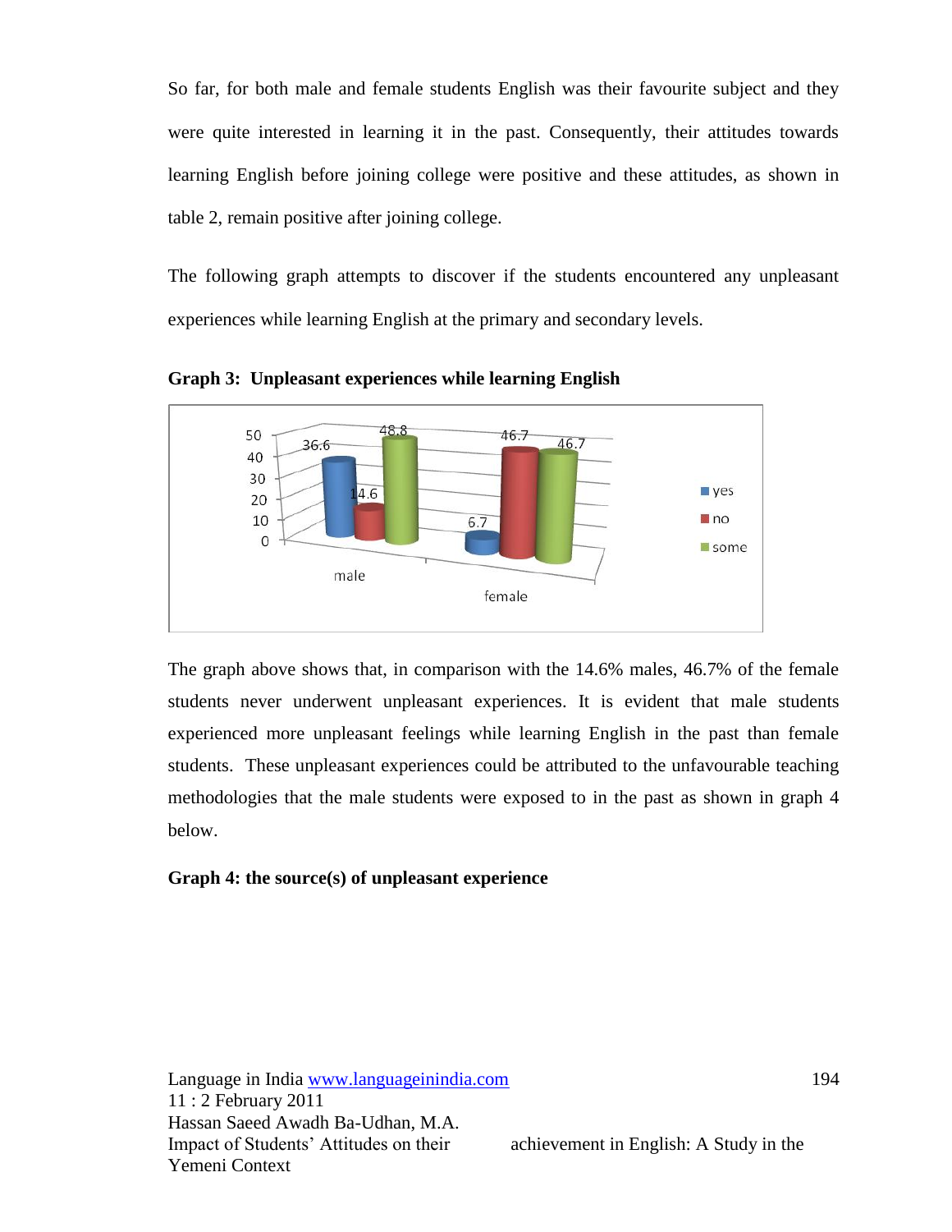So far, for both male and female students English was their favourite subject and they were quite interested in learning it in the past. Consequently, their attitudes towards learning English before joining college were positive and these attitudes, as shown in table 2, remain positive after joining college.

The following graph attempts to discover if the students encountered any unpleasant experiences while learning English at the primary and secondary levels.

**Graph 3: Unpleasant experiences while learning English**

| | yes | no | some |
|---|---|---|---|
| male | 36.6 | 14.6 | 48.8 |
| female | 6.7 | 46.7 | 46.7 |

The graph above shows that, in comparison with the 14.6% males, 46.7% of the female students never underwent unpleasant experiences. It is evident that male students experienced more unpleasant feelings while learning English in the past than female students. These unpleasant experiences could be attributed to the unfavourable teaching methodologies that the male students were exposed to in the past as shown in graph 4 below.

**Graph 4: the source(s) of unpleasant experience**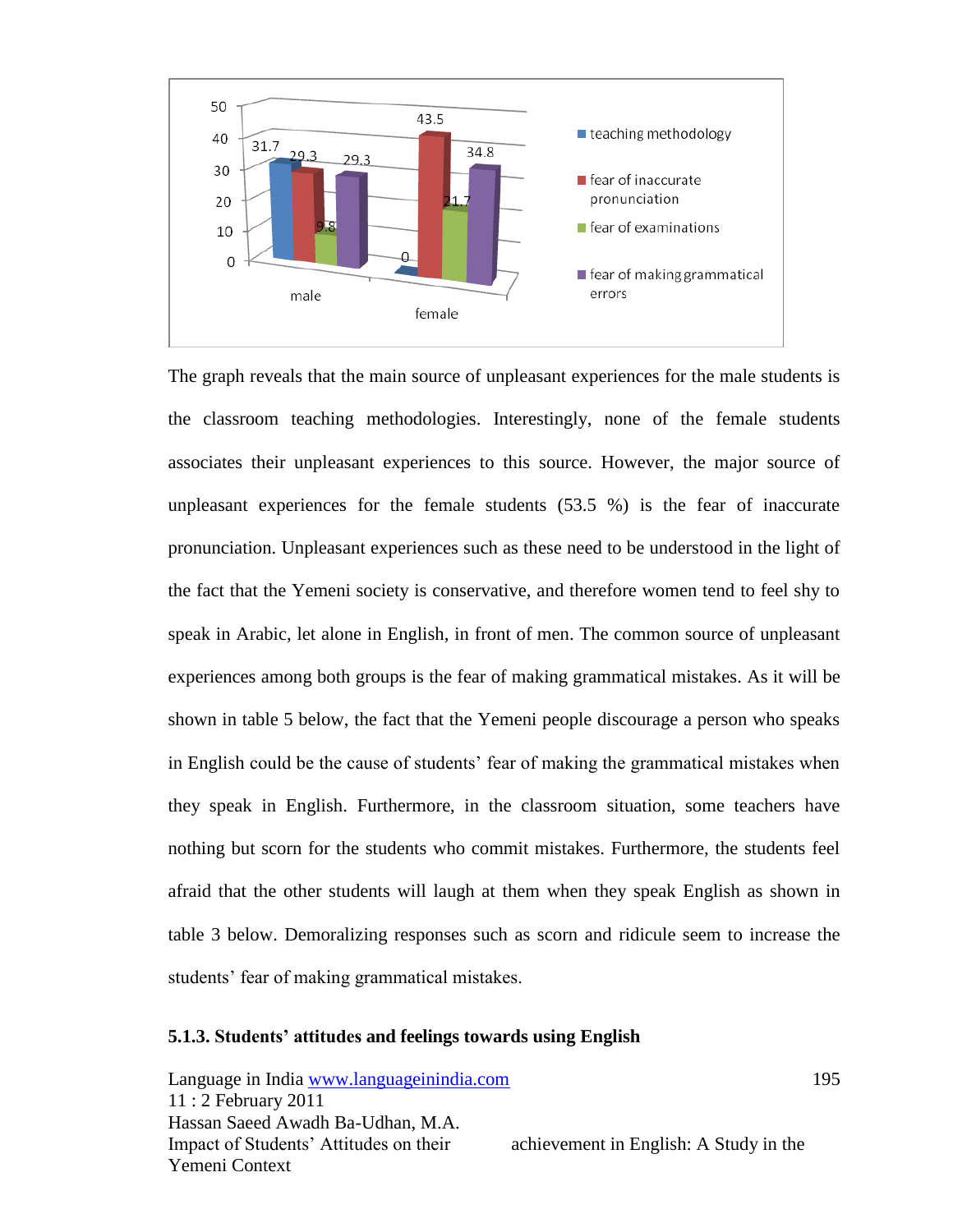| | teaching methodology | fear of inaccurate pronunciation | fear of examinations | fear of making grammatical errors |
|---|---|---|---|---|
| male | 31.7 | 29.3 | 9.8 | 29.3 |
| female | 0 | 43.5 | 21.7 | 34.8 |

The graph reveals that the main source of unpleasant experiences for the male students is the classroom teaching methodologies. Interestingly, none of the female students associates their unpleasant experiences to this source. However, the major source of unpleasant experiences for the female students (53.5 %) is the fear of inaccurate pronunciation. Unpleasant experiences such as these need to be understood in the light of the fact that the Yemeni society is conservative, and therefore women tend to feel shy to speak in Arabic, let alone in English, in front of men. The common source of unpleasant experiences among both groups is the fear of making grammatical mistakes. As it will be shown in table 5 below, the fact that the Yemeni people discourage a person who speaks in English could be the cause of students' fear of making the grammatical mistakes when they speak in English. Furthermore, in the classroom situation, some teachers have nothing but scorn for the students who commit mistakes. Furthermore, the students feel afraid that the other students will laugh at them when they speak English as shown in table 3 below. Demoralizing responses such as scorn and ridicule seem to increase the students' fear of making grammatical mistakes.

### 5.1.3. Students' attitudes and feelings towards using English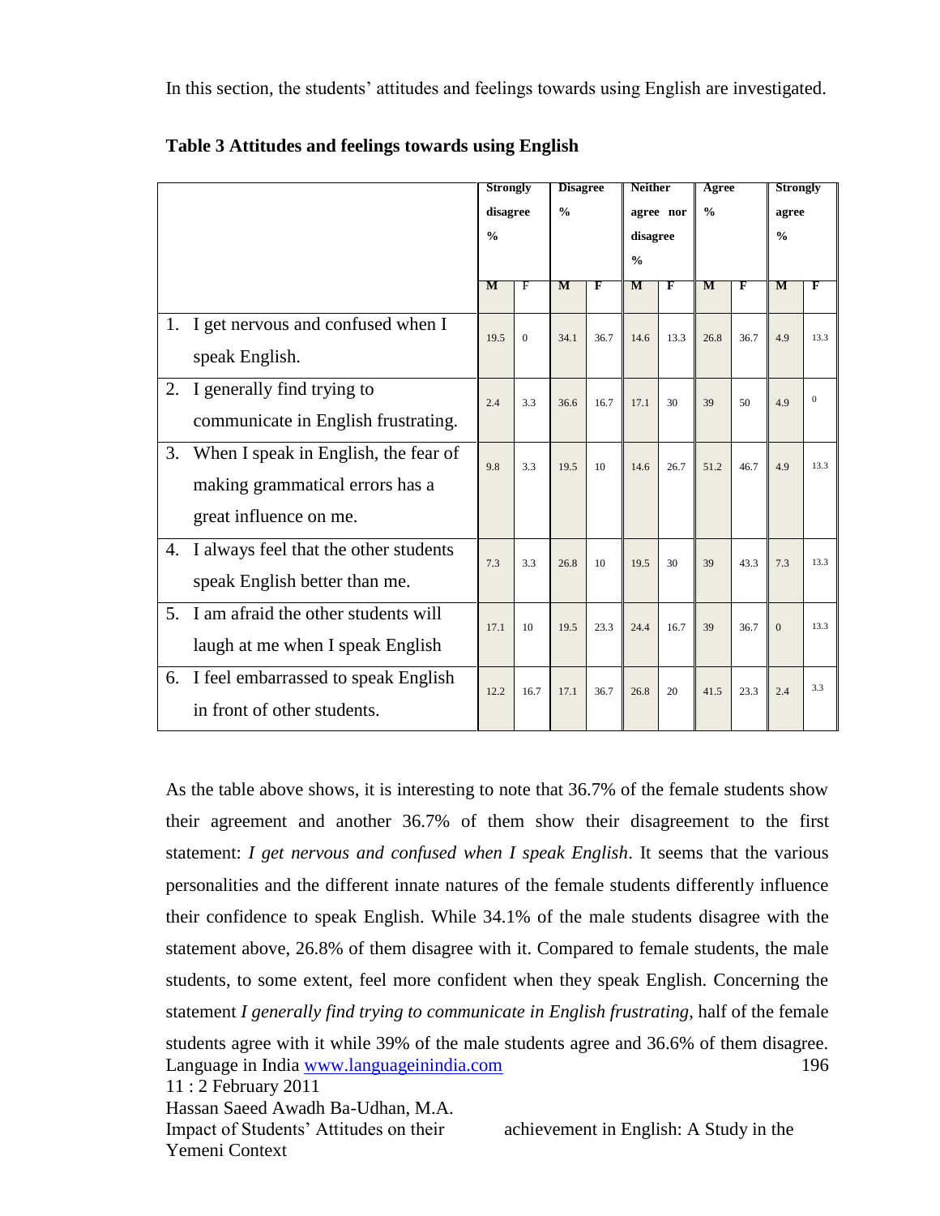In this section, the students' attitudes and feelings towards using English are investigated.

**Table 3 Attitudes and feelings towards using English**

| | Strongly disagree % | | Disagree % | | Neither agree nor disagree % | | Agree % | | Strongly agree % | |
|---|---|---|---|---|---|---|---|---|---|---|
| | M | F | M | F | M | F | M | F | M | F |
| 1. I get nervous and confused when I speak English. | 19.5 | 0 | 34.1 | 36.7 | 14.6 | 13.3 | 26.8 | 36.7 | 4.9 | 13.3 |
| 2. I generally find trying to communicate in English frustrating. | 2.4 | 3.3 | 36.6 | 16.7 | 17.1 | 30 | 39 | 50 | 4.9 | 0 |
| 3. When I speak in English, the fear of making grammatical errors has a great influence on me. | 9.8 | 3.3 | 19.5 | 10 | 14.6 | 26.7 | 51.2 | 46.7 | 4.9 | 13.3 |
| 4. I always feel that the other students speak English better than me. | 7.3 | 3.3 | 26.8 | 10 | 19.5 | 30 | 39 | 43.3 | 7.3 | 13.3 |
| 5. I am afraid the other students will laugh at me when I speak English | 17.1 | 10 | 19.5 | 23.3 | 24.4 | 16.7 | 39 | 36.7 | 0 | 13.3 |
| 6. I feel embarrassed to speak English in front of other students. | 12.2 | 16.7 | 17.1 | 36.7 | 26.8 | 20 | 41.5 | 23.3 | 2.4 | 3.3 |

As the table above shows, it is interesting to note that 36.7% of the female students show their agreement and another 36.7% of them show their disagreement to the first statement: *I get nervous and confused when I speak English*. It seems that the various personalities and the different innate natures of the female students differently influence their confidence to speak English. While 34.1% of the male students disagree with the statement above, 26.8% of them disagree with it. Compared to female students, the male students, to some extent, feel more confident when they speak English. Concerning the statement *I generally find trying to communicate in English frustrating*, half of the female students agree with it while 39% of the male students agree and 36.6% of them disagree.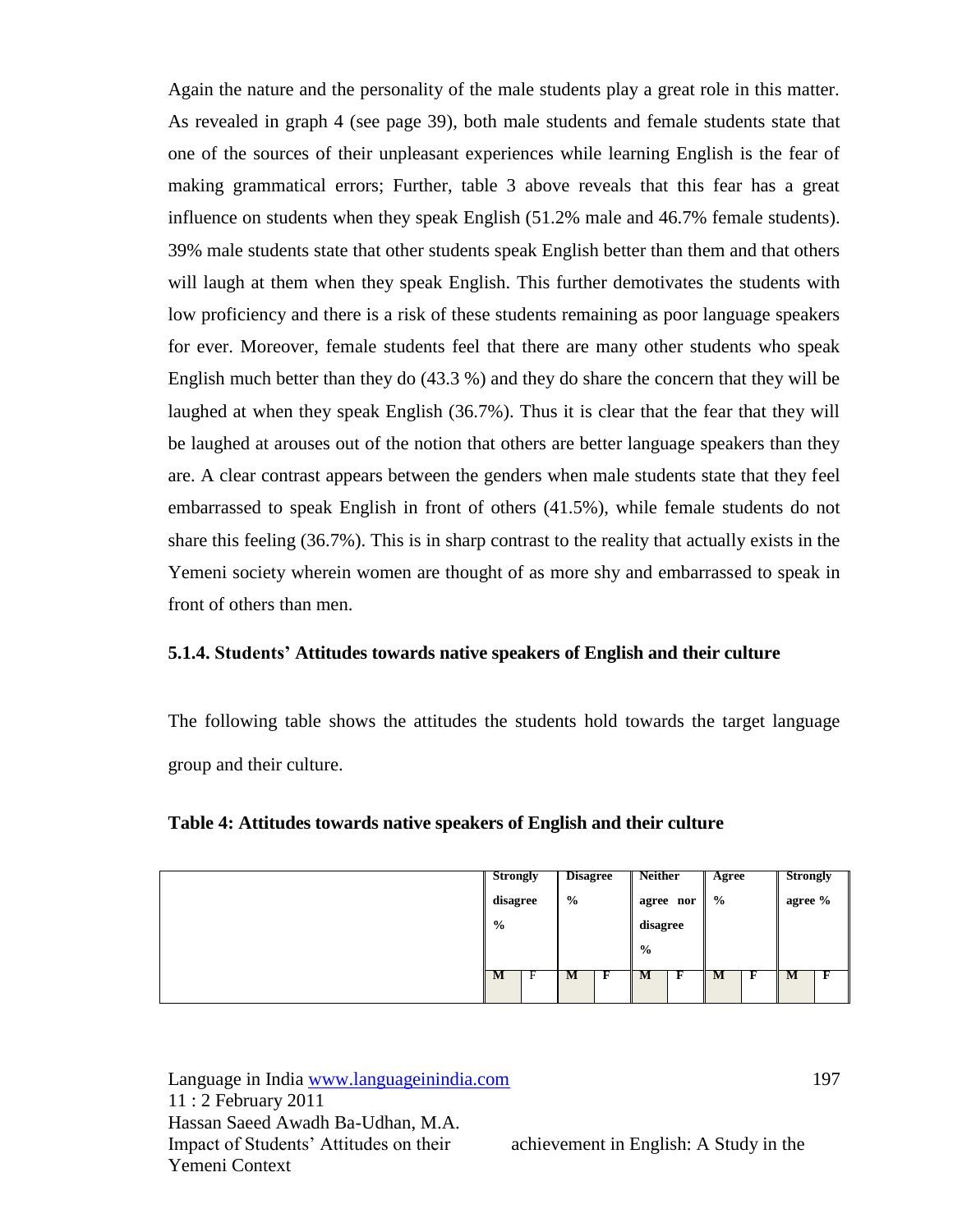Again the nature and the personality of the male students play a great role in this matter. As revealed in graph 4 (see page 39), both male students and female students state that one of the sources of their unpleasant experiences while learning English is the fear of making grammatical errors; Further, table 3 above reveals that this fear has a great influence on students when they speak English (51.2% male and 46.7% female students). 39% male students state that other students speak English better than them and that others will laugh at them when they speak English. This further demotivates the students with low proficiency and there is a risk of these students remaining as poor language speakers for ever. Moreover, female students feel that there are many other students who speak English much better than they do (43.3 %) and they do share the concern that they will be laughed at when they speak English (36.7%). Thus it is clear that the fear that they will be laughed at arouses out of the notion that others are better language speakers than they are. A clear contrast appears between the genders when male students state that they feel embarrassed to speak English in front of others (41.5%), while female students do not share this feeling (36.7%). This is in sharp contrast to the reality that actually exists in the Yemeni society wherein women are thought of as more shy and embarrassed to speak in front of others than men.

### 5.1.4. Students' Attitudes towards native speakers of English and their culture

The following table shows the attitudes the students hold towards the target language group and their culture.

**Table 4: Attitudes towards native speakers of English and their culture**

| | Strongly disagree % | | Disagree % | | Neither agree nor disagree % | | Agree % | | Strongly agree % | |
|---|---|---|---|---|---|---|---|---|---|---|
| | M | F | M | F | M | F | M | F | M | F |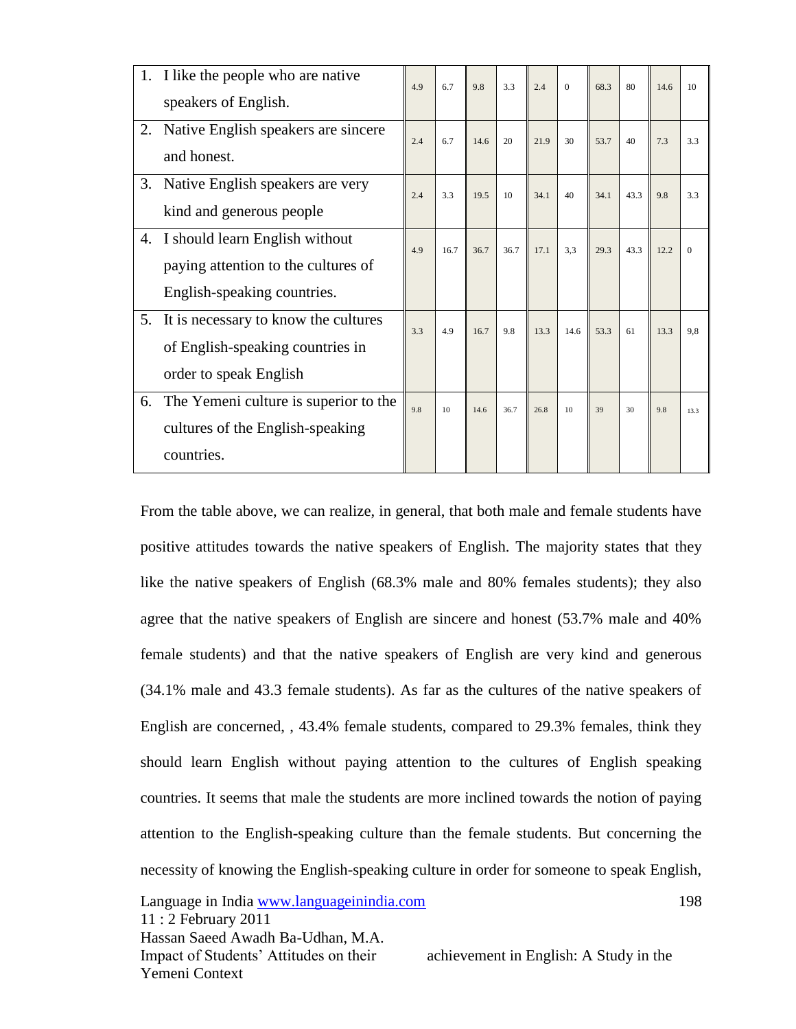| | | | | | | | | | | |
|---|---|---|---|---|---|---|---|---|---|---|
| 1. I like the people who are native speakers of English. | 4.9 | 6.7 | 9.8 | 3.3 | 2.4 | 0 | 68.3 | 80 | 14.6 | 10 |
| 2. Native English speakers are sincere and honest. | 2.4 | 6.7 | 14.6 | 20 | 21.9 | 30 | 53.7 | 40 | 7.3 | 3.3 |
| 3. Native English speakers are very kind and generous people | 2.4 | 3.3 | 19.5 | 10 | 34.1 | 40 | 34.1 | 43.3 | 9.8 | 3.3 |
| 4. I should learn English without paying attention to the cultures of English-speaking countries. | 4.9 | 16.7 | 36.7 | 36.7 | 17.1 | 3,3 | 29.3 | 43.3 | 12.2 | 0 |
| 5. It is necessary to know the cultures of English-speaking countries in order to speak English | 3.3 | 4.9 | 16.7 | 9.8 | 13.3 | 14.6 | 53.3 | 61 | 13.3 | 9,8 |
| 6. The Yemeni culture is superior to the cultures of the English-speaking countries. | 9.8 | 10 | 14.6 | 36.7 | 26.8 | 10 | 39 | 30 | 9.8 | 13.3 |

From the table above, we can realize, in general, that both male and female students have positive attitudes towards the native speakers of English. The majority states that they like the native speakers of English (68.3% male and 80% females students); they also agree that the native speakers of English are sincere and honest (53.7% male and 40% female students) and that the native speakers of English are very kind and generous (34.1% male and 43.3 female students). As far as the cultures of the native speakers of English are concerned, , 43.4% female students, compared to 29.3% females, think they should learn English without paying attention to the cultures of English speaking countries. It seems that male the students are more inclined towards the notion of paying attention to the English-speaking culture than the female students. But concerning the necessity of knowing the English-speaking culture in order for someone to speak English,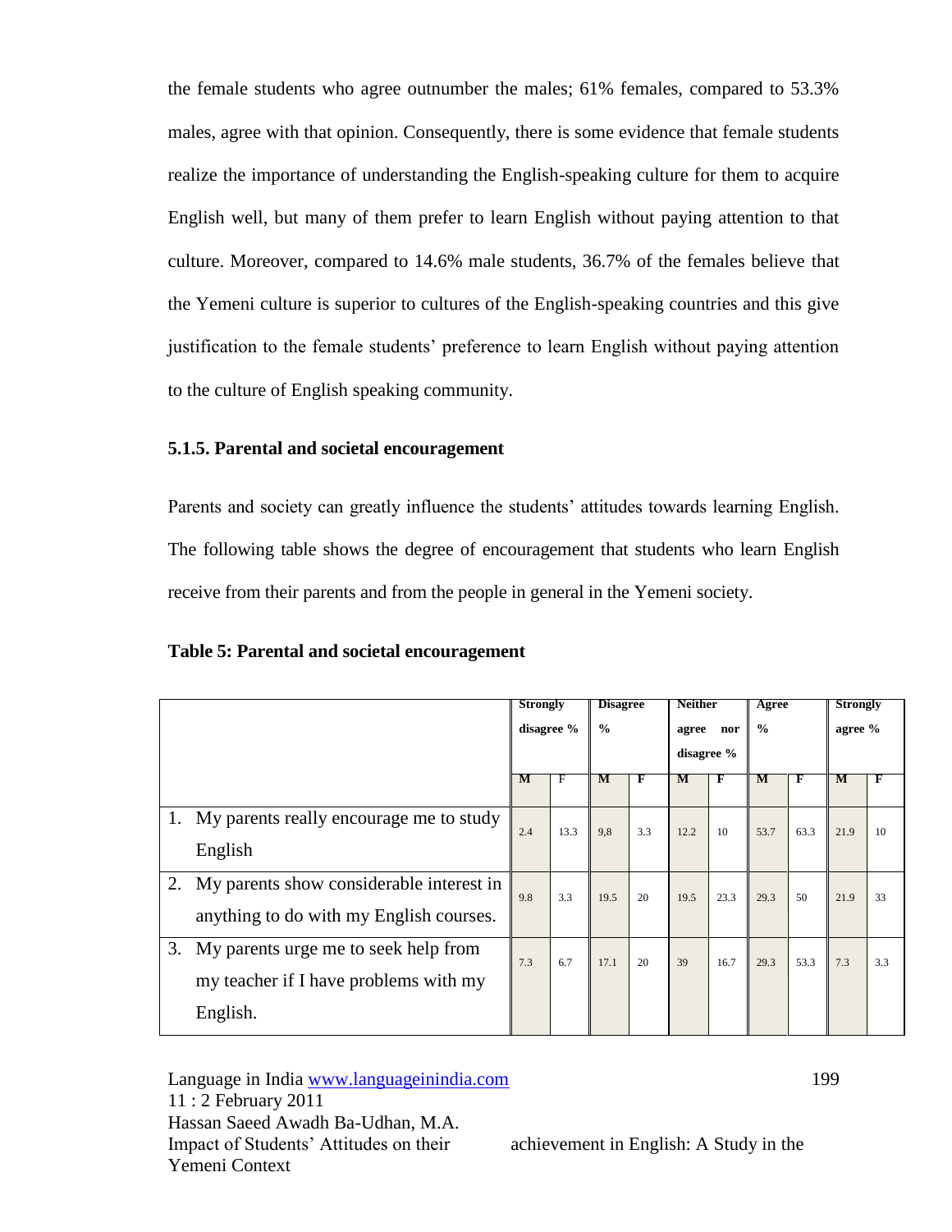the female students who agree outnumber the males; 61% females, compared to 53.3% males, agree with that opinion. Consequently, there is some evidence that female students realize the importance of understanding the English-speaking culture for them to acquire English well, but many of them prefer to learn English without paying attention to that culture. Moreover, compared to 14.6% male students, 36.7% of the females believe that the Yemeni culture is superior to cultures of the English-speaking countries and this give justification to the female students' preference to learn English without paying attention to the culture of English speaking community.

### 5.1.5. Parental and societal encouragement

Parents and society can greatly influence the students' attitudes towards learning English. The following table shows the degree of encouragement that students who learn English receive from their parents and from the people in general in the Yemeni society.

**Table 5: Parental and societal encouragement**

| | Strongly disagree % | | Disagree % | | Neither agree nor disagree % | | Agree % | | Strongly agree % | |
|---|---|---|---|---|---|---|---|---|---|---|
| | M | F | M | F | M | F | M | F | M | F |
| 1. My parents really encourage me to study English | 2.4 | 13.3 | 9,8 | 3.3 | 12.2 | 10 | 53.7 | 63.3 | 21.9 | 10 |
| 2. My parents show considerable interest in anything to do with my English courses. | 9.8 | 3.3 | 19.5 | 20 | 19.5 | 23.3 | 29.3 | 50 | 21.9 | 33 |
| 3. My parents urge me to seek help from my teacher if I have problems with my English. | 7.3 | 6.7 | 17.1 | 20 | 39 | 16.7 | 29.3 | 53.3 | 7.3 | 3.3 |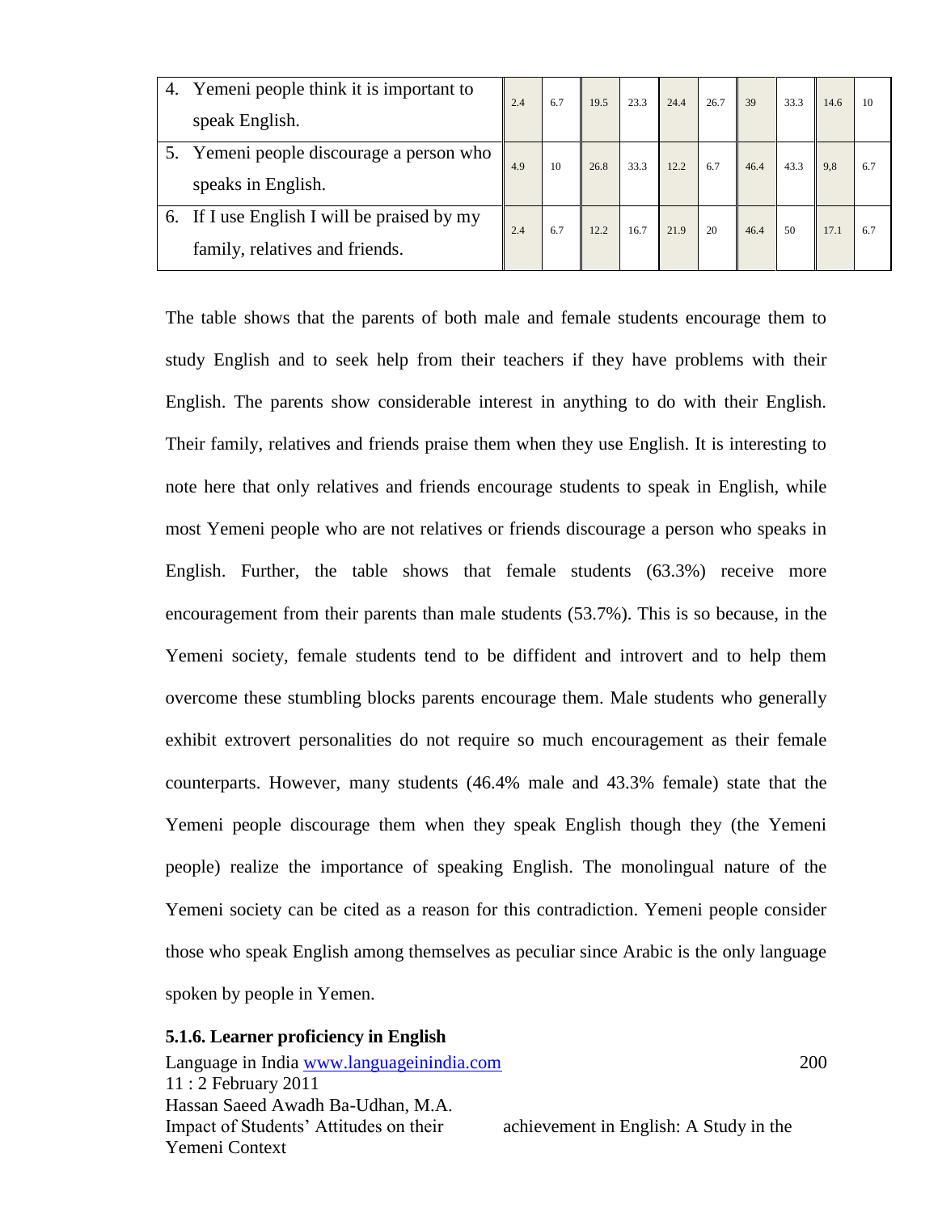| | | | | | | | | | | |
|---|---|---|---|---|---|---|---|---|---|---|
| 4. Yemeni people think it is important to speak English. | 2.4 | 6.7 | 19.5 | 23.3 | 24.4 | 26.7 | 39 | 33.3 | 14.6 | 10 |
| 5. Yemeni people discourage a person who speaks in English. | 4.9 | 10 | 26.8 | 33.3 | 12.2 | 6.7 | 46.4 | 43.3 | 9,8 | 6.7 |
| 6. If I use English I will be praised by my family, relatives and friends. | 2.4 | 6.7 | 12.2 | 16.7 | 21.9 | 20 | 46.4 | 50 | 17.1 | 6.7 |

The table shows that the parents of both male and female students encourage them to study English and to seek help from their teachers if they have problems with their English. The parents show considerable interest in anything to do with their English. Their family, relatives and friends praise them when they use English. It is interesting to note here that only relatives and friends encourage students to speak in English, while most Yemeni people who are not relatives or friends discourage a person who speaks in English. Further, the table shows that female students (63.3%) receive more encouragement from their parents than male students (53.7%). This is so because, in the Yemeni society, female students tend to be diffident and introvert and to help them overcome these stumbling blocks parents encourage them. Male students who generally exhibit extrovert personalities do not require so much encouragement as their female counterparts. However, many students (46.4% male and 43.3% female) state that the Yemeni people discourage them when they speak English though they (the Yemeni people) realize the importance of speaking English. The monolingual nature of the Yemeni society can be cited as a reason for this contradiction. Yemeni people consider those who speak English among themselves as peculiar since Arabic is the only language spoken by people in Yemen.

### 5.1.6. Learner proficiency in English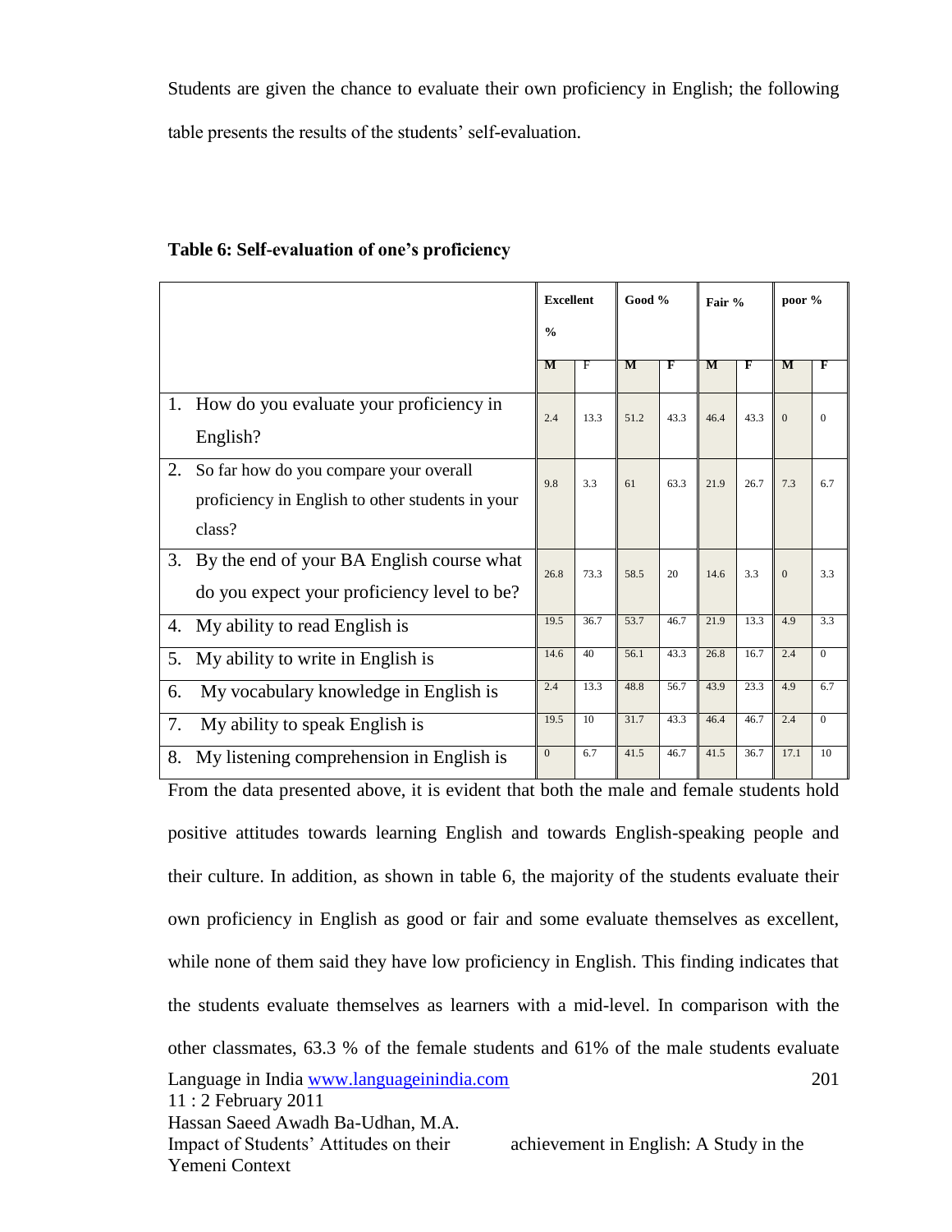Students are given the chance to evaluate their own proficiency in English; the following table presents the results of the students' self-evaluation.

**Table 6: Self-evaluation of one's proficiency**

| | Excellent % | | Good % | | Fair % | | poor % | |
|---|---|---|---|---|---|---|---|---|
| | M | F | M | F | M | F | M | F |
| 1. How do you evaluate your proficiency in English? | 2.4 | 13.3 | 51.2 | 43.3 | 46.4 | 43.3 | 0 | 0 |
| 2. So far how do you compare your overall proficiency in English to other students in your class? | 9.8 | 3.3 | 61 | 63.3 | 21.9 | 26.7 | 7.3 | 6.7 |
| 3. By the end of your BA English course what do you expect your proficiency level to be? | 26.8 | 73.3 | 58.5 | 20 | 14.6 | 3.3 | 0 | 3.3 |
| 4. My ability to read English is | 19.5 | 36.7 | 53.7 | 46.7 | 21.9 | 13.3 | 4.9 | 3.3 |
| 5. My ability to write in English is | 14.6 | 40 | 56.1 | 43.3 | 26.8 | 16.7 | 2.4 | 0 |
| 6. My vocabulary knowledge in English is | 2.4 | 13.3 | 48.8 | 56.7 | 43.9 | 23.3 | 4.9 | 6.7 |
| 7. My ability to speak English is | 19.5 | 10 | 31.7 | 43.3 | 46.4 | 46.7 | 2.4 | 0 |
| 8. My listening comprehension in English is | 0 | 6.7 | 41.5 | 46.7 | 41.5 | 36.7 | 17.1 | 10 |

From the data presented above, it is evident that both the male and female students hold positive attitudes towards learning English and towards English-speaking people and their culture. In addition, as shown in table 6, the majority of the students evaluate their own proficiency in English as good or fair and some evaluate themselves as excellent, while none of them said they have low proficiency in English. This finding indicates that the students evaluate themselves as learners with a mid-level. In comparison with the other classmates, 63.3 % of the female students and 61% of the male students evaluate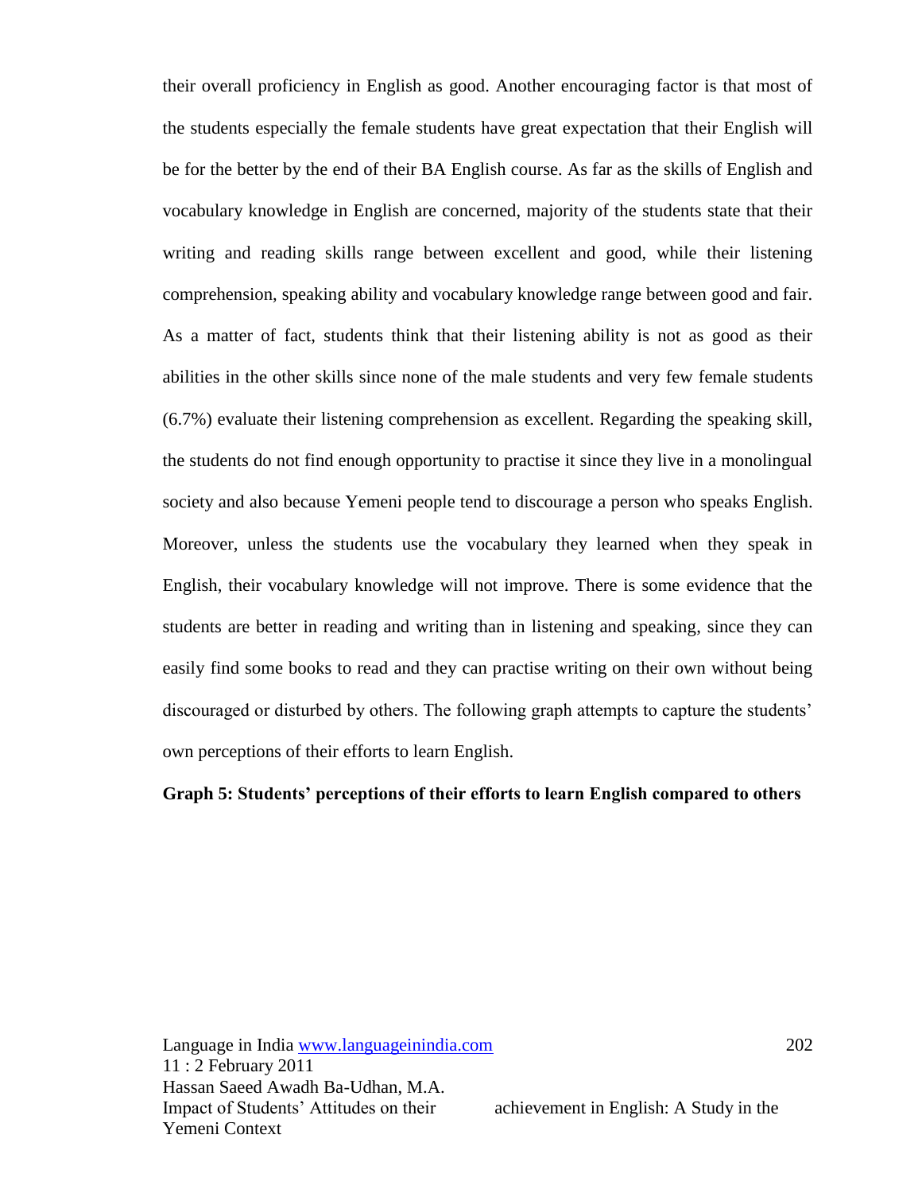their overall proficiency in English as good. Another encouraging factor is that most of the students especially the female students have great expectation that their English will be for the better by the end of their BA English course. As far as the skills of English and vocabulary knowledge in English are concerned, majority of the students state that their writing and reading skills range between excellent and good, while their listening comprehension, speaking ability and vocabulary knowledge range between good and fair. As a matter of fact, students think that their listening ability is not as good as their abilities in the other skills since none of the male students and very few female students (6.7%) evaluate their listening comprehension as excellent. Regarding the speaking skill, the students do not find enough opportunity to practise it since they live in a monolingual society and also because Yemeni people tend to discourage a person who speaks English. Moreover, unless the students use the vocabulary they learned when they speak in English, their vocabulary knowledge will not improve. There is some evidence that the students are better in reading and writing than in listening and speaking, since they can easily find some books to read and they can practise writing on their own without being discouraged or disturbed by others. The following graph attempts to capture the students' own perceptions of their efforts to learn English.

**Graph 5: Students' perceptions of their efforts to learn English compared to others**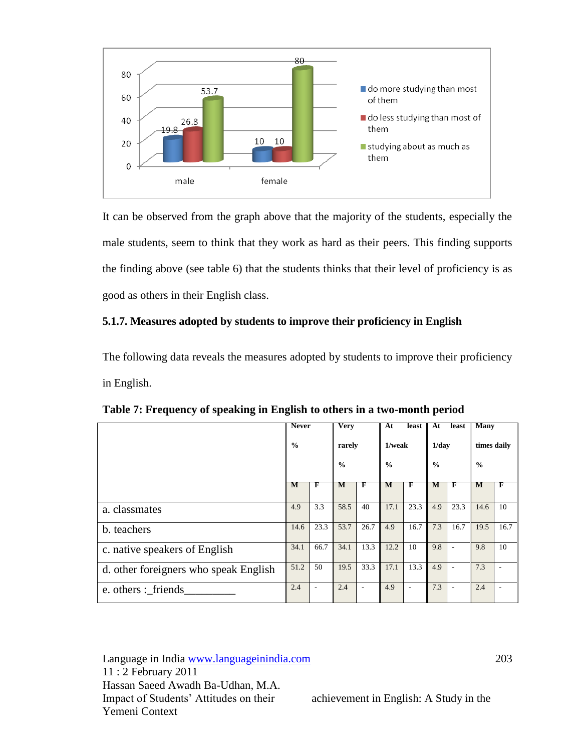It can be observed from the graph above that the majority of the students, especially the male students, seem to think that they work as hard as their peers. This finding supports the finding above (see table 6) that the students thinks that their level of proficiency is as good as others in their English class.

### 5.1.7. Measures adopted by students to improve their proficiency in English

The following data reveals the measures adopted by students to improve their proficiency in English.

**Table 7: Frequency of speaking in English to others in a two-month period**

| | Never % | | Very rarely % | | At least 1/weak % | | At least 1/day % | | Many times daily % | |
|---|---|---|---|---|---|---|---|---|---|---|
| | M | F | M | F | M | F | M | F | M | F |
| a. classmates | 4.9 | 3.3 | 58.5 | 40 | 17.1 | 23.3 | 4.9 | 23.3 | 14.6 | 10 |
| b. teachers | 14.6 | 23.3 | 53.7 | 26.7 | 4.9 | 16.7 | 7.3 | 16.7 | 19.5 | 16.7 |
| c. native speakers of English | 34.1 | 66.7 | 34.1 | 13.3 | 12.2 | 10 | 9.8 | - | 9.8 | 10 |
| d. other foreigners who speak English | 51.2 | 50 | 19.5 | 33.3 | 17.1 | 13.3 | 4.9 | - | 7.3 | - |
| e. others :_friends_________ | 2.4 | - | 2.4 | - | 4.9 | - | 7.3 | - | 2.4 | - |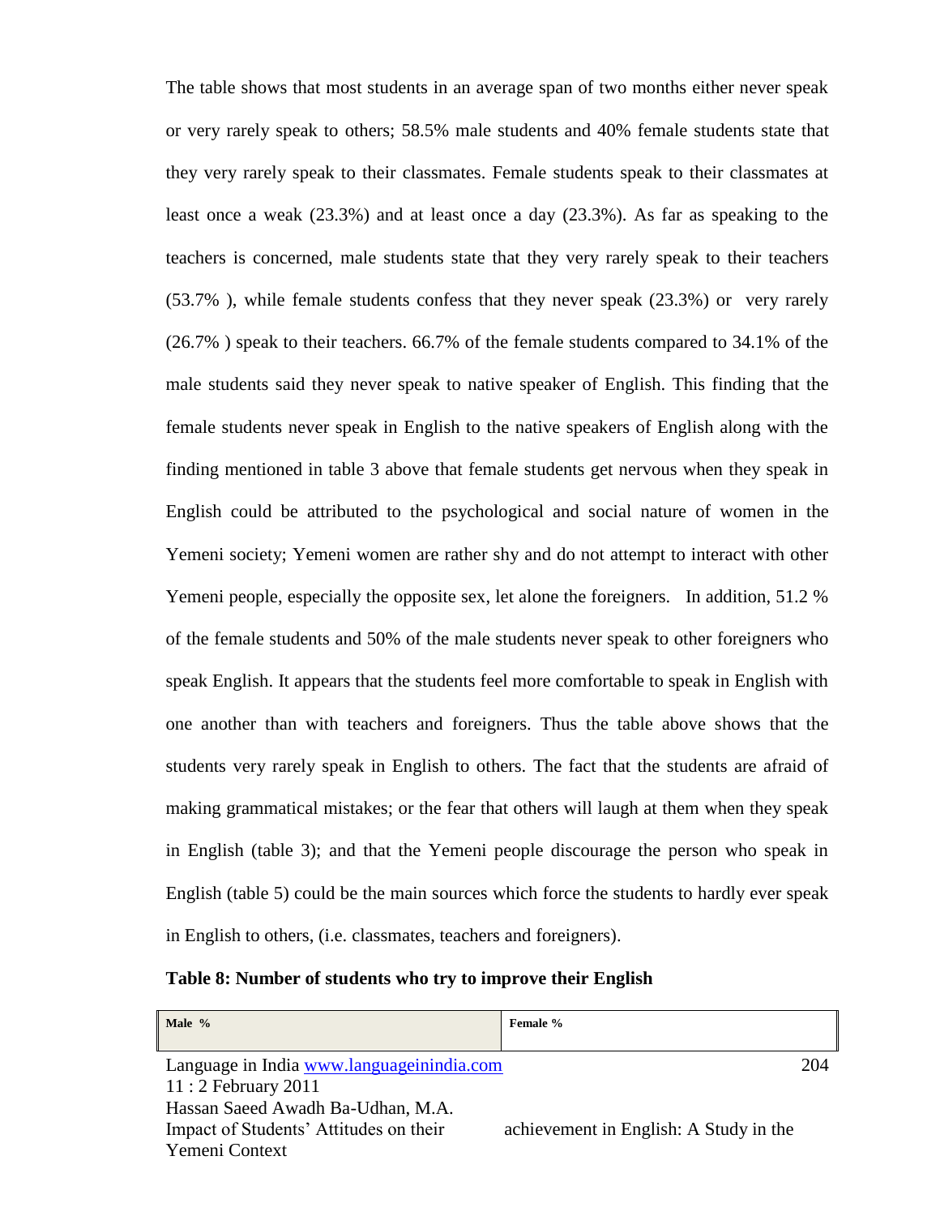The table shows that most students in an average span of two months either never speak or very rarely speak to others; 58.5% male students and 40% female students state that they very rarely speak to their classmates. Female students speak to their classmates at least once a weak (23.3%) and at least once a day (23.3%). As far as speaking to the teachers is concerned, male students state that they very rarely speak to their teachers (53.7% ), while female students confess that they never speak (23.3%) or very rarely (26.7% ) speak to their teachers. 66.7% of the female students compared to 34.1% of the male students said they never speak to native speaker of English. This finding that the female students never speak in English to the native speakers of English along with the finding mentioned in table 3 above that female students get nervous when they speak in English could be attributed to the psychological and social nature of women in the Yemeni society; Yemeni women are rather shy and do not attempt to interact with other Yemeni people, especially the opposite sex, let alone the foreigners. In addition, 51.2 % of the female students and 50% of the male students never speak to other foreigners who speak English. It appears that the students feel more comfortable to speak in English with one another than with teachers and foreigners. Thus the table above shows that the students very rarely speak in English to others. The fact that the students are afraid of making grammatical mistakes; or the fear that others will laugh at them when they speak in English (table 3); and that the Yemeni people discourage the person who speak in English (table 5) could be the main sources which force the students to hardly ever speak in English to others, (i.e. classmates, teachers and foreigners).

**Table 8: Number of students who try to improve their English**

| Male % | Female % |
|---|---|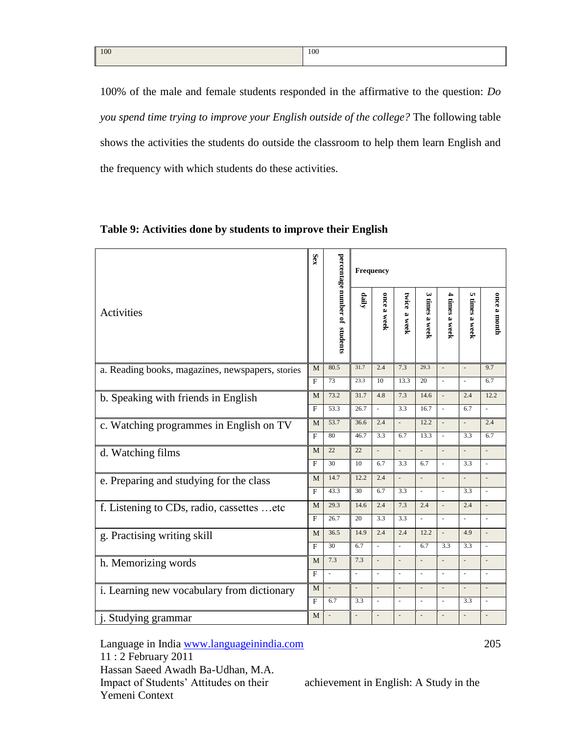| 100 | 100 |
|---|---|

100% of the male and female students responded in the affirmative to the question: *Do you spend time trying to improve your English outside of the college?* The following table shows the activities the students do outside the classroom to help them learn English and the frequency with which students do these activities.

**Table 9: Activities done by students to improve their English**

| Activities | Sex | percentage number of students | Frequency | | | | | | |
|---|---|---|---|---|---|---|---|---|---|
| | | | daily | once a week | twice a week | 3 times a week | 4 times a week | 5 times a week | once a month |
| a. Reading books, magazines, newspapers, stories | M | 80.5 | 31.7 | 2.4 | 7.3 | 29.3 | - | - | 9.7 |
| | F | 73 | 23.3 | 10 | 13.3 | 20 | - | - | 6.7 |
| b. Speaking with friends in English | M | 73.2 | 31.7 | 4.8 | 7.3 | 14.6 | - | 2.4 | 12.2 |
| | F | 53.3 | 26.7 | - | 3.3 | 16.7 | - | 6.7 | - |
| c. Watching programmes in English on TV | M | 53.7 | 36.6 | 2.4 | - | 12.2 | - | - | 2.4 |
| | F | 80 | 46.7 | 3.3 | 6.7 | 13.3 | - | 3.3 | 6.7 |
| d. Watching films | M | 22 | 22 | - | - | - | - | - | - |
| | F | 30 | 10 | 6.7 | 3.3 | 6.7 | - | 3.3 | - |
| e. Preparing and studying for the class | M | 14.7 | 12.2 | 2.4 | - | - | - | - | - |
| | F | 43.3 | 30 | 6.7 | 3.3 | - | - | 3.3 | - |
| f. Listening to CDs, radio, cassettes …etc | M | 29.3 | 14.6 | 2.4 | 7.3 | 2.4 | - | 2.4 | - |
| | F | 26.7 | 20 | 3.3 | 3.3 | - | - | - | - |
| g. Practising writing skill | M | 36.5 | 14.9 | 2.4 | 2.4 | 12.2 | - | 4.9 | - |
| | F | 30 | 6.7 | - | - | 6.7 | 3.3 | 3.3 | - |
| h. Memorizing words | M | 7.3 | 7.3 | - | - | - | - | - | - |
| | F | - | - | - | - | - | - | - | - |
| i. Learning new vocabulary from dictionary | M | - | - | - | - | - | - | - | - |
| | F | 6.7 | 3.3 | - | - | - | - | 3.3 | - |
| j. Studying grammar | M | - | - | - | - | - | - | - | - |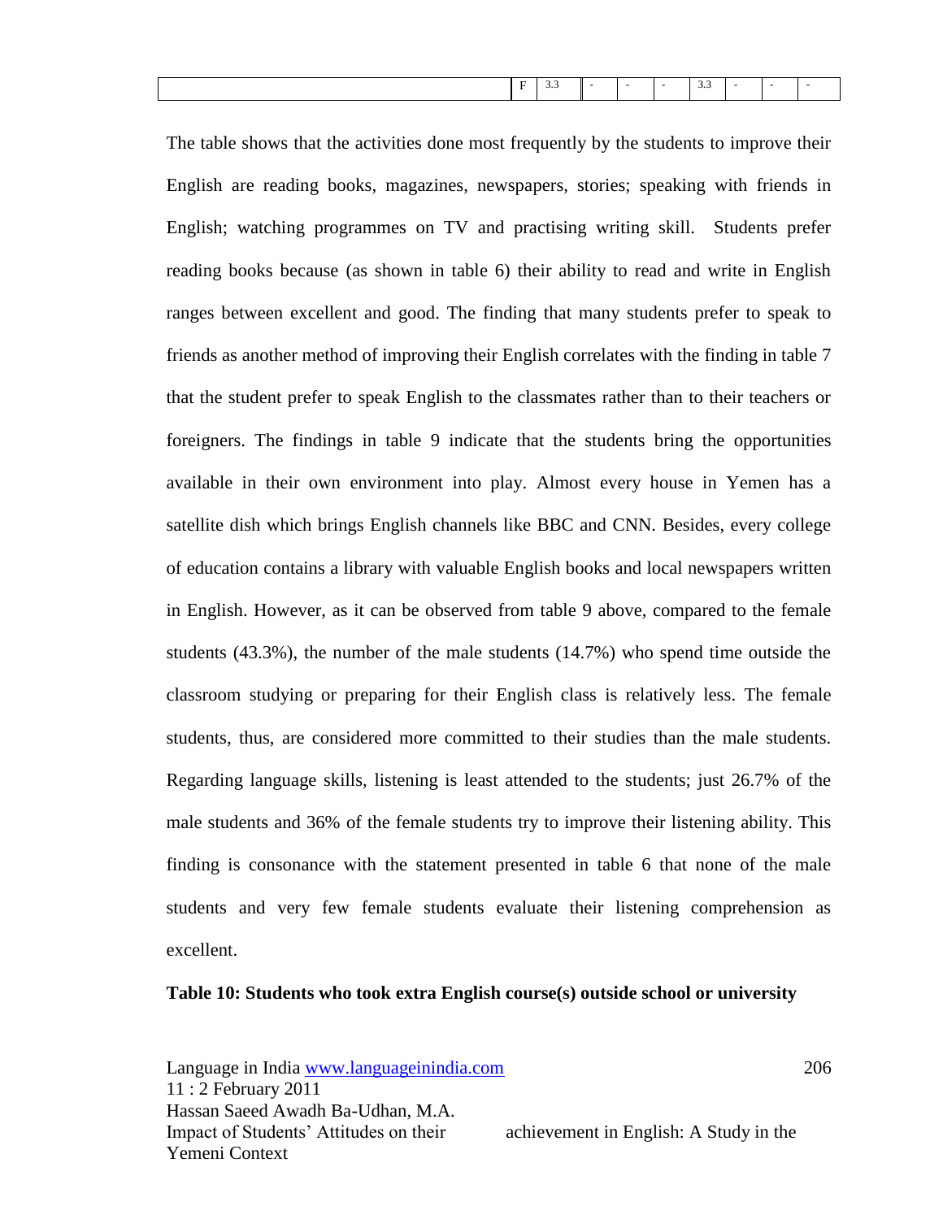| | F | 3.3 | - | - | - | 3.3 | - | - | - |
|---|---|---|---|---|---|---|---|---|---|

The table shows that the activities done most frequently by the students to improve their English are reading books, magazines, newspapers, stories; speaking with friends in English; watching programmes on TV and practising writing skill. Students prefer reading books because (as shown in table 6) their ability to read and write in English ranges between excellent and good. The finding that many students prefer to speak to friends as another method of improving their English correlates with the finding in table 7 that the student prefer to speak English to the classmates rather than to their teachers or foreigners. The findings in table 9 indicate that the students bring the opportunities available in their own environment into play. Almost every house in Yemen has a satellite dish which brings English channels like BBC and CNN. Besides, every college of education contains a library with valuable English books and local newspapers written in English. However, as it can be observed from table 9 above, compared to the female students (43.3%), the number of the male students (14.7%) who spend time outside the classroom studying or preparing for their English class is relatively less. The female students, thus, are considered more committed to their studies than the male students. Regarding language skills, listening is least attended to the students; just 26.7% of the male students and 36% of the female students try to improve their listening ability. This finding is consonance with the statement presented in table 6 that none of the male students and very few female students evaluate their listening comprehension as excellent.

**Table 10: Students who took extra English course(s) outside school or university**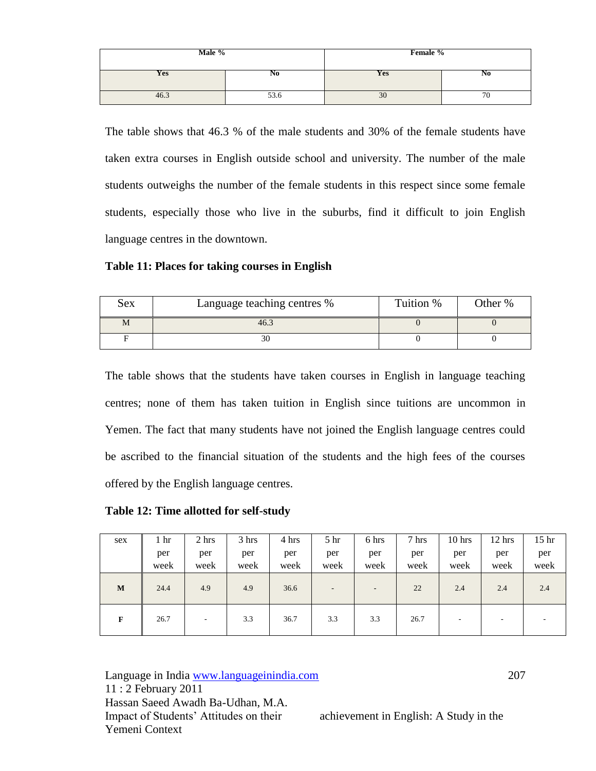| Male % | | Female % | |
|---|---|---|---|
| Yes | No | Yes | No |
| 46.3 | 53.6 | 30 | 70 |

The table shows that 46.3 % of the male students and 30% of the female students have taken extra courses in English outside school and university. The number of the male students outweighs the number of the female students in this respect since some female students, especially those who live in the suburbs, find it difficult to join English language centres in the downtown.

**Table 11: Places for taking courses in English**

| Sex | Language teaching centres % | Tuition % | Other % |
|---|---|---|---|
| M | 46.3 | 0 | 0 |
| F | 30 | 0 | 0 |

The table shows that the students have taken courses in English in language teaching centres; none of them has taken tuition in English since tuitions are uncommon in Yemen. The fact that many students have not joined the English language centres could be ascribed to the financial situation of the students and the high fees of the courses offered by the English language centres.

**Table 12: Time allotted for self-study**

| sex | 1 hr per week | 2 hrs per week | 3 hrs per week | 4 hrs per week | 5 hr per week | 6 hrs per week | 7 hrs per week | 10 hrs per week | 12 hrs per week | 15 hr per week |
|---|---|---|---|---|---|---|---|---|---|---|
| **M** | 24.4 | 4.9 | 4.9 | 36.6 | - | - | 22 | 2.4 | 2.4 | 2.4 |
| **F** | 26.7 | - | 3.3 | 36.7 | 3.3 | 3.3 | 26.7 | - | - | - |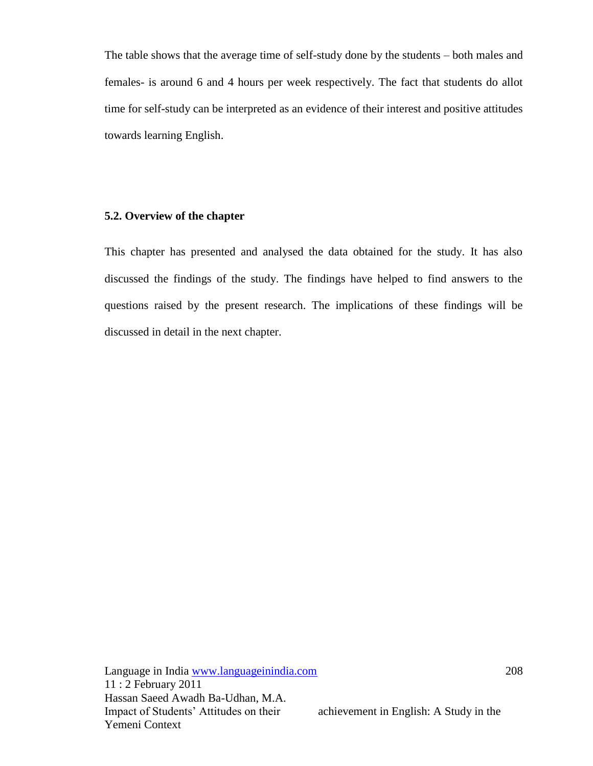The table shows that the average time of self-study done by the students – both males and females- is around 6 and 4 hours per week respectively. The fact that students do allot time for self-study can be interpreted as an evidence of their interest and positive attitudes towards learning English.

### 5.2. Overview of the chapter

This chapter has presented and analysed the data obtained for the study. It has also discussed the findings of the study. The findings have helped to find answers to the questions raised by the present research. The implications of these findings will be discussed in detail in the next chapter.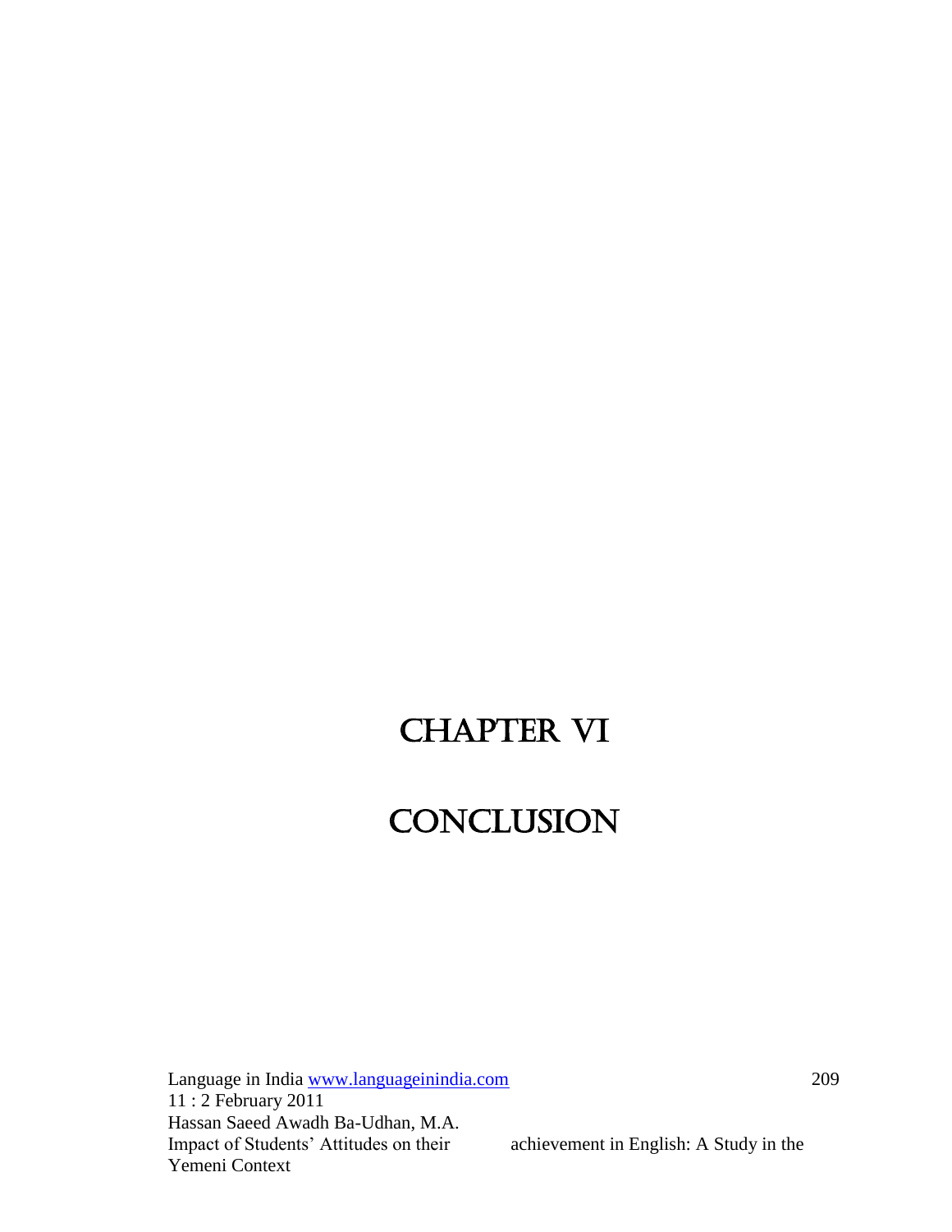# CHAPTER VI

# CONCLUSION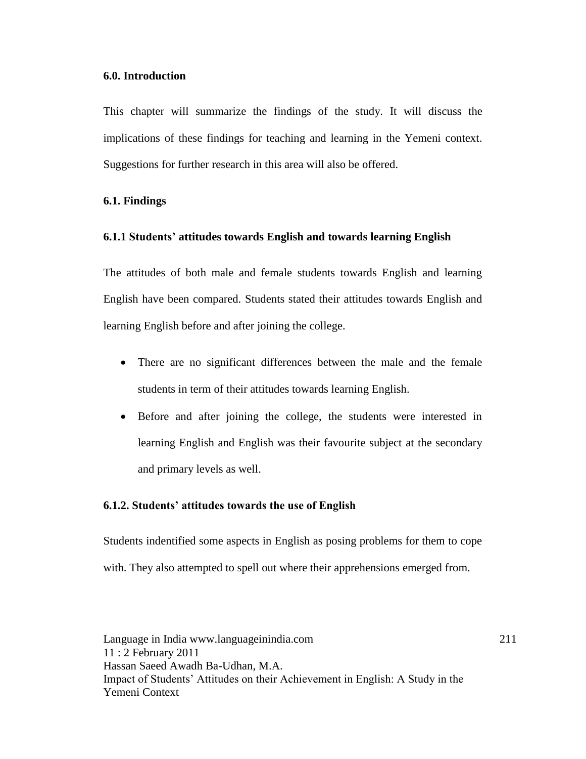### 6.0. Introduction

This chapter will summarize the findings of the study. It will discuss the implications of these findings for teaching and learning in the Yemeni context. Suggestions for further research in this area will also be offered.

### 6.1. Findings

#### 6.1.1 Students' attitudes towards English and towards learning English

The attitudes of both male and female students towards English and learning English have been compared. Students stated their attitudes towards English and learning English before and after joining the college.

- There are no significant differences between the male and the female students in term of their attitudes towards learning English.
- Before and after joining the college, the students were interested in learning English and English was their favourite subject at the secondary and primary levels as well.

#### 6.1.2. Students' attitudes towards the use of English

Students indentified some aspects in English as posing problems for them to cope with. They also attempted to spell out where their apprehensions emerged from.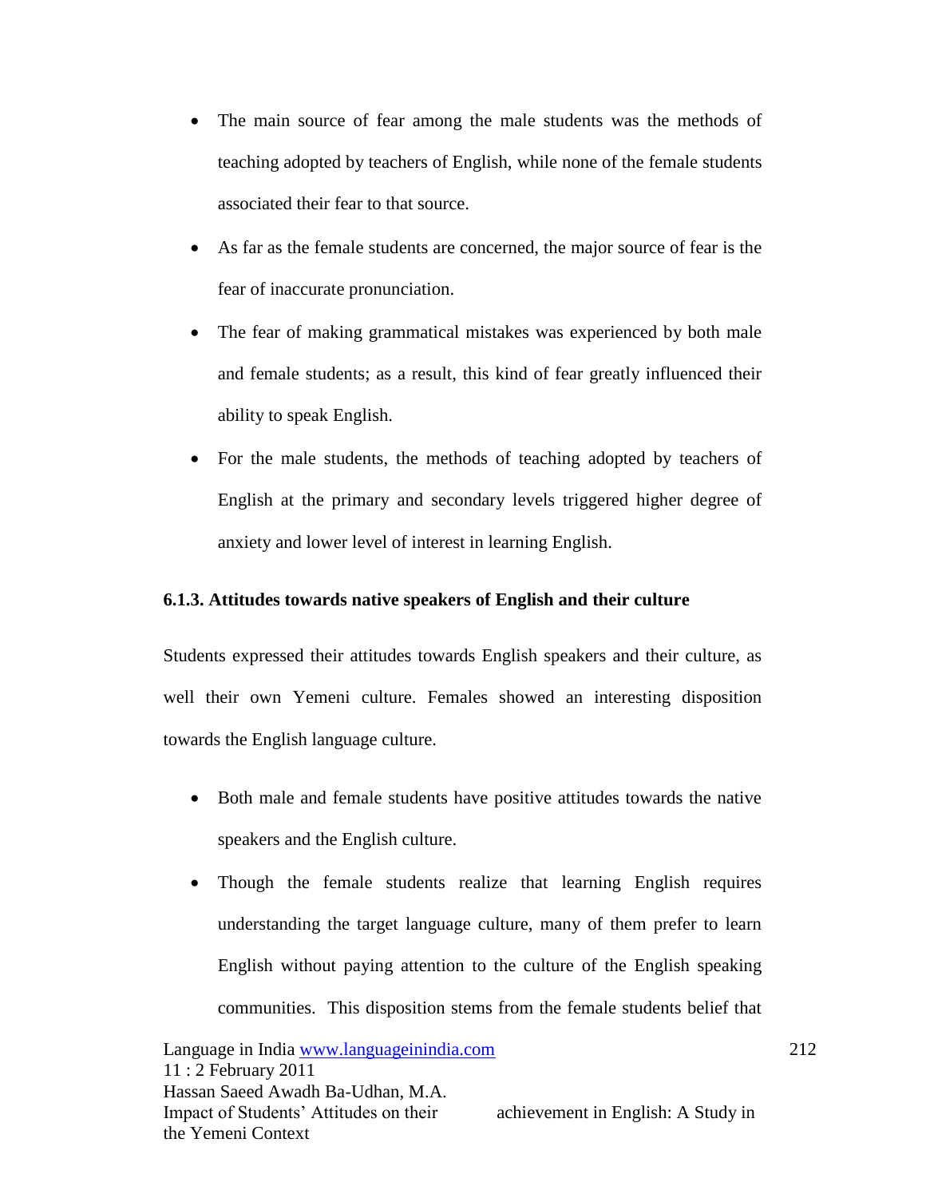- The main source of fear among the male students was the methods of teaching adopted by teachers of English, while none of the female students associated their fear to that source.
- As far as the female students are concerned, the major source of fear is the fear of inaccurate pronunciation.
- The fear of making grammatical mistakes was experienced by both male and female students; as a result, this kind of fear greatly influenced their ability to speak English.
- For the male students, the methods of teaching adopted by teachers of English at the primary and secondary levels triggered higher degree of anxiety and lower level of interest in learning English.

### 6.1.3. Attitudes towards native speakers of English and their culture

Students expressed their attitudes towards English speakers and their culture, as well their own Yemeni culture. Females showed an interesting disposition towards the English language culture.

- Both male and female students have positive attitudes towards the native speakers and the English culture.
- Though the female students realize that learning English requires understanding the target language culture, many of them prefer to learn English without paying attention to the culture of the English speaking communities. This disposition stems from the female students belief that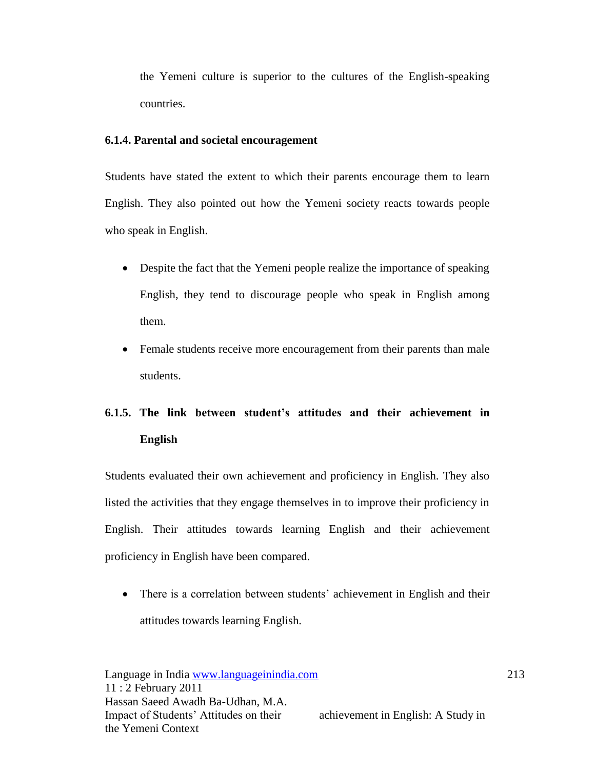the Yemeni culture is superior to the cultures of the English-speaking countries.

#### 6.1.4. Parental and societal encouragement

Students have stated the extent to which their parents encourage them to learn English. They also pointed out how the Yemeni society reacts towards people who speak in English.

- Despite the fact that the Yemeni people realize the importance of speaking English, they tend to discourage people who speak in English among them.
- Female students receive more encouragement from their parents than male students.

#### 6.1.5. The link between student's attitudes and their achievement in English

Students evaluated their own achievement and proficiency in English. They also listed the activities that they engage themselves in to improve their proficiency in English. Their attitudes towards learning English and their achievement proficiency in English have been compared.

- There is a correlation between students' achievement in English and their attitudes towards learning English.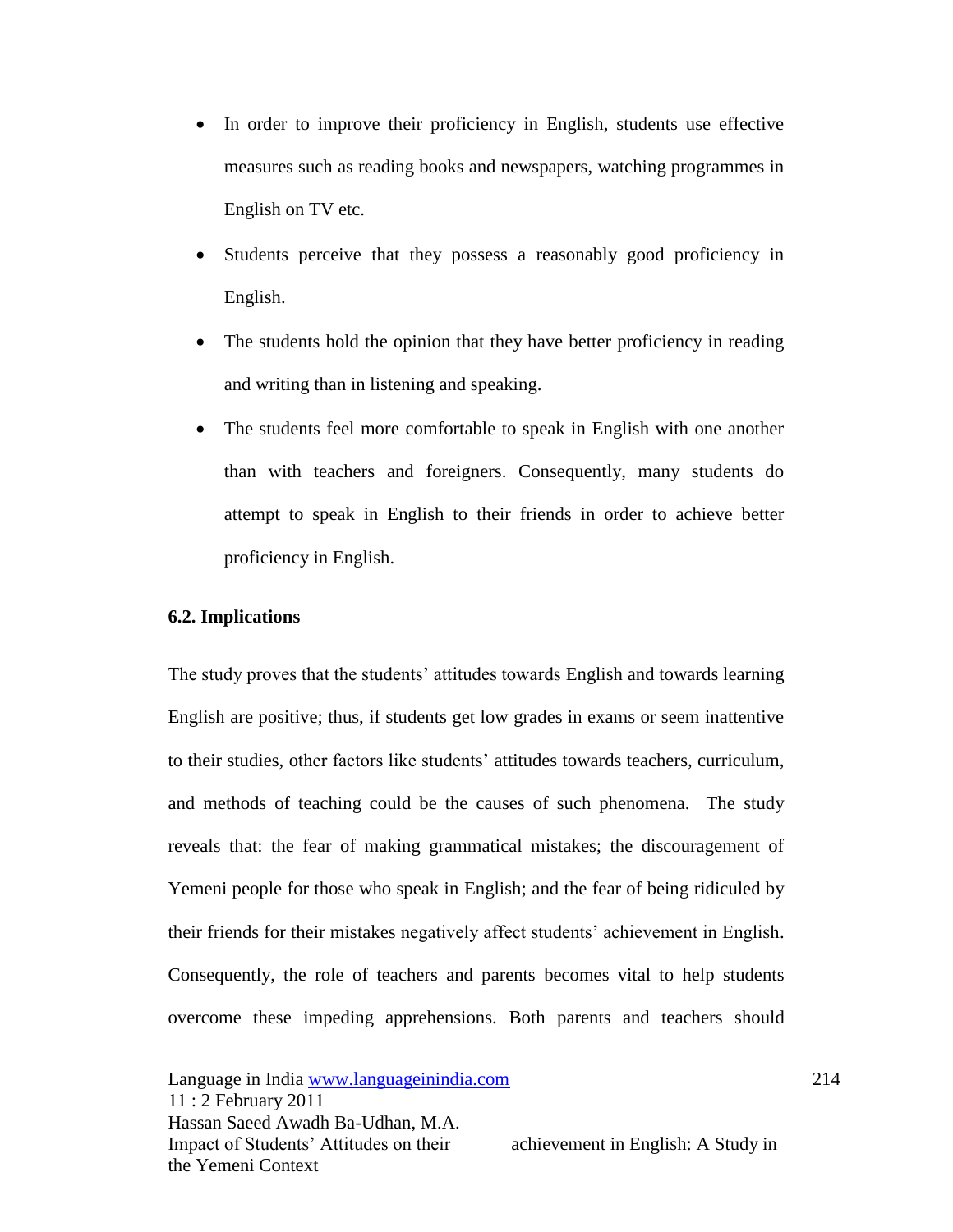- In order to improve their proficiency in English, students use effective measures such as reading books and newspapers, watching programmes in English on TV etc.
- Students perceive that they possess a reasonably good proficiency in English.
- The students hold the opinion that they have better proficiency in reading and writing than in listening and speaking.
- The students feel more comfortable to speak in English with one another than with teachers and foreigners. Consequently, many students do attempt to speak in English to their friends in order to achieve better proficiency in English.

**6.2. Implications**

The study proves that the students' attitudes towards English and towards learning English are positive; thus, if students get low grades in exams or seem inattentive to their studies, other factors like students' attitudes towards teachers, curriculum, and methods of teaching could be the causes of such phenomena. The study reveals that: the fear of making grammatical mistakes; the discouragement of Yemeni people for those who speak in English; and the fear of being ridiculed by their friends for their mistakes negatively affect students' achievement in English. Consequently, the role of teachers and parents becomes vital to help students overcome these impeding apprehensions. Both parents and teachers should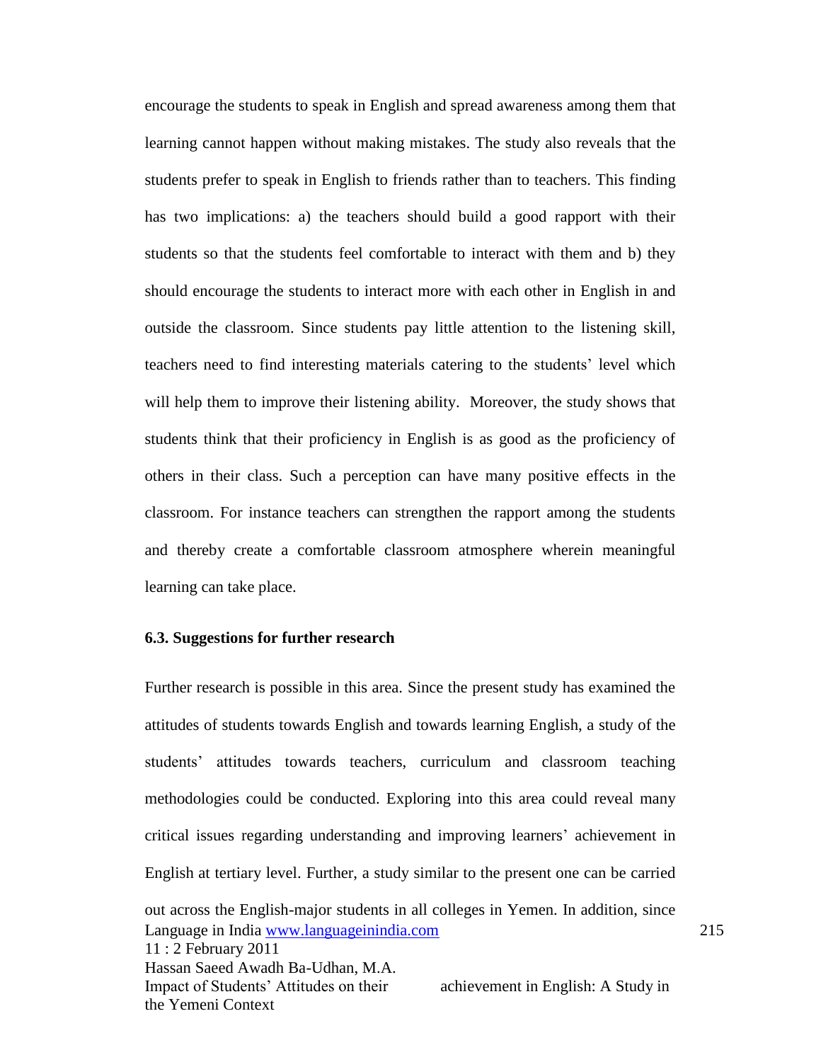encourage the students to speak in English and spread awareness among them that learning cannot happen without making mistakes. The study also reveals that the students prefer to speak in English to friends rather than to teachers. This finding has two implications: a) the teachers should build a good rapport with their students so that the students feel comfortable to interact with them and b) they should encourage the students to interact more with each other in English in and outside the classroom. Since students pay little attention to the listening skill, teachers need to find interesting materials catering to the students' level which will help them to improve their listening ability. Moreover, the study shows that students think that their proficiency in English is as good as the proficiency of others in their class. Such a perception can have many positive effects in the classroom. For instance teachers can strengthen the rapport among the students and thereby create a comfortable classroom atmosphere wherein meaningful learning can take place.

### 6.3. Suggestions for further research

Further research is possible in this area. Since the present study has examined the attitudes of students towards English and towards learning English, a study of the students' attitudes towards teachers, curriculum and classroom teaching methodologies could be conducted. Exploring into this area could reveal many critical issues regarding understanding and improving learners' achievement in English at tertiary level. Further, a study similar to the present one can be carried out across the English-major students in all colleges in Yemen. In addition, since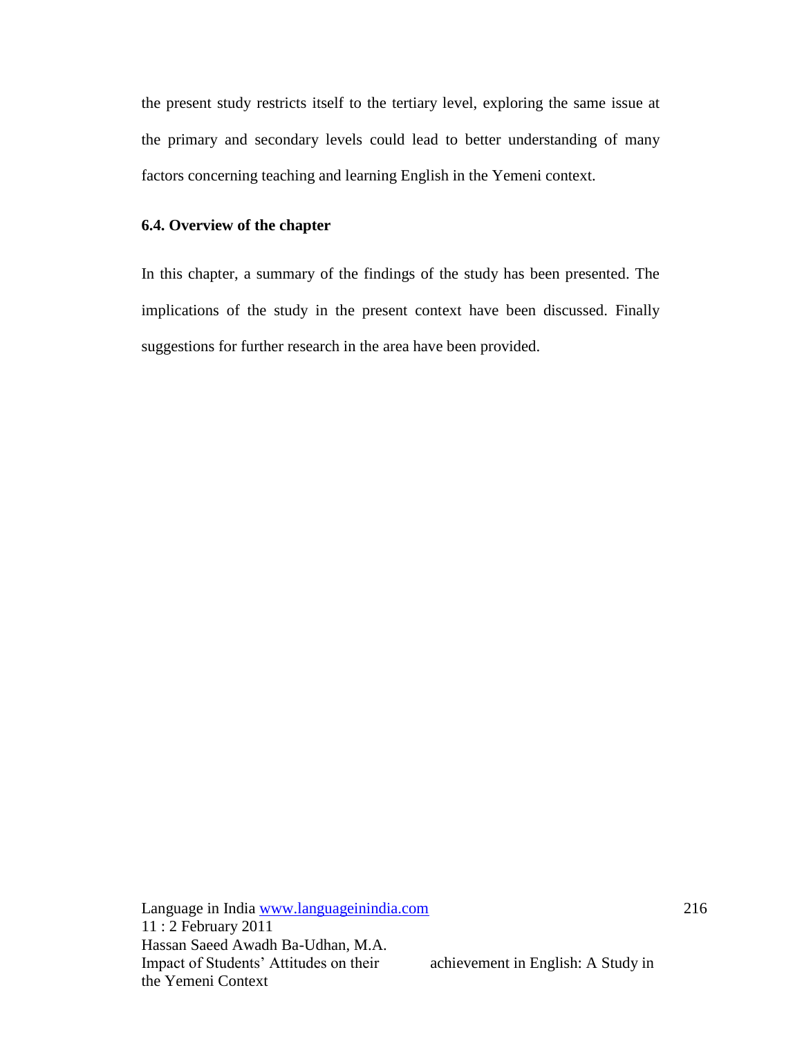the present study restricts itself to the tertiary level, exploring the same issue at the primary and secondary levels could lead to better understanding of many factors concerning teaching and learning English in the Yemeni context.

### 6.4. Overview of the chapter

In this chapter, a summary of the findings of the study has been presented. The implications of the study in the present context have been discussed. Finally suggestions for further research in the area have been provided.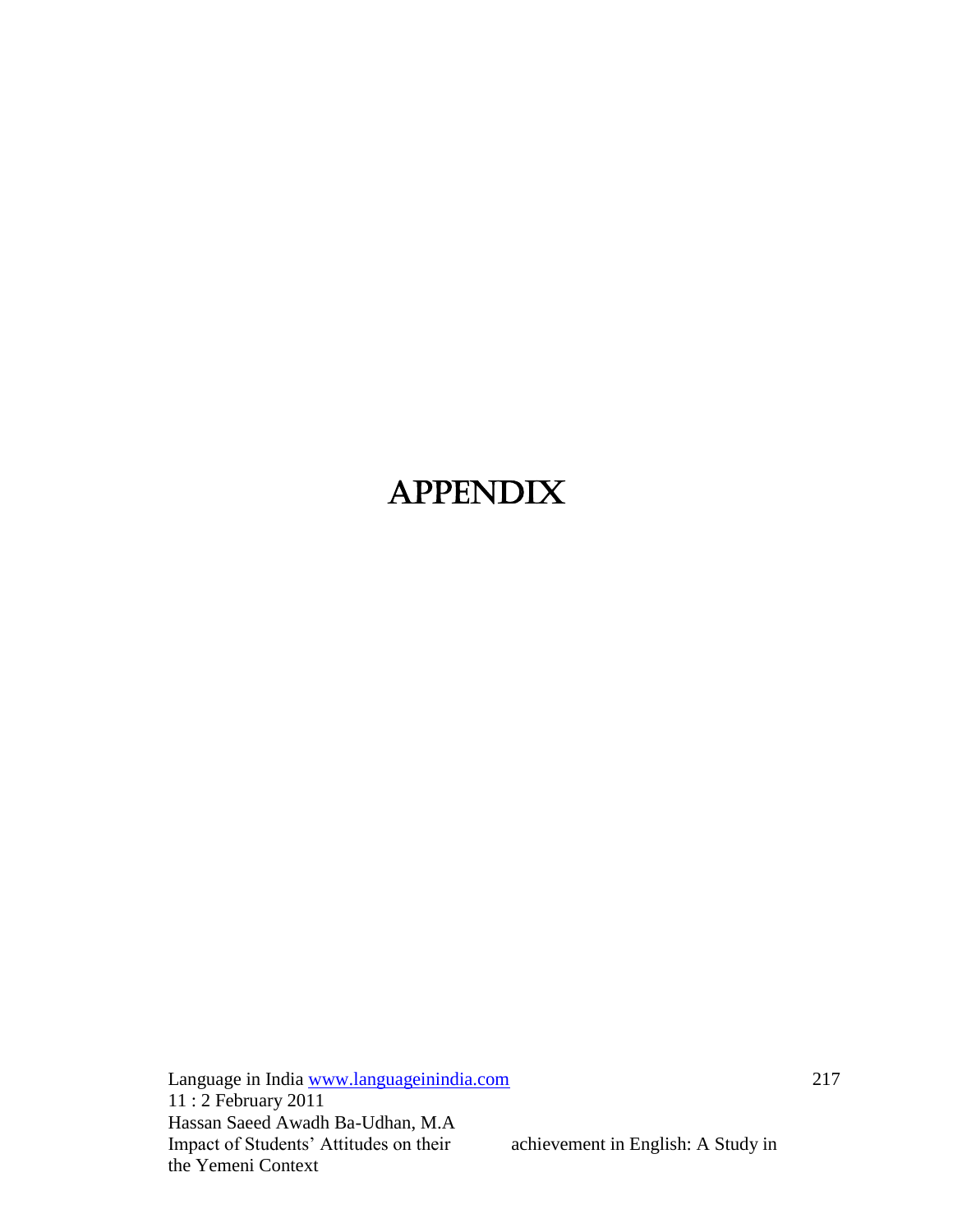# APPENDIX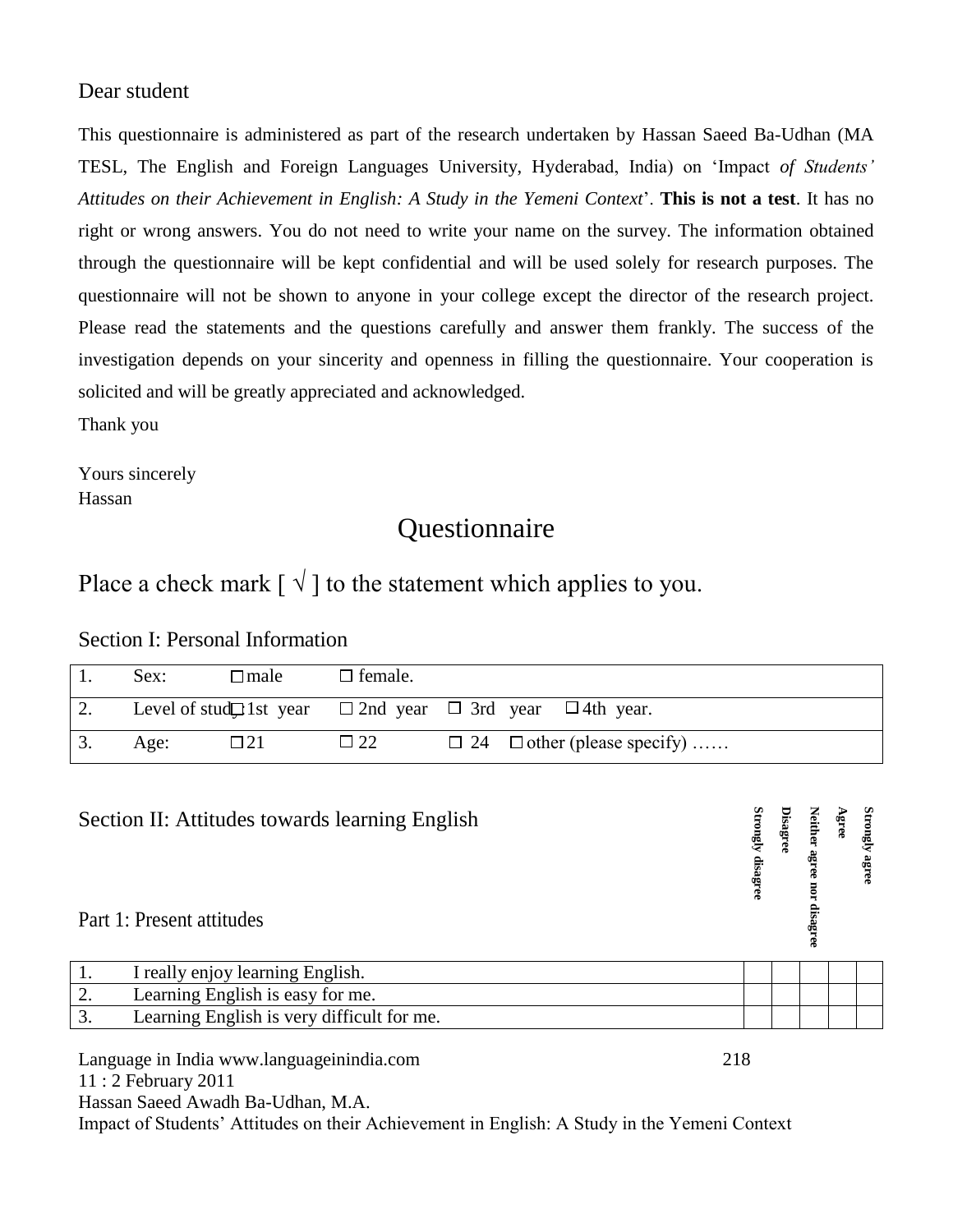Dear student

This questionnaire is administered as part of the research undertaken by Hassan Saeed Ba-Udhan (MA TESL, The English and Foreign Languages University, Hyderabad, India) on 'Impact *of Students' Attitudes on their Achievement in English: A Study in the Yemeni Context*'. **This is not a test**. It has no right or wrong answers. You do not need to write your name on the survey. The information obtained through the questionnaire will be kept confidential and will be used solely for research purposes. The questionnaire will not be shown to anyone in your college except the director of the research project. Please read the statements and the questions carefully and answer them frankly. The success of the investigation depends on your sincerity and openness in filling the questionnaire. Your cooperation is solicited and will be greatly appreciated and acknowledged.

Thank you

Yours sincerely
Hassan

# Questionnaire

## Place a check mark [ √ ] to the statement which applies to you.

### Section I: Personal Information

| | | | | | |
|---|---|---|---|---|---|
| 1. | Sex: | ☐ male | ☐ female. | | |
| 2. | Level of study: | ☐ 1st year | ☐ 2nd year | ☐ 3rd year | ☐ 4th year. |
| 3. | Age: | ☐ 21 | ☐ 22 | ☐ 24 | ☐ other (please specify) …… |

### Section II: Attitudes towards learning English

Part 1: Present attitudes

| | | Strongly disagree | Disagree | Neither agree nor disagree | Agree | Strongly agree |
|---|---|---|---|---|---|---|
| 1. | I really enjoy learning English. | | | | | |
| 2. | Learning English is easy for me. | | | | | |
| 3. | Learning English is very difficult for me. | | | | | |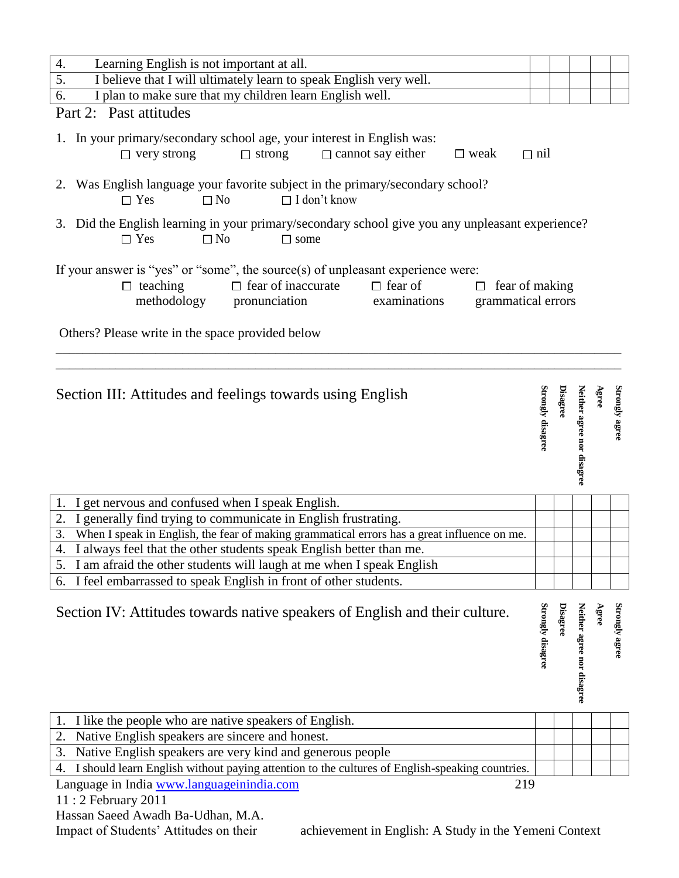| | | | | | |
|---|---|---|---|---|---|
| 4. Learning English is not important at all. | | | | | |
| 5. I believe that I will ultimately learn to speak English very well. | | | | | |
| 6. I plan to make sure that my children learn English well. | | | | | |

## Part 2: Past attitudes

1. In your primary/secondary school age, your interest in English was:
   ☐ very strong ☐ strong ☐ cannot say either ☐ weak ☐ nil

2. Was English language your favorite subject in the primary/secondary school?
   ☐ Yes ☐ No ☐ I don't know

3. Did the English learning in your primary/secondary school give you any unpleasant experience?
   ☐ Yes ☐ No ☐ some

If your answer is "yes" or "some", the source(s) of unpleasant experience were:
☐ teaching methodology ☐ fear of inaccurate pronunciation ☐ fear of examinations ☐ fear of making grammatical errors

Others? Please write in the space provided below

______________________________________________________________________________

______________________________________________________________________________

## Section III: Attitudes and feelings towards using English

| | Strongly disagree | Disagree | Neither agree nor disagree | Agree | Strongly agree |
|---|---|---|---|---|---|
| 1. I get nervous and confused when I speak English. | | | | | |
| 2. I generally find trying to communicate in English frustrating. | | | | | |
| 3. When I speak in English, the fear of making grammatical errors has a great influence on me. | | | | | |
| 4. I always feel that the other students speak English better than me. | | | | | |
| 5. I am afraid the other students will laugh at me when I speak English | | | | | |
| 6. I feel embarrassed to speak English in front of other students. | | | | | |

## Section IV: Attitudes towards native speakers of English and their culture.

| | Strongly disagree | Disagree | Neither agree nor disagree | Agree | Strongly agree |
|---|---|---|---|---|---|
| 1. I like the people who are native speakers of English. | | | | | |
| 2. Native English speakers are sincere and honest. | | | | | |
| 3. Native English speakers are very kind and generous people | | | | | |
| 4. I should learn English without paying attention to the cultures of English-speaking countries. | | | | | |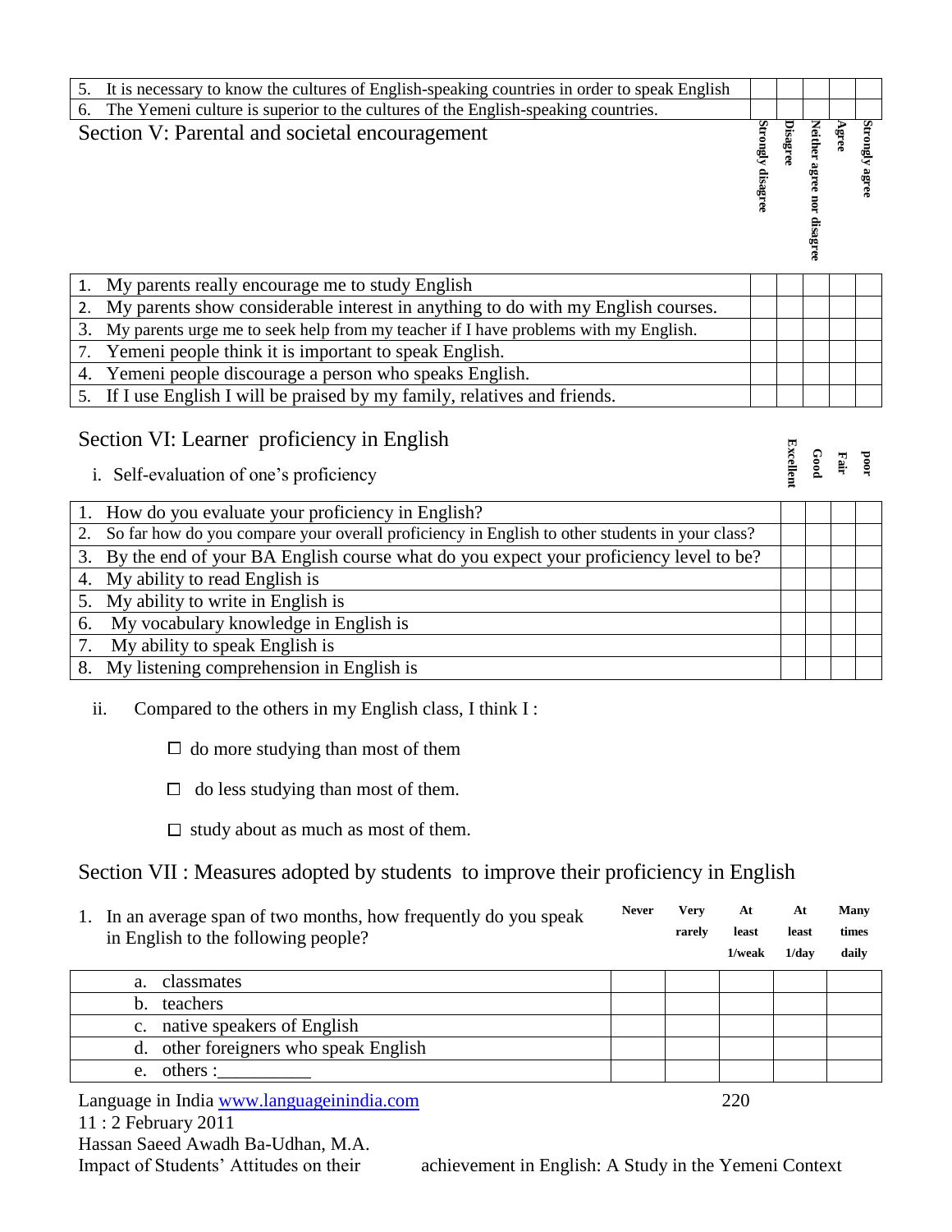| | | | | | |
|---|---|---|---|---|---|
| 5. It is necessary to know the cultures of English-speaking countries in order to speak English | | | | | |
| 6. The Yemeni culture is superior to the cultures of the English-speaking countries. | | | | | |

## Section V: Parental and societal encouragement

| | Strongly disagree | Disagree | Neither agree nor disagree | Agree | Strongly agree |
|---|---|---|---|---|---|
| 1. My parents really encourage me to study English | | | | | |
| 2. My parents show considerable interest in anything to do with my English courses. | | | | | |
| 3. My parents urge me to seek help from my teacher if I have problems with my English. | | | | | |
| 7. Yemeni people think it is important to speak English. | | | | | |
| 4. Yemeni people discourage a person who speaks English. | | | | | |
| 5. If I use English I will be praised by my family, relatives and friends. | | | | | |

## Section VI: Learner proficiency in English

i. Self-evaluation of one's proficiency

| | Excellent | Good | Fair | poor |
|---|---|---|---|---|
| 1. How do you evaluate your proficiency in English? | | | | |
| 2. So far how do you compare your overall proficiency in English to other students in your class? | | | | |
| 3. By the end of your BA English course what do you expect your proficiency level to be? | | | | |
| 4. My ability to read English is | | | | |
| 5. My ability to write in English is | | | | |
| 6. My vocabulary knowledge in English is | | | | |
| 7. My ability to speak English is | | | | |
| 8. My listening comprehension in English is | | | | |

ii. Compared to the others in my English class, I think I :

- ☐ do more studying than most of them
- ☐ do less studying than most of them.
- ☐ study about as much as most of them.

## Section VII : Measures adopted by students to improve their proficiency in English

1. In an average span of two months, how frequently do you speak in English to the following people?

| | Never | Very rarely | At least 1/weak | At least 1/day | Many times daily |
|---|---|---|---|---|---|
| a. classmates | | | | | |
| b. teachers | | | | | |
| c. native speakers of English | | | | | |
| d. other foreigners who speak English | | | | | |
| e. others :__________ | | | | | |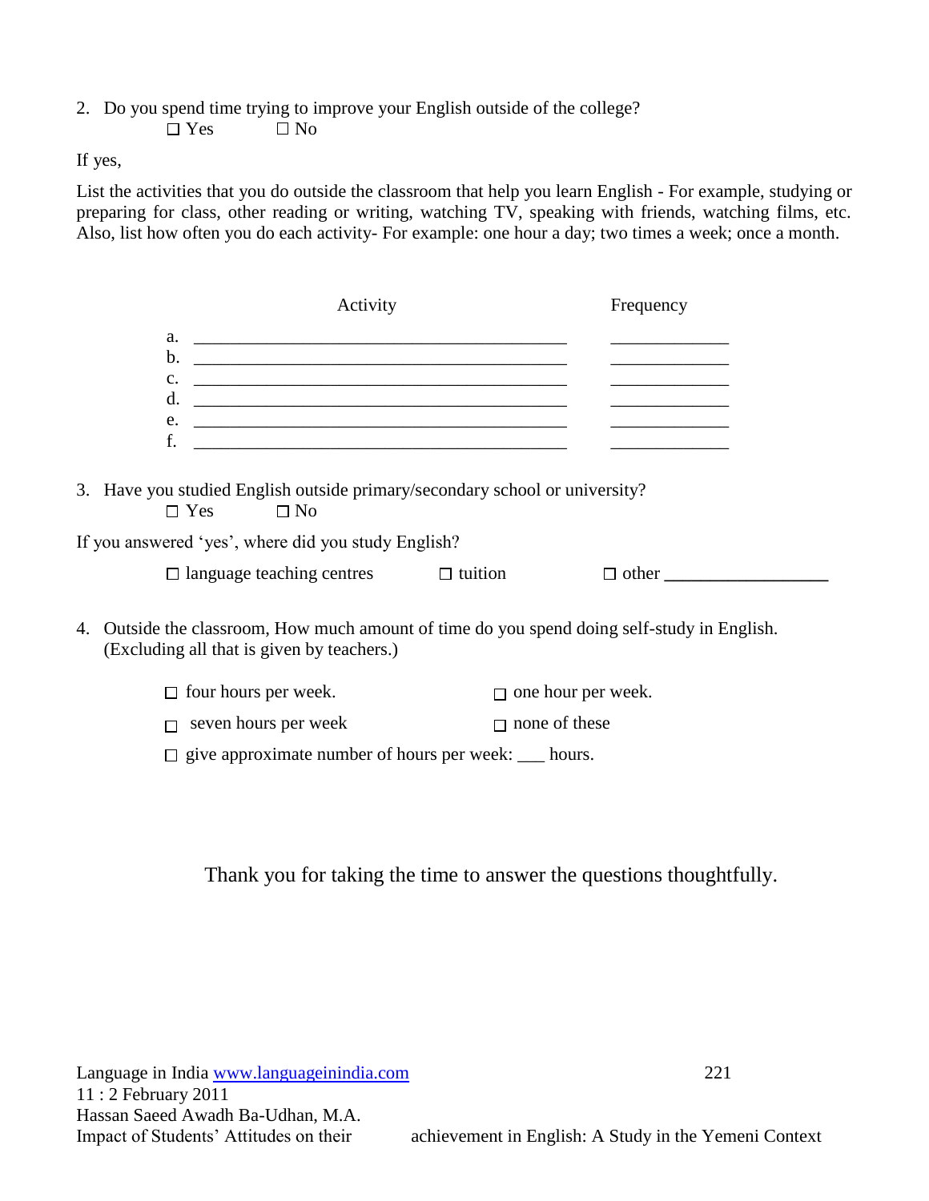2. Do you spend time trying to improve your English outside of the college?

   ☐ Yes ☐ No

If yes,

List the activities that you do outside the classroom that help you learn English - For example, studying or preparing for class, other reading or writing, watching TV, speaking with friends, watching films, etc. Also, list how often you do each activity- For example: one hour a day; two times a week; once a month.

| | Activity | Frequency |
|---|---|---|
| a. | ____________________ | __________ |
| b. | ____________________ | __________ |
| c. | ____________________ | __________ |
| d. | ____________________ | __________ |
| e. | ____________________ | __________ |
| f. | ____________________ | __________ |

3. Have you studied English outside primary/secondary school or university?

   ☐ Yes ☐ No

If you answered 'yes', where did you study English?

☐ language teaching centres ☐ tuition ☐ other ________________

4. Outside the classroom, How much amount of time do you spend doing self-study in English. (Excluding all that is given by teachers.)

   ☐ four hours per week. ☐ one hour per week.

   ☐ seven hours per week ☐ none of these

   ☐ give approximate number of hours per week: ___ hours.

Thank you for taking the time to answer the questions thoughtfully.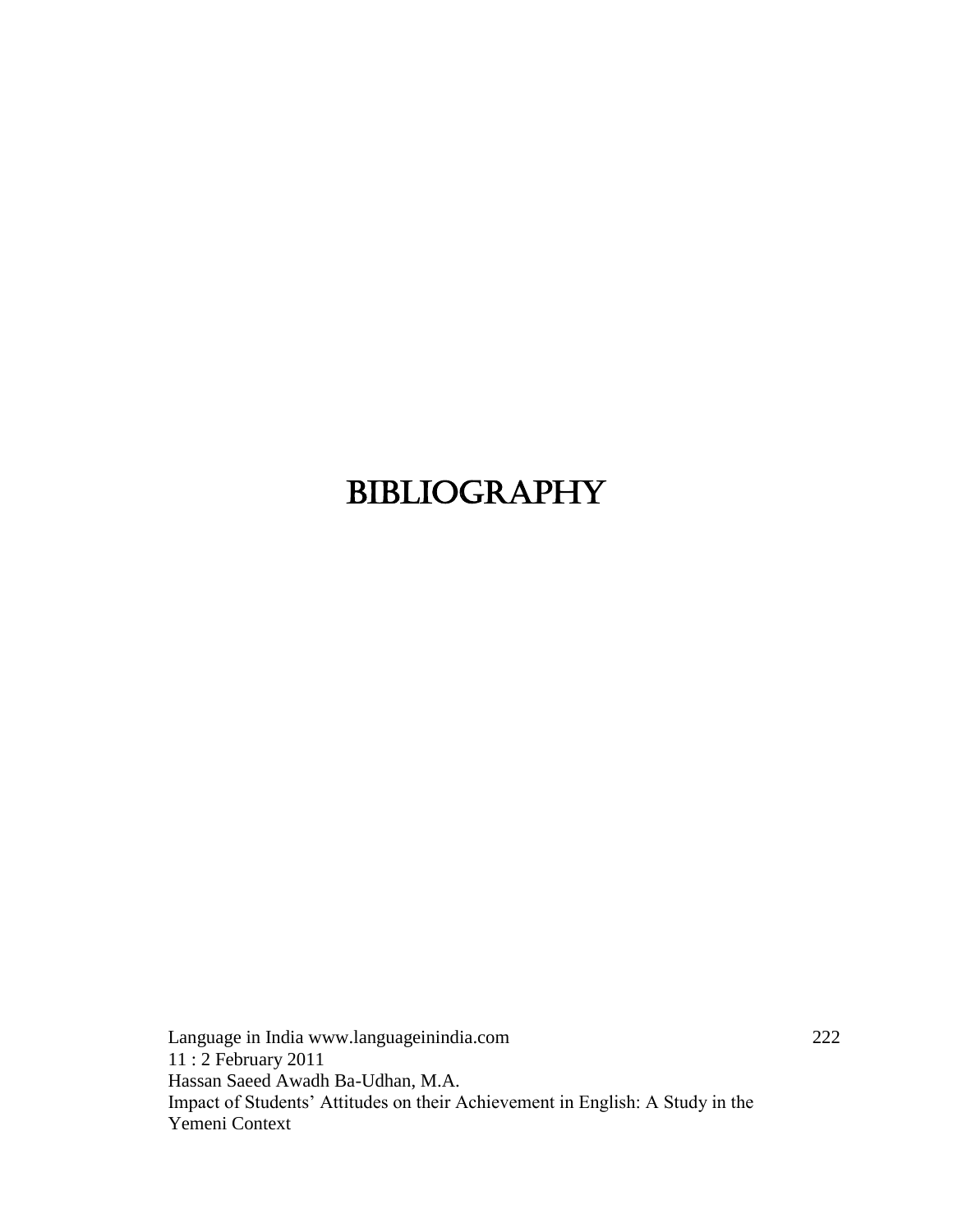# BIBLIOGRAPHY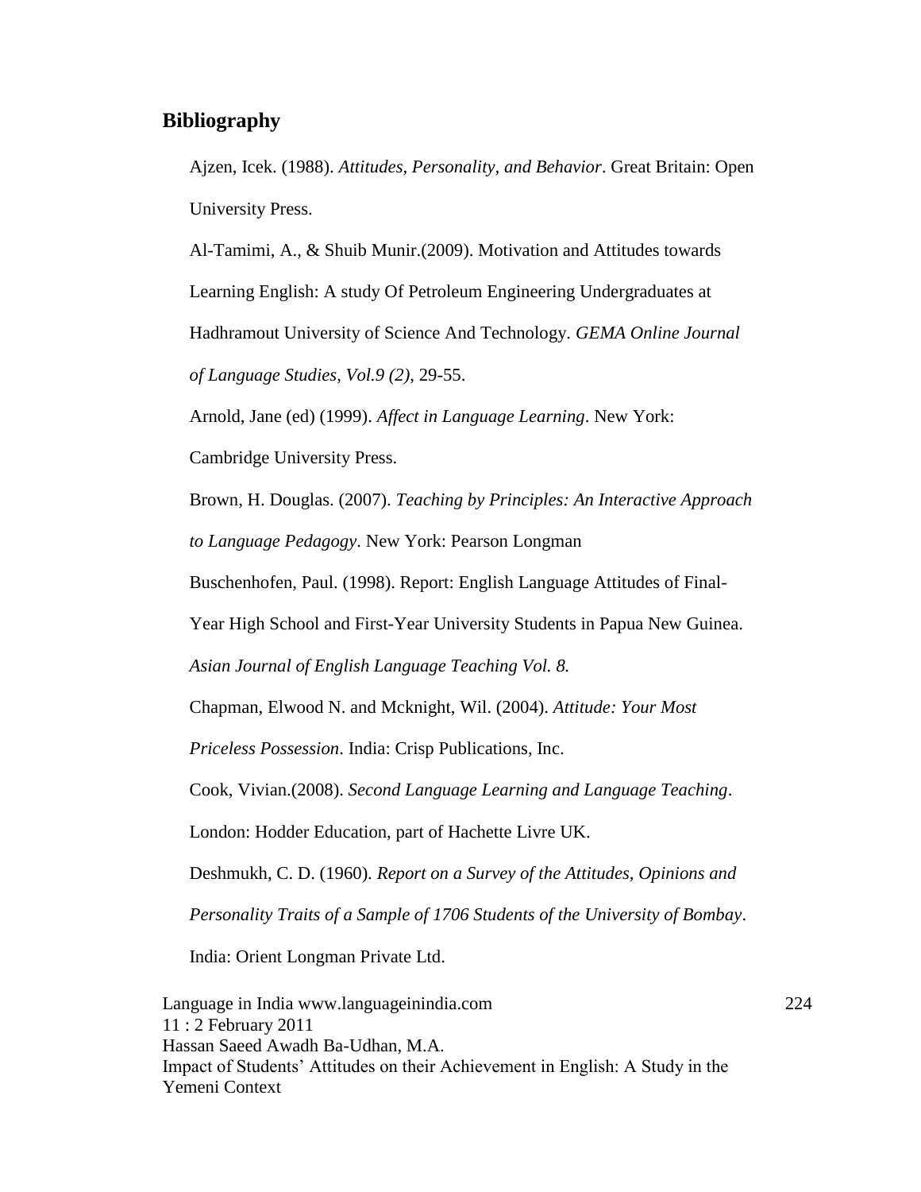## Bibliography

Ajzen, Icek. (1988). *Attitudes, Personality, and Behavior*. Great Britain: Open University Press.

Al-Tamimi, A., & Shuib Munir.(2009). Motivation and Attitudes towards Learning English: A study Of Petroleum Engineering Undergraduates at Hadhramout University of Science And Technology. *GEMA Online Journal of Language Studies, Vol.9 (2)*, 29-55.

Arnold, Jane (ed) (1999). *Affect in Language Learning*. New York: Cambridge University Press.

Brown, H. Douglas. (2007). *Teaching by Principles: An Interactive Approach to Language Pedagogy*. New York: Pearson Longman

Buschenhofen, Paul. (1998). Report: English Language Attitudes of Final-Year High School and First-Year University Students in Papua New Guinea. *Asian Journal of English Language Teaching Vol. 8.*

Chapman, Elwood N. and Mcknight, Wil. (2004). *Attitude: Your Most Priceless Possession*. India: Crisp Publications, Inc.

Cook, Vivian.(2008). *Second Language Learning and Language Teaching*. London: Hodder Education, part of Hachette Livre UK.

Deshmukh, C. D. (1960). *Report on a Survey of the Attitudes, Opinions and Personality Traits of a Sample of 1706 Students of the University of Bombay*. India: Orient Longman Private Ltd.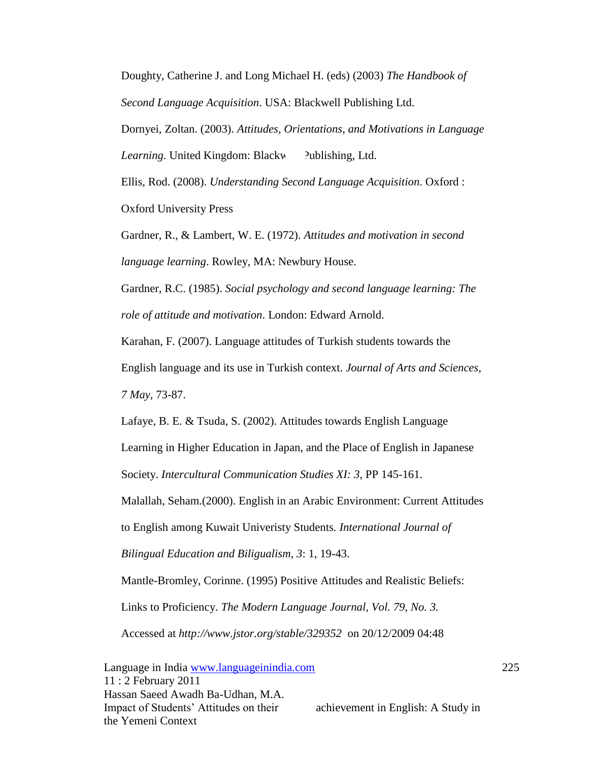Doughty, Catherine J. and Long Michael H. (eds) (2003) *The Handbook of Second Language Acquisition*. USA: Blackwell Publishing Ltd.

Dornyei, Zoltan. (2003). *Attitudes, Orientations, and Motivations in Language Learning.* United Kingdom: Blackw... Publishing, Ltd.

Ellis, Rod. (2008). *Understanding Second Language Acquisition*. Oxford : Oxford University Press

Gardner, R., & Lambert, W. E. (1972). *Attitudes and motivation in second language learning*. Rowley, MA: Newbury House.

Gardner, R.C. (1985). *Social psychology and second language learning: The role of attitude and motivation*. London: Edward Arnold.

Karahan, F. (2007). Language attitudes of Turkish students towards the English language and its use in Turkish context. *Journal of Arts and Sciences, 7 May*, 73-87.

Lafaye, B. E. & Tsuda, S. (2002). Attitudes towards English Language Learning in Higher Education in Japan, and the Place of English in Japanese Society. *Intercultural Communication Studies XI: 3*, PP 145-161.

Malallah, Seham.(2000). English in an Arabic Environment: Current Attitudes to English among Kuwait Univeristy Students*.* *International Journal of Bilingual Education and Biligualism, 3*: 1, 19-43.

Mantle-Bromley, Corinne. (1995) Positive Attitudes and Realistic Beliefs: Links to Proficiency. *The Modern Language Journal, Vol. 79, No. 3.* Accessed at *http://www.jstor.org/stable/329352* on 20/12/2009 04:48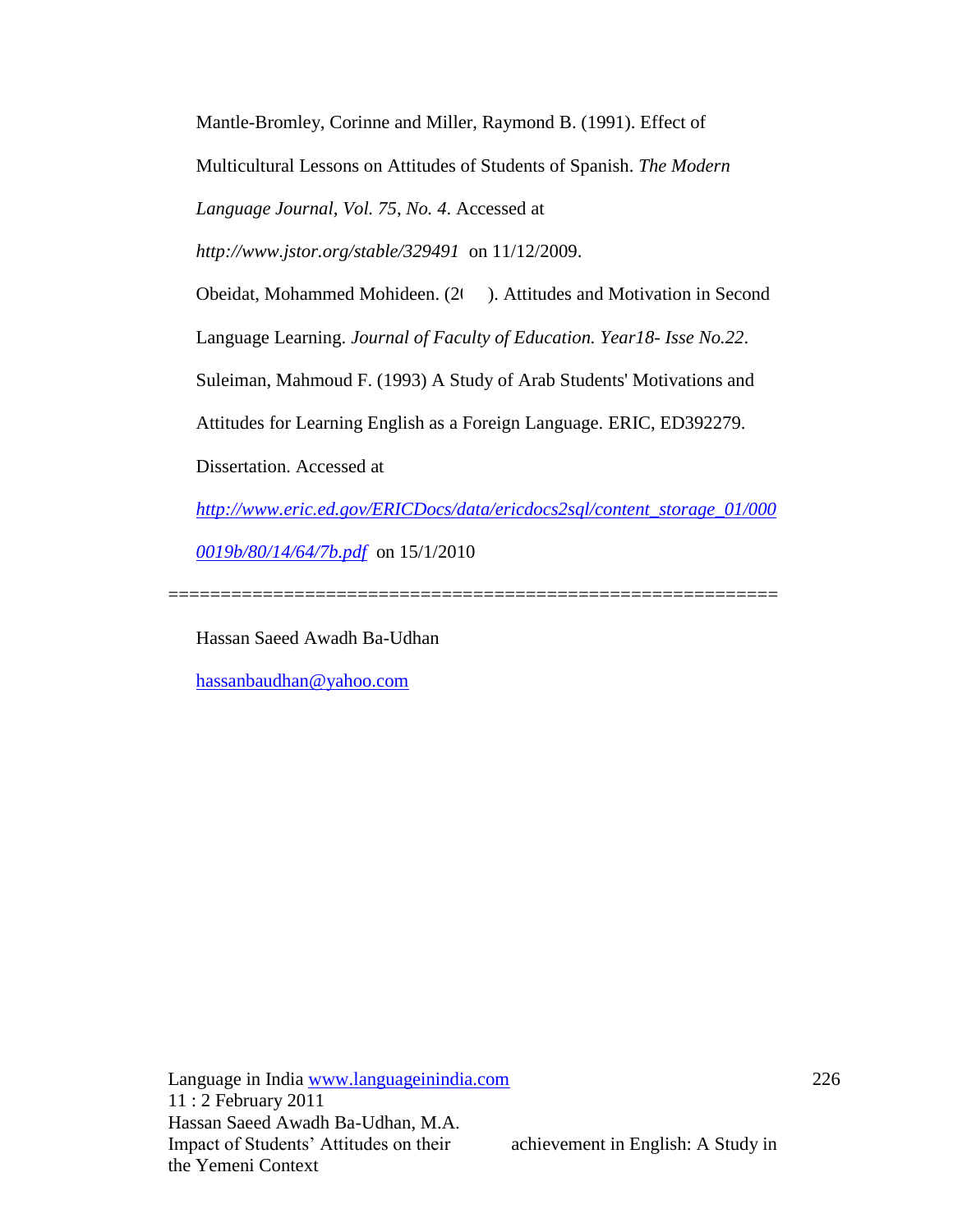Mantle-Bromley, Corinne and Miller, Raymond B. (1991). Effect of Multicultural Lessons on Attitudes of Students of Spanish. *The Modern Language Journal, Vol. 75, No. 4.* Accessed at *http://www.jstor.org/stable/329491* on 11/12/2009.

Obeidat, Mohammed Mohideen. (2( ). Attitudes and Motivation in Second Language Learning. *Journal of Faculty of Education. Year18- Isse No.22*.

Suleiman, Mahmoud F. (1993) A Study of Arab Students' Motivations and Attitudes for Learning English as a Foreign Language. ERIC, ED392279. Dissertation. Accessed at *http://www.eric.ed.gov/ERICDocs/data/ericdocs2sql/content_storage_01/0000019b/80/14/64/7b.pdf* on 15/1/2010

=========================================================

Hassan Saeed Awadh Ba-Udhan

hassanbaudhan@yahoo.com